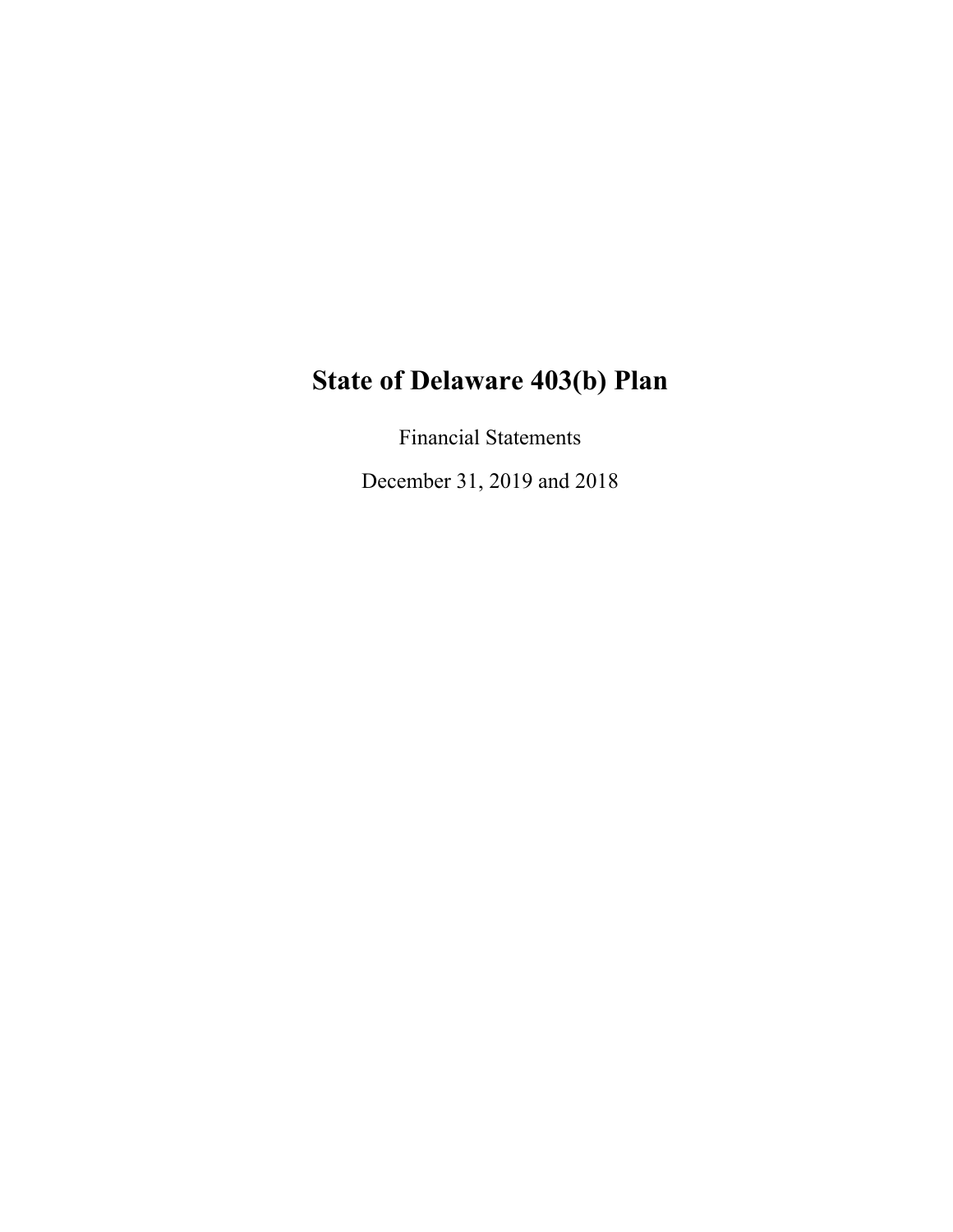# State of Delaware 403(b) Plan

Financial Statements

December 31, 2019 and 2018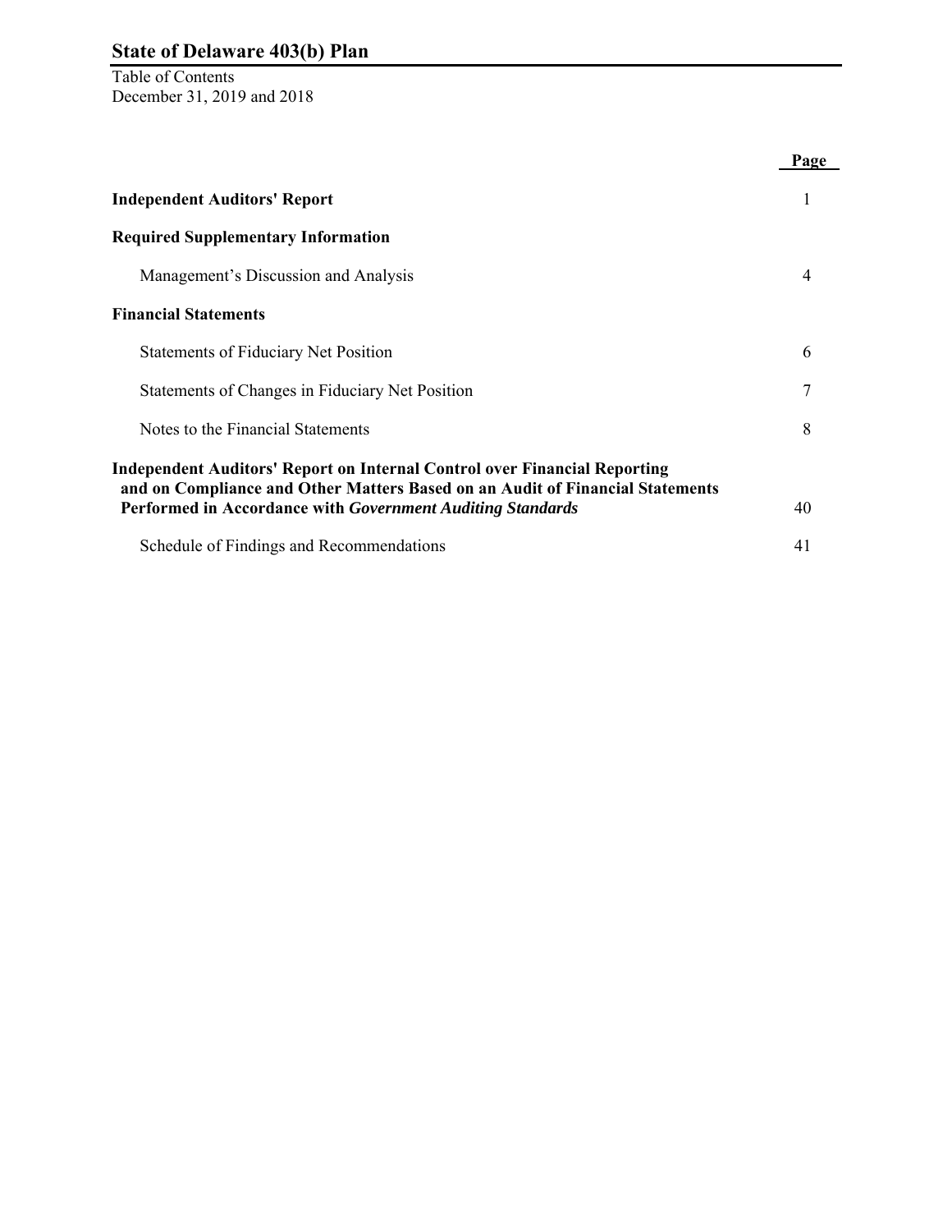# State of Delaware 403(b) Plan

Table of Contents
December 31, 2019 and 2018

| | Page |
|---|---|
| **Independent Auditors' Report** | 1 |
| **Required Supplementary Information** | |
| Management's Discussion and Analysis | 4 |
| **Financial Statements** | |
| Statements of Fiduciary Net Position | 6 |
| Statements of Changes in Fiduciary Net Position | 7 |
| Notes to the Financial Statements | 8 |
| **Independent Auditors' Report on Internal Control over Financial Reporting and on Compliance and Other Matters Based on an Audit of Financial Statements Performed in Accordance with *Government Auditing Standards*** | 40 |
| Schedule of Findings and Recommendations | 41 |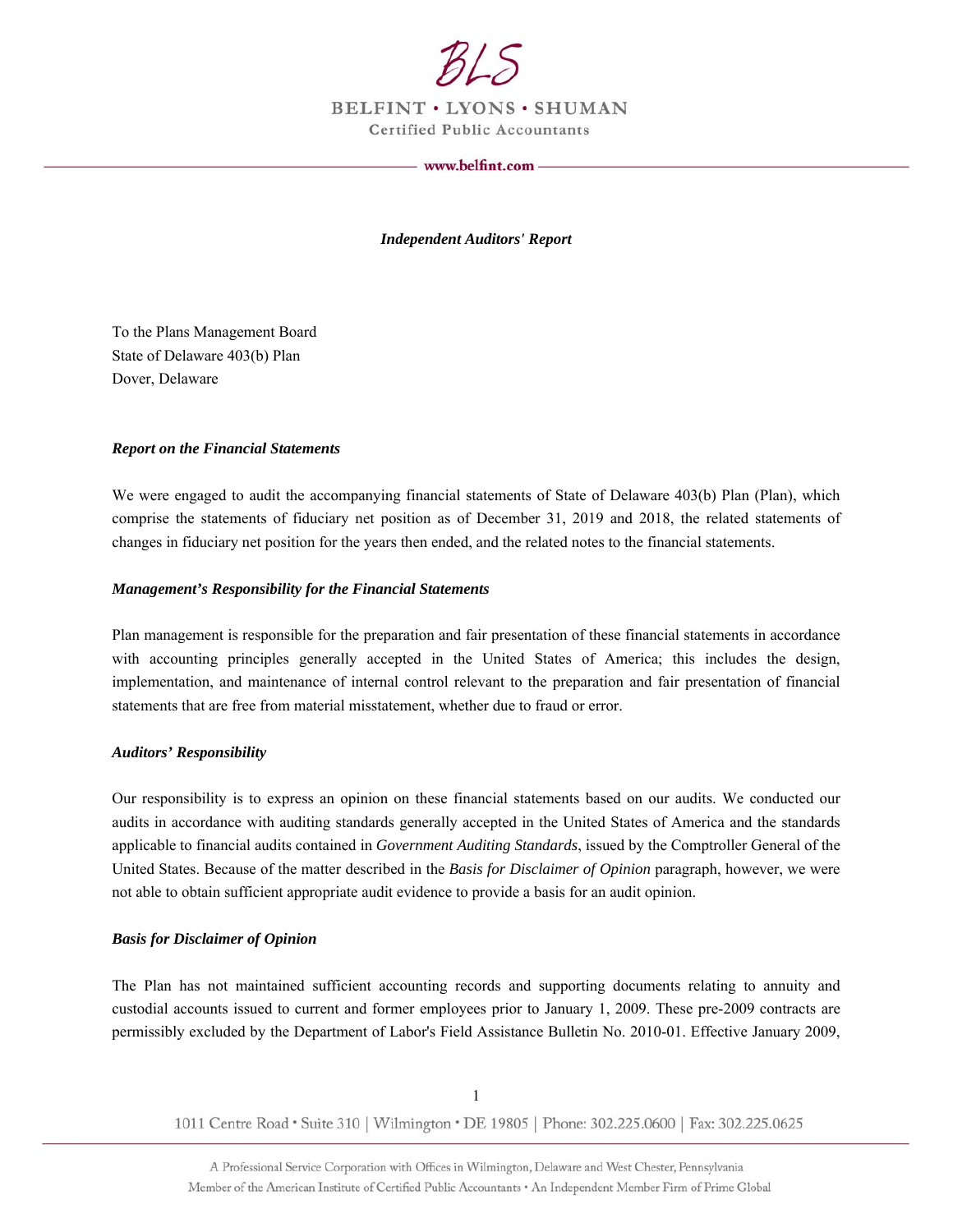BLS

BELFINT • LYONS • SHUMAN

Certified Public Accountants

www.belfint.com

***Independent Auditors' Report***

To the Plans Management Board
State of Delaware 403(b) Plan
Dover, Delaware

***Report on the Financial Statements***

We were engaged to audit the accompanying financial statements of State of Delaware 403(b) Plan (Plan), which comprise the statements of fiduciary net position as of December 31, 2019 and 2018, the related statements of changes in fiduciary net position for the years then ended, and the related notes to the financial statements.

***Management's Responsibility for the Financial Statements***

Plan management is responsible for the preparation and fair presentation of these financial statements in accordance with accounting principles generally accepted in the United States of America; this includes the design, implementation, and maintenance of internal control relevant to the preparation and fair presentation of financial statements that are free from material misstatement, whether due to fraud or error.

***Auditors' Responsibility***

Our responsibility is to express an opinion on these financial statements based on our audits. We conducted our audits in accordance with auditing standards generally accepted in the United States of America and the standards applicable to financial audits contained in *Government Auditing Standards*, issued by the Comptroller General of the United States. Because of the matter described in the *Basis for Disclaimer of Opinion* paragraph, however, we were not able to obtain sufficient appropriate audit evidence to provide a basis for an audit opinion.

***Basis for Disclaimer of Opinion***

The Plan has not maintained sufficient accounting records and supporting documents relating to annuity and custodial accounts issued to current and former employees prior to January 1, 2009. These pre-2009 contracts are permissibly excluded by the Department of Labor's Field Assistance Bulletin No. 2010-01. Effective January 2009,

1011 Centre Road • Suite 310 | Wilmington • DE 19805 | Phone: 302.225.0600 | Fax: 302.225.0625

A Professional Service Corporation with Offices in Wilmington, Delaware and West Chester, Pennsylvania
Member of the American Institute of Certified Public Accountants • An Independent Member Firm of Prime Global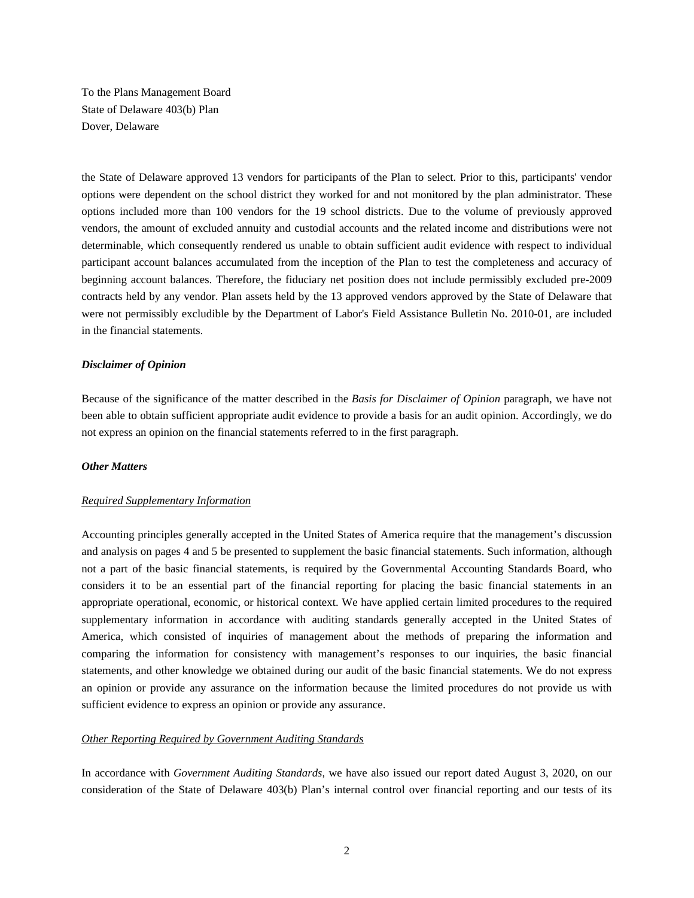To the Plans Management Board
State of Delaware 403(b) Plan
Dover, Delaware

the State of Delaware approved 13 vendors for participants of the Plan to select. Prior to this, participants' vendor options were dependent on the school district they worked for and not monitored by the plan administrator. These options included more than 100 vendors for the 19 school districts. Due to the volume of previously approved vendors, the amount of excluded annuity and custodial accounts and the related income and distributions were not determinable, which consequently rendered us unable to obtain sufficient audit evidence with respect to individual participant account balances accumulated from the inception of the Plan to test the completeness and accuracy of beginning account balances. Therefore, the fiduciary net position does not include permissibly excluded pre-2009 contracts held by any vendor. Plan assets held by the 13 approved vendors approved by the State of Delaware that were not permissibly excludible by the Department of Labor's Field Assistance Bulletin No. 2010-01, are included in the financial statements.

***Disclaimer of Opinion***

Because of the significance of the matter described in the *Basis for Disclaimer of Opinion* paragraph, we have not been able to obtain sufficient appropriate audit evidence to provide a basis for an audit opinion. Accordingly, we do not express an opinion on the financial statements referred to in the first paragraph.

***Other Matters***

<u>Required Supplementary Information</u>

Accounting principles generally accepted in the United States of America require that the management's discussion and analysis on pages 4 and 5 be presented to supplement the basic financial statements. Such information, although not a part of the basic financial statements, is required by the Governmental Accounting Standards Board, who considers it to be an essential part of the financial reporting for placing the basic financial statements in an appropriate operational, economic, or historical context. We have applied certain limited procedures to the required supplementary information in accordance with auditing standards generally accepted in the United States of America, which consisted of inquiries of management about the methods of preparing the information and comparing the information for consistency with management's responses to our inquiries, the basic financial statements, and other knowledge we obtained during our audit of the basic financial statements. We do not express an opinion or provide any assurance on the information because the limited procedures do not provide us with sufficient evidence to express an opinion or provide any assurance.

<u>Other Reporting Required by Government Auditing Standards</u>

In accordance with *Government Auditing Standards*, we have also issued our report dated August 3, 2020, on our consideration of the State of Delaware 403(b) Plan's internal control over financial reporting and our tests of its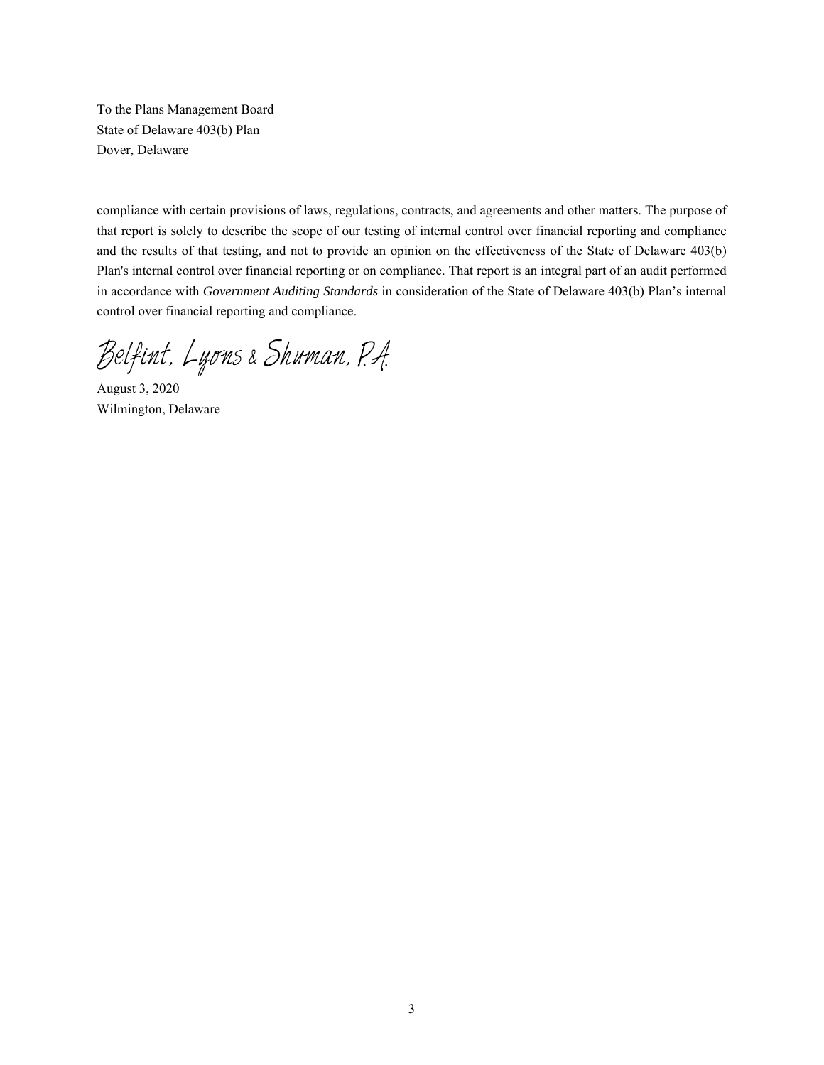To the Plans Management Board
State of Delaware 403(b) Plan
Dover, Delaware

compliance with certain provisions of laws, regulations, contracts, and agreements and other matters. The purpose of that report is solely to describe the scope of our testing of internal control over financial reporting and compliance and the results of that testing, and not to provide an opinion on the effectiveness of the State of Delaware 403(b) Plan's internal control over financial reporting or on compliance. That report is an integral part of an audit performed in accordance with *Government Auditing Standards* in consideration of the State of Delaware 403(b) Plan's internal control over financial reporting and compliance.

Belfint, Lyons & Shuman, P.A.

August 3, 2020
Wilmington, Delaware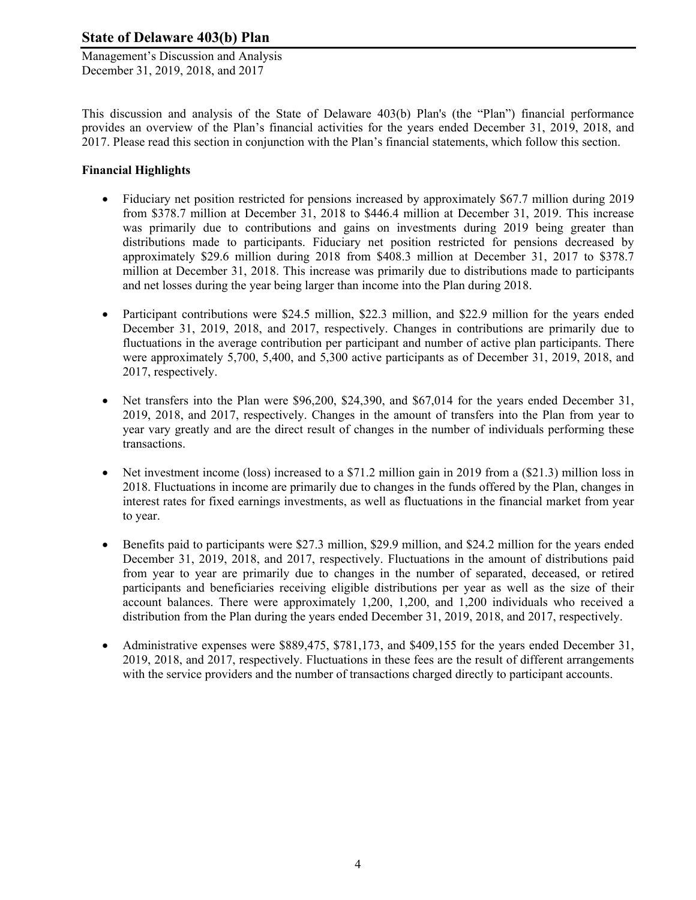# State of Delaware 403(b) Plan

Management's Discussion and Analysis
December 31, 2019, 2018, and 2017

This discussion and analysis of the State of Delaware 403(b) Plan's (the "Plan") financial performance provides an overview of the Plan's financial activities for the years ended December 31, 2019, 2018, and 2017. Please read this section in conjunction with the Plan's financial statements, which follow this section.

**Financial Highlights**

- Fiduciary net position restricted for pensions increased by approximately $67.7 million during 2019 from $378.7 million at December 31, 2018 to $446.4 million at December 31, 2019. This increase was primarily due to contributions and gains on investments during 2019 being greater than distributions made to participants. Fiduciary net position restricted for pensions decreased by approximately $29.6 million during 2018 from $408.3 million at December 31, 2017 to $378.7 million at December 31, 2018. This increase was primarily due to distributions made to participants and net losses during the year being larger than income into the Plan during 2018.

- Participant contributions were $24.5 million, $22.3 million, and $22.9 million for the years ended December 31, 2019, 2018, and 2017, respectively. Changes in contributions are primarily due to fluctuations in the average contribution per participant and number of active plan participants. There were approximately 5,700, 5,400, and 5,300 active participants as of December 31, 2019, 2018, and 2017, respectively.

- Net transfers into the Plan were $96,200, $24,390, and $67,014 for the years ended December 31, 2019, 2018, and 2017, respectively. Changes in the amount of transfers into the Plan from year to year vary greatly and are the direct result of changes in the number of individuals performing these transactions.

- Net investment income (loss) increased to a $71.2 million gain in 2019 from a ($21.3) million loss in 2018. Fluctuations in income are primarily due to changes in the funds offered by the Plan, changes in interest rates for fixed earnings investments, as well as fluctuations in the financial market from year to year.

- Benefits paid to participants were $27.3 million, $29.9 million, and $24.2 million for the years ended December 31, 2019, 2018, and 2017, respectively. Fluctuations in the amount of distributions paid from year to year are primarily due to changes in the number of separated, deceased, or retired participants and beneficiaries receiving eligible distributions per year as well as the size of their account balances. There were approximately 1,200, 1,200, and 1,200 individuals who received a distribution from the Plan during the years ended December 31, 2019, 2018, and 2017, respectively.

- Administrative expenses were $889,475, $781,173, and $409,155 for the years ended December 31, 2019, 2018, and 2017, respectively. Fluctuations in these fees are the result of different arrangements with the service providers and the number of transactions charged directly to participant accounts.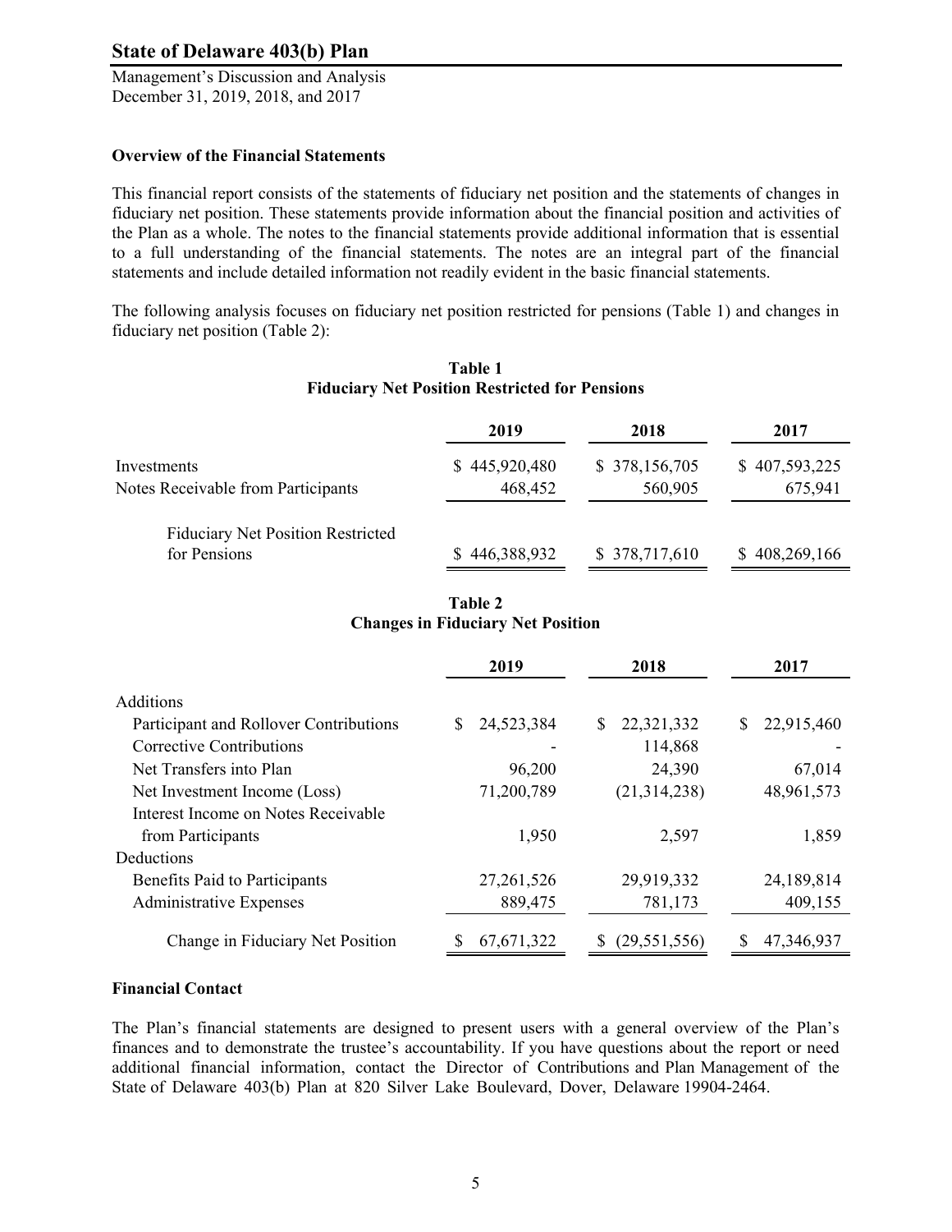### Overview of the Financial Statements

This financial report consists of the statements of fiduciary net position and the statements of changes in fiduciary net position. These statements provide information about the financial position and activities of the Plan as a whole. The notes to the financial statements provide additional information that is essential to a full understanding of the financial statements. The notes are an integral part of the financial statements and include detailed information not readily evident in the basic financial statements.

The following analysis focuses on fiduciary net position restricted for pensions (Table 1) and changes in fiduciary net position (Table 2):

**Table 1**
**Fiduciary Net Position Restricted for Pensions**

| | 2019 | 2018 | 2017 |
|---|---|---|---|
| Investments | $ 445,920,480 | $ 378,156,705 | $ 407,593,225 |
| Notes Receivable from Participants | 468,452 | 560,905 | 675,941 |
| Fiduciary Net Position Restricted for Pensions | $ 446,388,932 | $ 378,717,610 | $ 408,269,166 |

**Table 2**
**Changes in Fiduciary Net Position**

| | 2019 | 2018 | 2017 |
|---|---|---|---|
| Additions | | | |
| Participant and Rollover Contributions | $ 24,523,384 | $ 22,321,332 | $ 22,915,460 |
| Corrective Contributions | - | 114,868 | - |
| Net Transfers into Plan | 96,200 | 24,390 | 67,014 |
| Net Investment Income (Loss) | 71,200,789 | (21,314,238) | 48,961,573 |
| Interest Income on Notes Receivable from Participants | 1,950 | 2,597 | 1,859 |
| Deductions | | | |
| Benefits Paid to Participants | 27,261,526 | 29,919,332 | 24,189,814 |
| Administrative Expenses | 889,475 | 781,173 | 409,155 |
| Change in Fiduciary Net Position | $ 67,671,322 | $ (29,551,556) | $ 47,346,937 |

### Financial Contact

The Plan's financial statements are designed to present users with a general overview of the Plan's finances and to demonstrate the trustee's accountability. If you have questions about the report or need additional financial information, contact the Director of Contributions and Plan Management of the State of Delaware 403(b) Plan at 820 Silver Lake Boulevard, Dover, Delaware 19904-2464.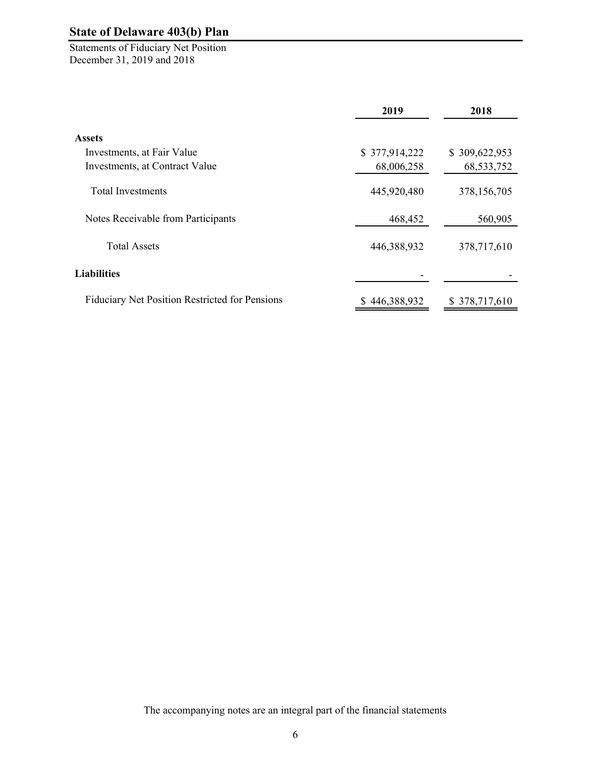# State of Delaware 403(b) Plan

Statements of Fiduciary Net Position
December 31, 2019 and 2018

| | 2019 | 2018 |
|---|---|---|
| **Assets** | | |
| Investments, at Fair Value | $ 377,914,222 | $ 309,622,953 |
| Investments, at Contract Value | 68,006,258 | 68,533,752 |
| Total Investments | 445,920,480 | 378,156,705 |
| Notes Receivable from Participants | 468,452 | 560,905 |
| Total Assets | 446,388,932 | 378,717,610 |
| **Liabilities** | - | - |
| Fiduciary Net Position Restricted for Pensions | $ 446,388,932 | $ 378,717,610 |

The accompanying notes are an integral part of the financial statements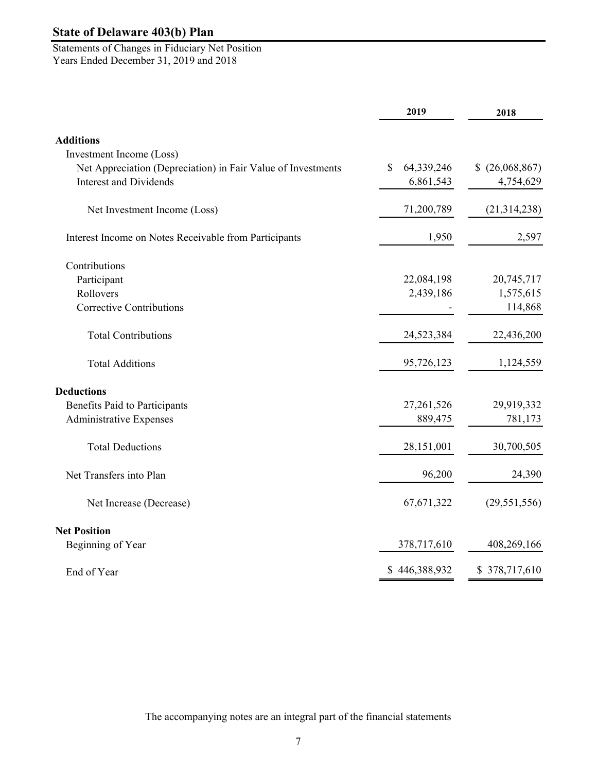# State of Delaware 403(b) Plan

Statements of Changes in Fiduciary Net Position
Years Ended December 31, 2019 and 2018

| | 2019 | 2018 |
|---|---|---|
| **Additions** | | |
| Investment Income (Loss) | | |
| Net Appreciation (Depreciation) in Fair Value of Investments | $ 64,339,246 | $ (26,068,867) |
| Interest and Dividends | 6,861,543 | 4,754,629 |
| Net Investment Income (Loss) | 71,200,789 | (21,314,238) |
| Interest Income on Notes Receivable from Participants | 1,950 | 2,597 |
| Contributions | | |
| Participant | 22,084,198 | 20,745,717 |
| Rollovers | 2,439,186 | 1,575,615 |
| Corrective Contributions | - | 114,868 |
| Total Contributions | 24,523,384 | 22,436,200 |
| Total Additions | 95,726,123 | 1,124,559 |
| **Deductions** | | |
| Benefits Paid to Participants | 27,261,526 | 29,919,332 |
| Administrative Expenses | 889,475 | 781,173 |
| Total Deductions | 28,151,001 | 30,700,505 |
| Net Transfers into Plan | 96,200 | 24,390 |
| Net Increase (Decrease) | 67,671,322 | (29,551,556) |
| **Net Position** | | |
| Beginning of Year | 378,717,610 | 408,269,166 |
| End of Year | $ 446,388,932 | $ 378,717,610 |

The accompanying notes are an integral part of the financial statements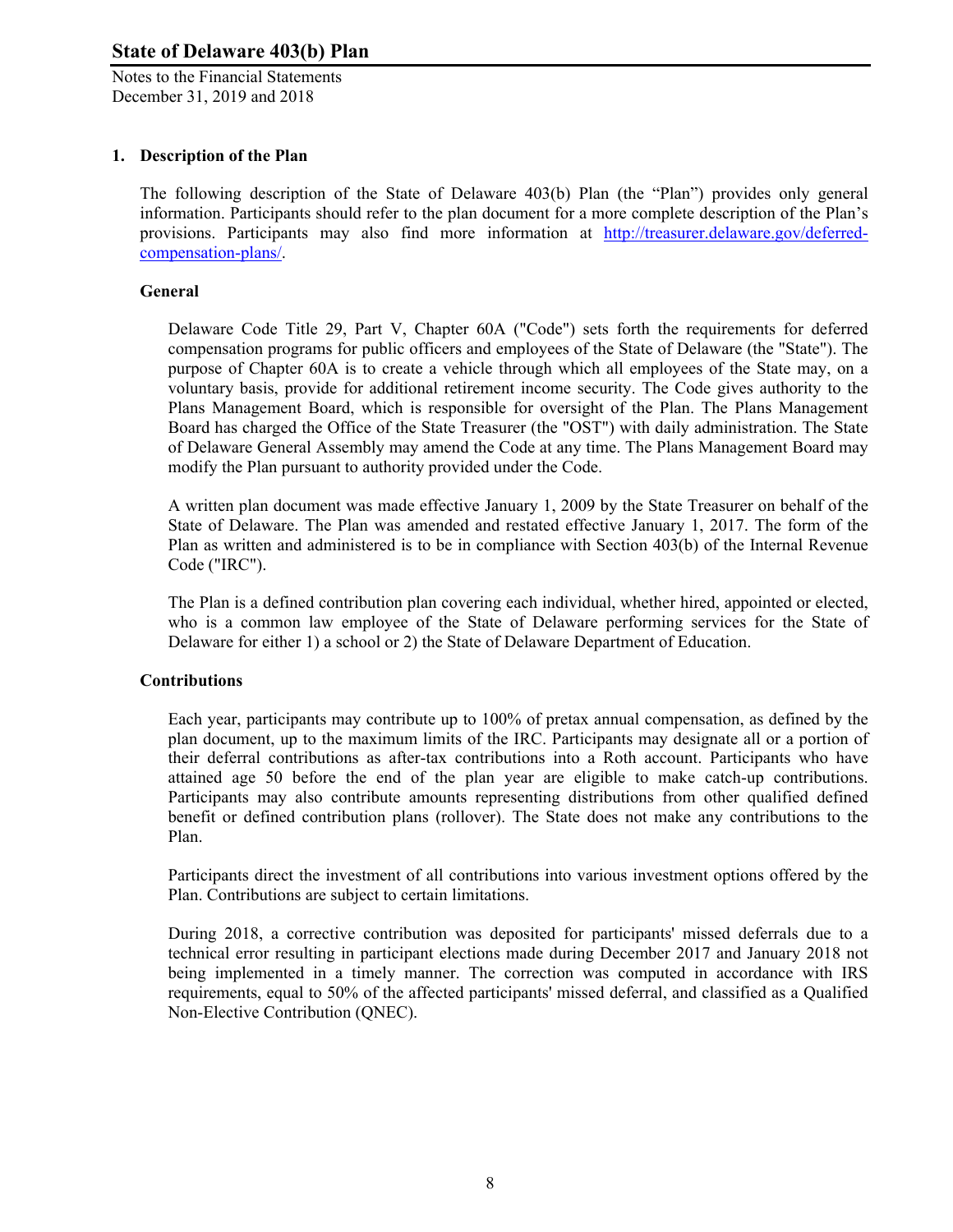# State of Delaware 403(b) Plan

Notes to the Financial Statements
December 31, 2019 and 2018

## 1. Description of the Plan

The following description of the State of Delaware 403(b) Plan (the "Plan") provides only general information. Participants should refer to the plan document for a more complete description of the Plan's provisions. Participants may also find more information at [http://treasurer.delaware.gov/deferred-compensation-plans/](http://treasurer.delaware.gov/deferred-compensation-plans/).

### General

Delaware Code Title 29, Part V, Chapter 60A ("Code") sets forth the requirements for deferred compensation programs for public officers and employees of the State of Delaware (the "State"). The purpose of Chapter 60A is to create a vehicle through which all employees of the State may, on a voluntary basis, provide for additional retirement income security. The Code gives authority to the Plans Management Board, which is responsible for oversight of the Plan. The Plans Management Board has charged the Office of the State Treasurer (the "OST") with daily administration. The State of Delaware General Assembly may amend the Code at any time. The Plans Management Board may modify the Plan pursuant to authority provided under the Code.

A written plan document was made effective January 1, 2009 by the State Treasurer on behalf of the State of Delaware. The Plan was amended and restated effective January 1, 2017. The form of the Plan as written and administered is to be in compliance with Section 403(b) of the Internal Revenue Code ("IRC").

The Plan is a defined contribution plan covering each individual, whether hired, appointed or elected, who is a common law employee of the State of Delaware performing services for the State of Delaware for either 1) a school or 2) the State of Delaware Department of Education.

### Contributions

Each year, participants may contribute up to 100% of pretax annual compensation, as defined by the plan document, up to the maximum limits of the IRC. Participants may designate all or a portion of their deferral contributions as after-tax contributions into a Roth account. Participants who have attained age 50 before the end of the plan year are eligible to make catch-up contributions. Participants may also contribute amounts representing distributions from other qualified defined benefit or defined contribution plans (rollover). The State does not make any contributions to the Plan.

Participants direct the investment of all contributions into various investment options offered by the Plan. Contributions are subject to certain limitations.

During 2018, a corrective contribution was deposited for participants' missed deferrals due to a technical error resulting in participant elections made during December 2017 and January 2018 not being implemented in a timely manner. The correction was computed in accordance with IRS requirements, equal to 50% of the affected participants' missed deferral, and classified as a Qualified Non-Elective Contribution (QNEC).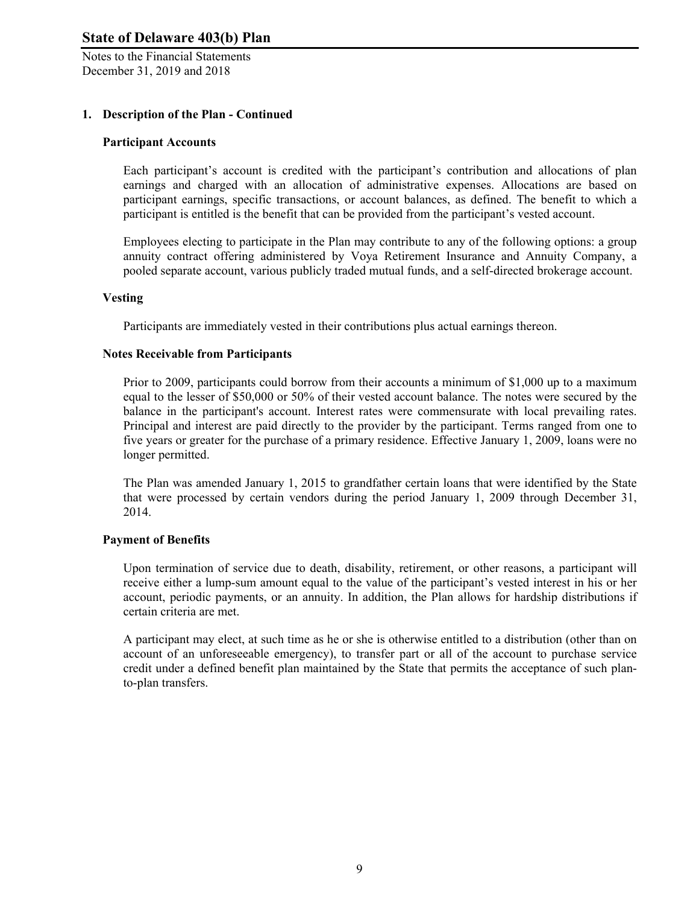## 1. Description of the Plan - Continued

### Participant Accounts

Each participant's account is credited with the participant's contribution and allocations of plan earnings and charged with an allocation of administrative expenses. Allocations are based on participant earnings, specific transactions, or account balances, as defined. The benefit to which a participant is entitled is the benefit that can be provided from the participant's vested account.

Employees electing to participate in the Plan may contribute to any of the following options: a group annuity contract offering administered by Voya Retirement Insurance and Annuity Company, a pooled separate account, various publicly traded mutual funds, and a self-directed brokerage account.

### Vesting

Participants are immediately vested in their contributions plus actual earnings thereon.

### Notes Receivable from Participants

Prior to 2009, participants could borrow from their accounts a minimum of $1,000 up to a maximum equal to the lesser of $50,000 or 50% of their vested account balance. The notes were secured by the balance in the participant's account. Interest rates were commensurate with local prevailing rates. Principal and interest are paid directly to the provider by the participant. Terms ranged from one to five years or greater for the purchase of a primary residence. Effective January 1, 2009, loans were no longer permitted.

The Plan was amended January 1, 2015 to grandfather certain loans that were identified by the State that were processed by certain vendors during the period January 1, 2009 through December 31, 2014.

### Payment of Benefits

Upon termination of service due to death, disability, retirement, or other reasons, a participant will receive either a lump-sum amount equal to the value of the participant's vested interest in his or her account, periodic payments, or an annuity. In addition, the Plan allows for hardship distributions if certain criteria are met.

A participant may elect, at such time as he or she is otherwise entitled to a distribution (other than on account of an unforeseeable emergency), to transfer part or all of the account to purchase service credit under a defined benefit plan maintained by the State that permits the acceptance of such plan-to-plan transfers.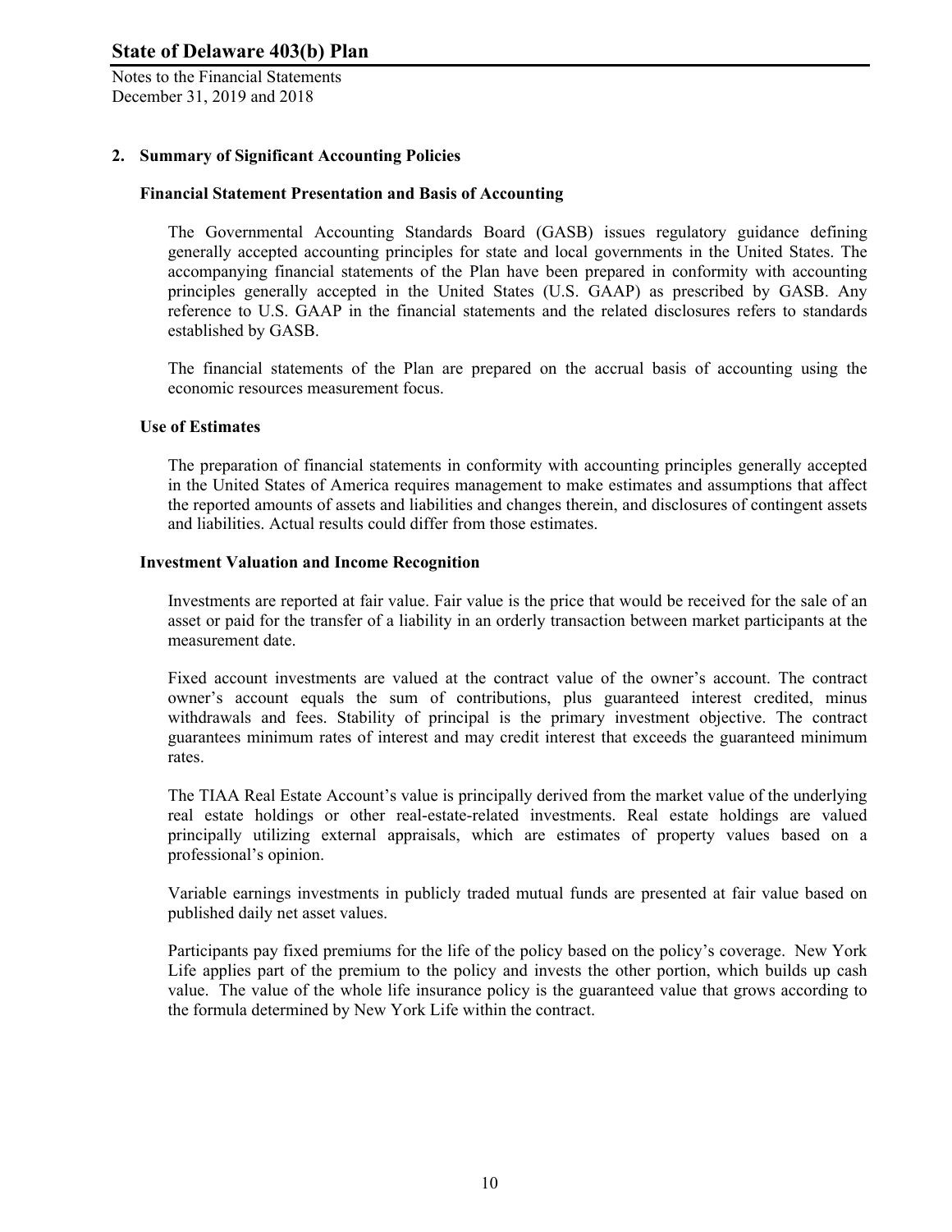## 2. Summary of Significant Accounting Policies

### Financial Statement Presentation and Basis of Accounting

The Governmental Accounting Standards Board (GASB) issues regulatory guidance defining generally accepted accounting principles for state and local governments in the United States. The accompanying financial statements of the Plan have been prepared in conformity with accounting principles generally accepted in the United States (U.S. GAAP) as prescribed by GASB. Any reference to U.S. GAAP in the financial statements and the related disclosures refers to standards established by GASB.

The financial statements of the Plan are prepared on the accrual basis of accounting using the economic resources measurement focus.

### Use of Estimates

The preparation of financial statements in conformity with accounting principles generally accepted in the United States of America requires management to make estimates and assumptions that affect the reported amounts of assets and liabilities and changes therein, and disclosures of contingent assets and liabilities. Actual results could differ from those estimates.

### Investment Valuation and Income Recognition

Investments are reported at fair value. Fair value is the price that would be received for the sale of an asset or paid for the transfer of a liability in an orderly transaction between market participants at the measurement date.

Fixed account investments are valued at the contract value of the owner's account. The contract owner's account equals the sum of contributions, plus guaranteed interest credited, minus withdrawals and fees. Stability of principal is the primary investment objective. The contract guarantees minimum rates of interest and may credit interest that exceeds the guaranteed minimum rates.

The TIAA Real Estate Account's value is principally derived from the market value of the underlying real estate holdings or other real-estate-related investments. Real estate holdings are valued principally utilizing external appraisals, which are estimates of property values based on a professional's opinion.

Variable earnings investments in publicly traded mutual funds are presented at fair value based on published daily net asset values.

Participants pay fixed premiums for the life of the policy based on the policy's coverage. New York Life applies part of the premium to the policy and invests the other portion, which builds up cash value. The value of the whole life insurance policy is the guaranteed value that grows according to the formula determined by New York Life within the contract.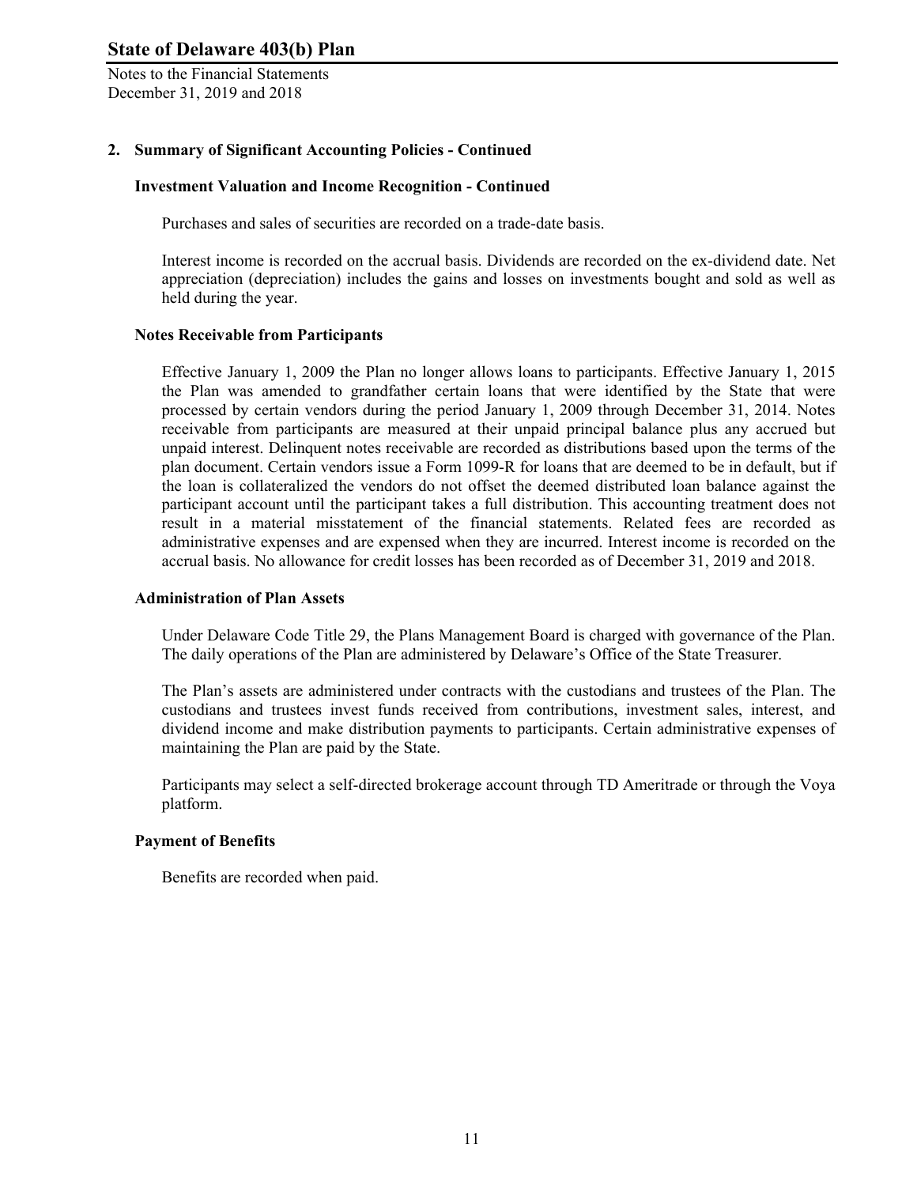## 2. Summary of Significant Accounting Policies - Continued

### Investment Valuation and Income Recognition - Continued

Purchases and sales of securities are recorded on a trade-date basis.

Interest income is recorded on the accrual basis. Dividends are recorded on the ex-dividend date. Net appreciation (depreciation) includes the gains and losses on investments bought and sold as well as held during the year.

### Notes Receivable from Participants

Effective January 1, 2009 the Plan no longer allows loans to participants. Effective January 1, 2015 the Plan was amended to grandfather certain loans that were identified by the State that were processed by certain vendors during the period January 1, 2009 through December 31, 2014. Notes receivable from participants are measured at their unpaid principal balance plus any accrued but unpaid interest. Delinquent notes receivable are recorded as distributions based upon the terms of the plan document. Certain vendors issue a Form 1099-R for loans that are deemed to be in default, but if the loan is collateralized the vendors do not offset the deemed distributed loan balance against the participant account until the participant takes a full distribution. This accounting treatment does not result in a material misstatement of the financial statements. Related fees are recorded as administrative expenses and are expensed when they are incurred. Interest income is recorded on the accrual basis. No allowance for credit losses has been recorded as of December 31, 2019 and 2018.

### Administration of Plan Assets

Under Delaware Code Title 29, the Plans Management Board is charged with governance of the Plan. The daily operations of the Plan are administered by Delaware's Office of the State Treasurer.

The Plan's assets are administered under contracts with the custodians and trustees of the Plan. The custodians and trustees invest funds received from contributions, investment sales, interest, and dividend income and make distribution payments to participants. Certain administrative expenses of maintaining the Plan are paid by the State.

Participants may select a self-directed brokerage account through TD Ameritrade or through the Voya platform.

### Payment of Benefits

Benefits are recorded when paid.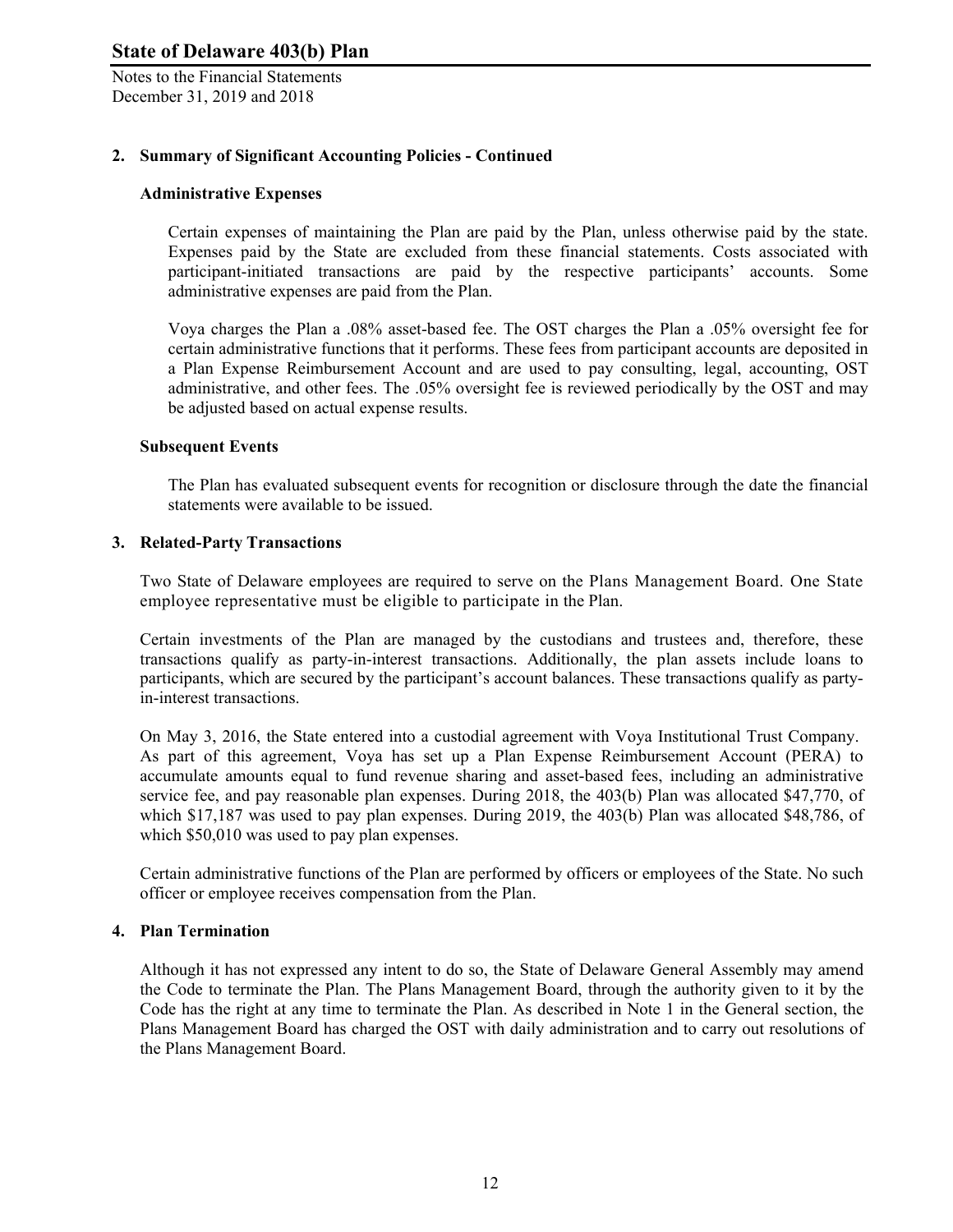## 2. Summary of Significant Accounting Policies - Continued

### Administrative Expenses

Certain expenses of maintaining the Plan are paid by the Plan, unless otherwise paid by the state. Expenses paid by the State are excluded from these financial statements. Costs associated with participant-initiated transactions are paid by the respective participants' accounts. Some administrative expenses are paid from the Plan.

Voya charges the Plan a .08% asset-based fee. The OST charges the Plan a .05% oversight fee for certain administrative functions that it performs. These fees from participant accounts are deposited in a Plan Expense Reimbursement Account and are used to pay consulting, legal, accounting, OST administrative, and other fees. The .05% oversight fee is reviewed periodically by the OST and may be adjusted based on actual expense results.

### Subsequent Events

The Plan has evaluated subsequent events for recognition or disclosure through the date the financial statements were available to be issued.

## 3. Related-Party Transactions

Two State of Delaware employees are required to serve on the Plans Management Board. One State employee representative must be eligible to participate in the Plan.

Certain investments of the Plan are managed by the custodians and trustees and, therefore, these transactions qualify as party-in-interest transactions. Additionally, the plan assets include loans to participants, which are secured by the participant's account balances. These transactions qualify as party-in-interest transactions.

On May 3, 2016, the State entered into a custodial agreement with Voya Institutional Trust Company. As part of this agreement, Voya has set up a Plan Expense Reimbursement Account (PERA) to accumulate amounts equal to fund revenue sharing and asset-based fees, including an administrative service fee, and pay reasonable plan expenses. During 2018, the 403(b) Plan was allocated $47,770, of which $17,187 was used to pay plan expenses. During 2019, the 403(b) Plan was allocated $48,786, of which $50,010 was used to pay plan expenses.

Certain administrative functions of the Plan are performed by officers or employees of the State. No such officer or employee receives compensation from the Plan.

## 4. Plan Termination

Although it has not expressed any intent to do so, the State of Delaware General Assembly may amend the Code to terminate the Plan. The Plans Management Board, through the authority given to it by the Code has the right at any time to terminate the Plan. As described in Note 1 in the General section, the Plans Management Board has charged the OST with daily administration and to carry out resolutions of the Plans Management Board.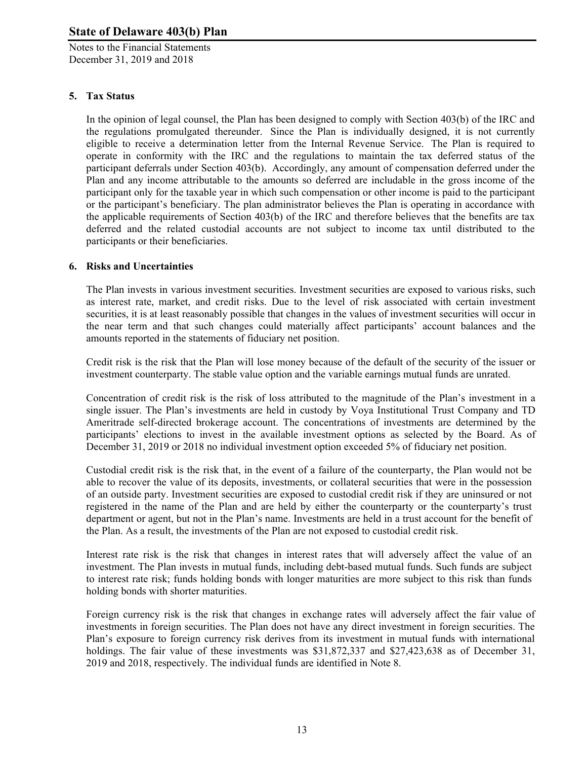## 5. Tax Status

In the opinion of legal counsel, the Plan has been designed to comply with Section 403(b) of the IRC and the regulations promulgated thereunder. Since the Plan is individually designed, it is not currently eligible to receive a determination letter from the Internal Revenue Service. The Plan is required to operate in conformity with the IRC and the regulations to maintain the tax deferred status of the participant deferrals under Section 403(b). Accordingly, any amount of compensation deferred under the Plan and any income attributable to the amounts so deferred are includable in the gross income of the participant only for the taxable year in which such compensation or other income is paid to the participant or the participant's beneficiary. The plan administrator believes the Plan is operating in accordance with the applicable requirements of Section 403(b) of the IRC and therefore believes that the benefits are tax deferred and the related custodial accounts are not subject to income tax until distributed to the participants or their beneficiaries.

## 6. Risks and Uncertainties

The Plan invests in various investment securities. Investment securities are exposed to various risks, such as interest rate, market, and credit risks. Due to the level of risk associated with certain investment securities, it is at least reasonably possible that changes in the values of investment securities will occur in the near term and that such changes could materially affect participants' account balances and the amounts reported in the statements of fiduciary net position.

Credit risk is the risk that the Plan will lose money because of the default of the security of the issuer or investment counterparty. The stable value option and the variable earnings mutual funds are unrated.

Concentration of credit risk is the risk of loss attributed to the magnitude of the Plan's investment in a single issuer. The Plan's investments are held in custody by Voya Institutional Trust Company and TD Ameritrade self-directed brokerage account. The concentrations of investments are determined by the participants' elections to invest in the available investment options as selected by the Board. As of December 31, 2019 or 2018 no individual investment option exceeded 5% of fiduciary net position.

Custodial credit risk is the risk that, in the event of a failure of the counterparty, the Plan would not be able to recover the value of its deposits, investments, or collateral securities that were in the possession of an outside party. Investment securities are exposed to custodial credit risk if they are uninsured or not registered in the name of the Plan and are held by either the counterparty or the counterparty's trust department or agent, but not in the Plan's name. Investments are held in a trust account for the benefit of the Plan. As a result, the investments of the Plan are not exposed to custodial credit risk.

Interest rate risk is the risk that changes in interest rates that will adversely affect the value of an investment. The Plan invests in mutual funds, including debt-based mutual funds. Such funds are subject to interest rate risk; funds holding bonds with longer maturities are more subject to this risk than funds holding bonds with shorter maturities.

Foreign currency risk is the risk that changes in exchange rates will adversely affect the fair value of investments in foreign securities. The Plan does not have any direct investment in foreign securities. The Plan's exposure to foreign currency risk derives from its investment in mutual funds with international holdings. The fair value of these investments was $31,872,337 and $27,423,638 as of December 31, 2019 and 2018, respectively. The individual funds are identified in Note 8.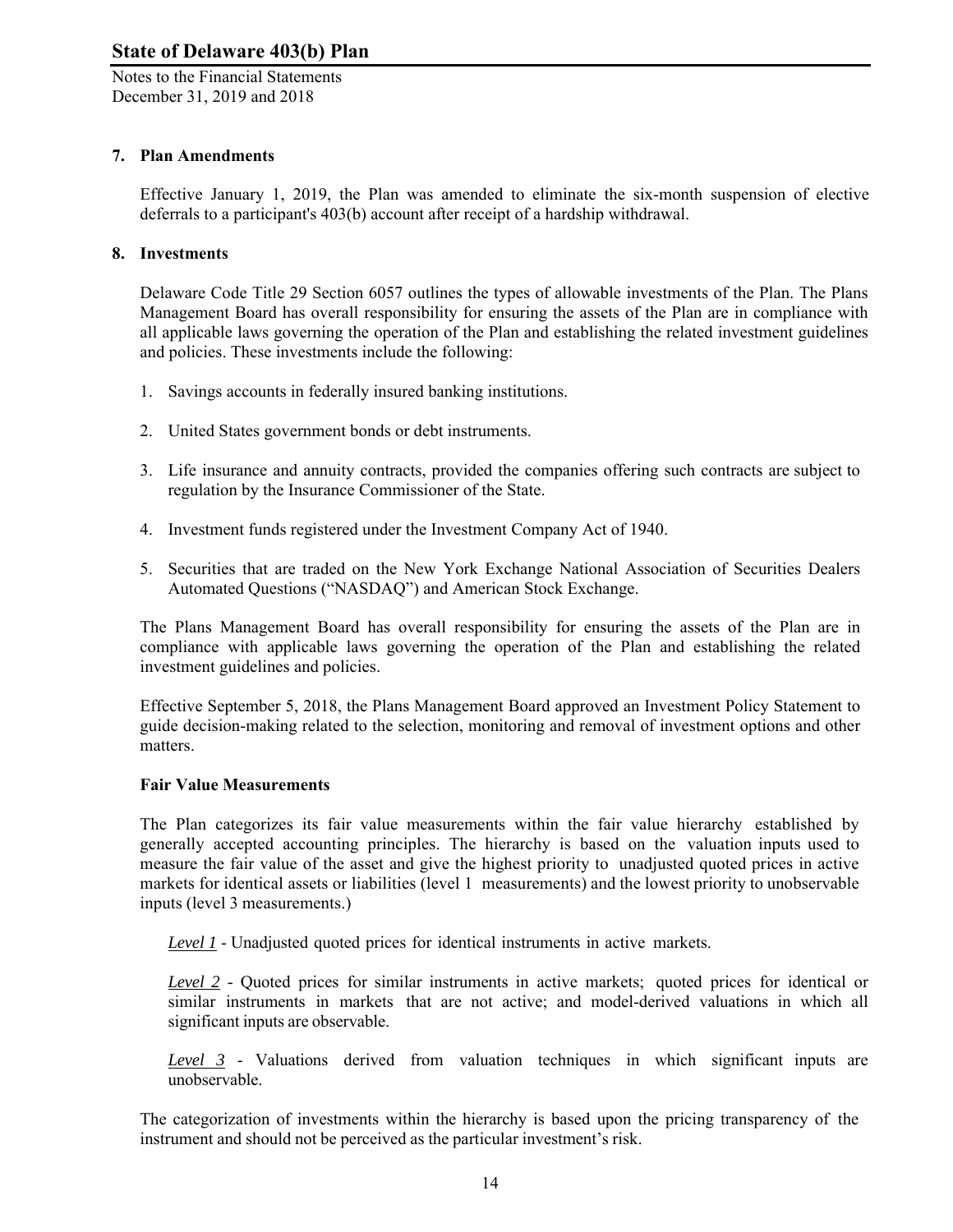## 7. Plan Amendments

Effective January 1, 2019, the Plan was amended to eliminate the six-month suspension of elective deferrals to a participant's 403(b) account after receipt of a hardship withdrawal.

## 8. Investments

Delaware Code Title 29 Section 6057 outlines the types of allowable investments of the Plan. The Plans Management Board has overall responsibility for ensuring the assets of the Plan are in compliance with all applicable laws governing the operation of the Plan and establishing the related investment guidelines and policies. These investments include the following:

1. Savings accounts in federally insured banking institutions.
2. United States government bonds or debt instruments.
3. Life insurance and annuity contracts, provided the companies offering such contracts are subject to regulation by the Insurance Commissioner of the State.
4. Investment funds registered under the Investment Company Act of 1940.
5. Securities that are traded on the New York Exchange National Association of Securities Dealers Automated Questions ("NASDAQ") and American Stock Exchange.

The Plans Management Board has overall responsibility for ensuring the assets of the Plan are in compliance with applicable laws governing the operation of the Plan and establishing the related investment guidelines and policies.

Effective September 5, 2018, the Plans Management Board approved an Investment Policy Statement to guide decision-making related to the selection, monitoring and removal of investment options and other matters.

### Fair Value Measurements

The Plan categorizes its fair value measurements within the fair value hierarchy established by generally accepted accounting principles. The hierarchy is based on the valuation inputs used to measure the fair value of the asset and give the highest priority to unadjusted quoted prices in active markets for identical assets or liabilities (level 1 measurements) and the lowest priority to unobservable inputs (level 3 measurements.)

*Level 1* - Unadjusted quoted prices for identical instruments in active markets.

*Level 2* - Quoted prices for similar instruments in active markets; quoted prices for identical or similar instruments in markets that are not active; and model-derived valuations in which all significant inputs are observable.

*Level 3* - Valuations derived from valuation techniques in which significant inputs are unobservable.

The categorization of investments within the hierarchy is based upon the pricing transparency of the instrument and should not be perceived as the particular investment's risk.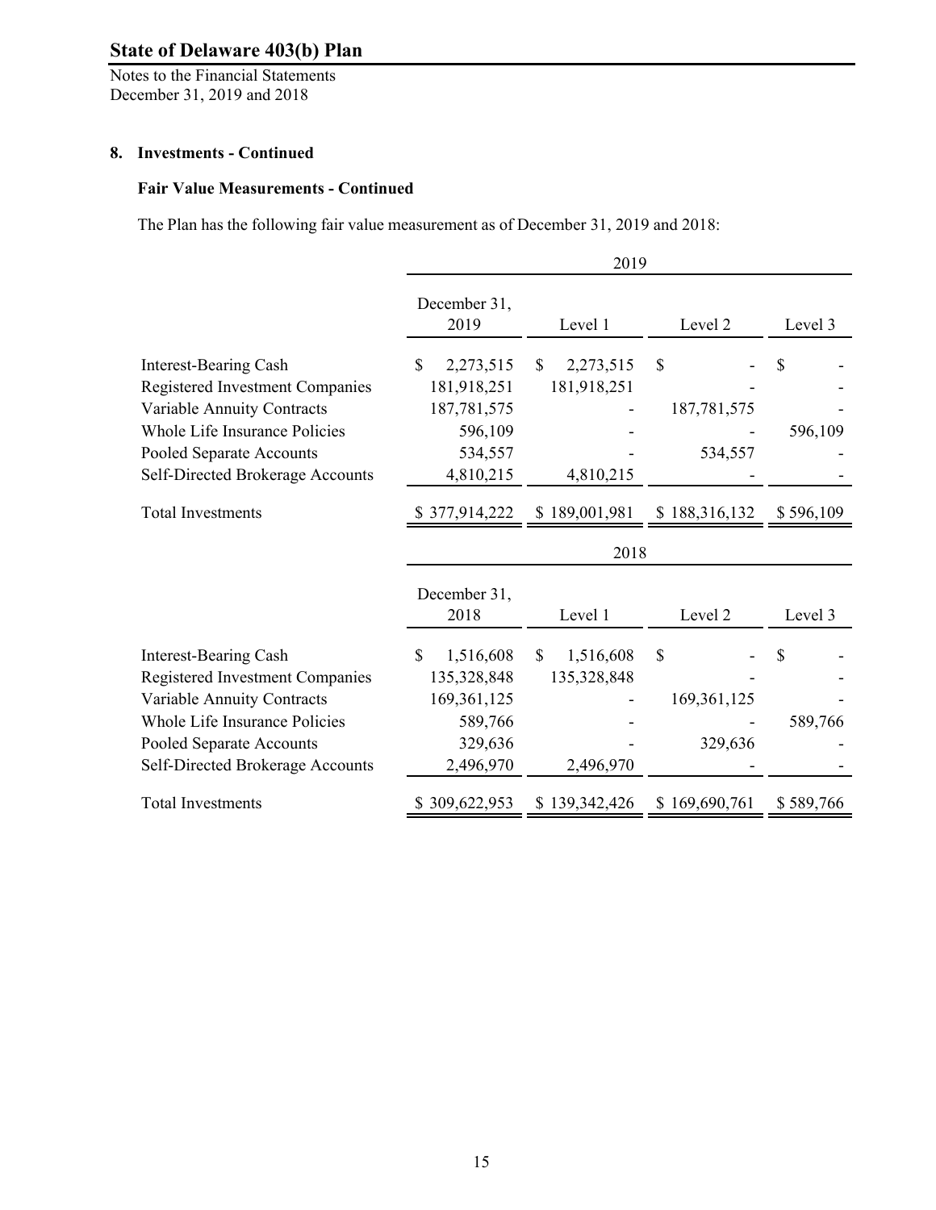## 8. Investments - Continued

### Fair Value Measurements - Continued

The Plan has the following fair value measurement as of December 31, 2019 and 2018:

| | 2019 | | | |
|---|---|---|---|---|
| | December 31, 2019 | Level 1 | Level 2 | Level 3 |
| Interest-Bearing Cash | $ 2,273,515 | $ 2,273,515 | $ - | $ - |
| Registered Investment Companies | 181,918,251 | 181,918,251 | - | - |
| Variable Annuity Contracts | 187,781,575 | - | 187,781,575 | - |
| Whole Life Insurance Policies | 596,109 | - | - | 596,109 |
| Pooled Separate Accounts | 534,557 | - | 534,557 | - |
| Self-Directed Brokerage Accounts | 4,810,215 | 4,810,215 | - | - |
| Total Investments | $ 377,914,222 | $ 189,001,981 | $ 188,316,132 | $ 596,109 |

| | 2018 | | | |
|---|---|---|---|---|
| | December 31, 2018 | Level 1 | Level 2 | Level 3 |
| Interest-Bearing Cash | $ 1,516,608 | $ 1,516,608 | $ - | $ - |
| Registered Investment Companies | 135,328,848 | 135,328,848 | - | - |
| Variable Annuity Contracts | 169,361,125 | - | 169,361,125 | - |
| Whole Life Insurance Policies | 589,766 | - | - | 589,766 |
| Pooled Separate Accounts | 329,636 | - | 329,636 | - |
| Self-Directed Brokerage Accounts | 2,496,970 | 2,496,970 | - | - |
| Total Investments | $ 309,622,953 | $ 139,342,426 | $ 169,690,761 | $ 589,766 |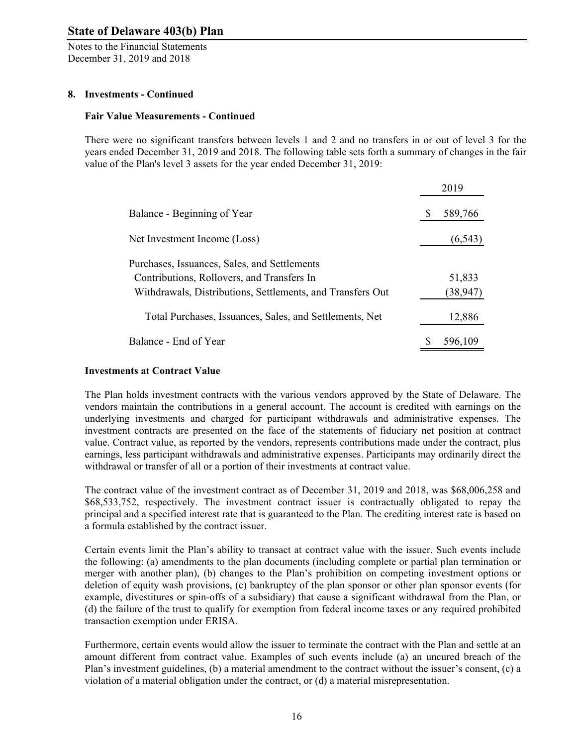## 8. Investments - Continued

### Fair Value Measurements - Continued

There were no significant transfers between levels 1 and 2 and no transfers in or out of level 3 for the years ended December 31, 2019 and 2018. The following table sets forth a summary of changes in the fair value of the Plan's level 3 assets for the year ended December 31, 2019:

| | 2019 |
|---|---|
| Balance - Beginning of Year | $ 589,766 |
| Net Investment Income (Loss) | (6,543) |
| Purchases, Issuances, Sales, and Settlements | |
| Contributions, Rollovers, and Transfers In | 51,833 |
| Withdrawals, Distributions, Settlements, and Transfers Out | (38,947) |
| Total Purchases, Issuances, Sales, and Settlements, Net | 12,886 |
| Balance - End of Year | $ 596,109 |

### Investments at Contract Value

The Plan holds investment contracts with the various vendors approved by the State of Delaware. The vendors maintain the contributions in a general account. The account is credited with earnings on the underlying investments and charged for participant withdrawals and administrative expenses. The investment contracts are presented on the face of the statements of fiduciary net position at contract value. Contract value, as reported by the vendors, represents contributions made under the contract, plus earnings, less participant withdrawals and administrative expenses. Participants may ordinarily direct the withdrawal or transfer of all or a portion of their investments at contract value.

The contract value of the investment contract as of December 31, 2019 and 2018, was $68,006,258 and $68,533,752, respectively. The investment contract issuer is contractually obligated to repay the principal and a specified interest rate that is guaranteed to the Plan. The crediting interest rate is based on a formula established by the contract issuer.

Certain events limit the Plan's ability to transact at contract value with the issuer. Such events include the following: (a) amendments to the plan documents (including complete or partial plan termination or merger with another plan), (b) changes to the Plan's prohibition on competing investment options or deletion of equity wash provisions, (c) bankruptcy of the plan sponsor or other plan sponsor events (for example, divestitures or spin-offs of a subsidiary) that cause a significant withdrawal from the Plan, or (d) the failure of the trust to qualify for exemption from federal income taxes or any required prohibited transaction exemption under ERISA.

Furthermore, certain events would allow the issuer to terminate the contract with the Plan and settle at an amount different from contract value. Examples of such events include (a) an uncured breach of the Plan's investment guidelines, (b) a material amendment to the contract without the issuer's consent, (c) a violation of a material obligation under the contract, or (d) a material misrepresentation.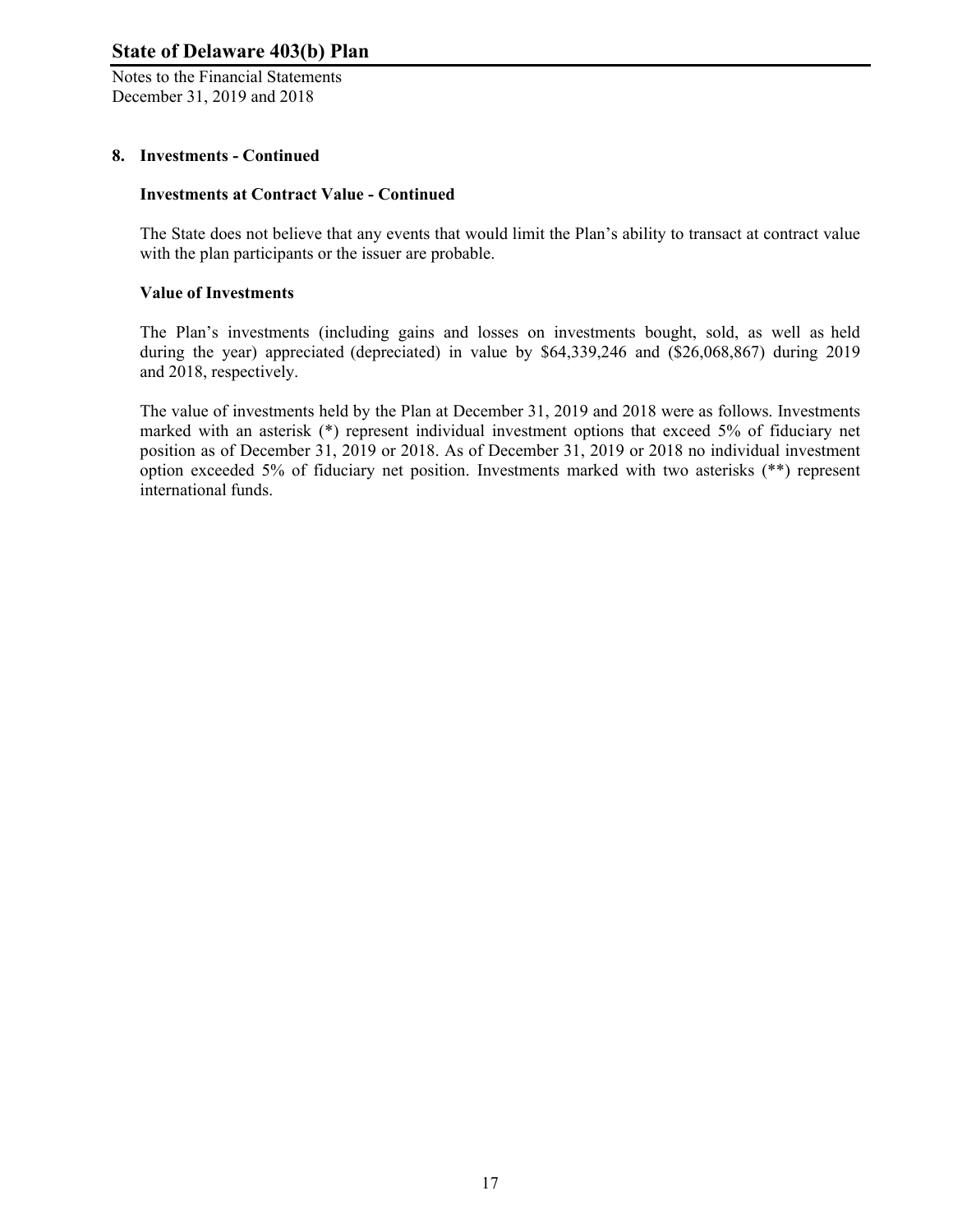## 8. Investments - Continued

### Investments at Contract Value - Continued

The State does not believe that any events that would limit the Plan's ability to transact at contract value with the plan participants or the issuer are probable.

### Value of Investments

The Plan's investments (including gains and losses on investments bought, sold, as well as held during the year) appreciated (depreciated) in value by $64,339,246 and ($26,068,867) during 2019 and 2018, respectively.

The value of investments held by the Plan at December 31, 2019 and 2018 were as follows. Investments marked with an asterisk (*) represent individual investment options that exceed 5% of fiduciary net position as of December 31, 2019 or 2018. As of December 31, 2019 or 2018 no individual investment option exceeded 5% of fiduciary net position. Investments marked with two asterisks (**) represent international funds.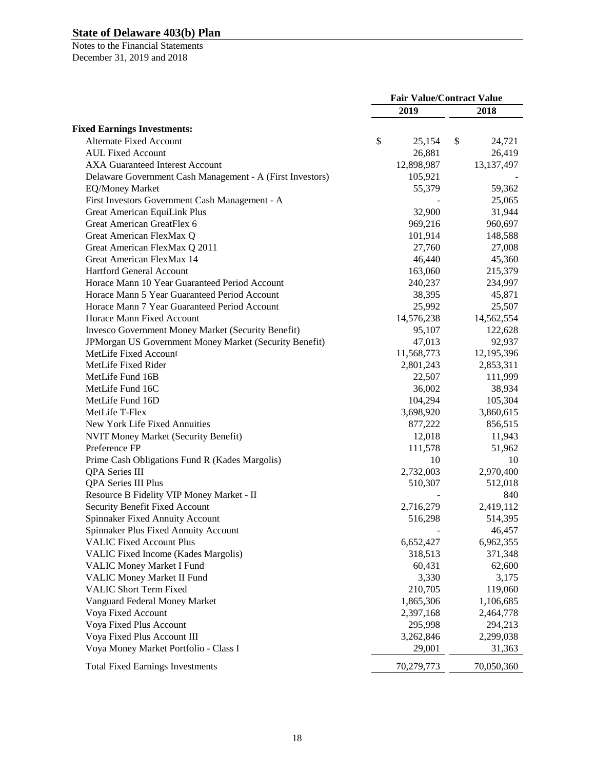| | Fair Value/Contract Value | |
|---|---|---|
| | 2019 | 2018 |
| **Fixed Earnings Investments:** | | |
| Alternate Fixed Account | $ 25,154 | $ 24,721 |
| AUL Fixed Account | 26,881 | 26,419 |
| AXA Guaranteed Interest Account | 12,898,987 | 13,137,497 |
| Delaware Government Cash Management - A (First Investors) | 105,921 | - |
| EQ/Money Market | 55,379 | 59,362 |
| First Investors Government Cash Management - A | - | 25,065 |
| Great American EquiLink Plus | 32,900 | 31,944 |
| Great American GreatFlex 6 | 969,216 | 960,697 |
| Great American FlexMax Q | 101,914 | 148,588 |
| Great American FlexMax Q 2011 | 27,760 | 27,008 |
| Great American FlexMax 14 | 46,440 | 45,360 |
| Hartford General Account | 163,060 | 215,379 |
| Horace Mann 10 Year Guaranteed Period Account | 240,237 | 234,997 |
| Horace Mann 5 Year Guaranteed Period Account | 38,395 | 45,871 |
| Horace Mann 7 Year Guaranteed Period Account | 25,992 | 25,507 |
| Horace Mann Fixed Account | 14,576,238 | 14,562,554 |
| Invesco Government Money Market (Security Benefit) | 95,107 | 122,628 |
| JPMorgan US Government Money Market (Security Benefit) | 47,013 | 92,937 |
| MetLife Fixed Account | 11,568,773 | 12,195,396 |
| MetLife Fixed Rider | 2,801,243 | 2,853,311 |
| MetLife Fund 16B | 22,507 | 111,999 |
| MetLife Fund 16C | 36,002 | 38,934 |
| MetLife Fund 16D | 104,294 | 105,304 |
| MetLife T-Flex | 3,698,920 | 3,860,615 |
| New York Life Fixed Annuities | 877,222 | 856,515 |
| NVIT Money Market (Security Benefit) | 12,018 | 11,943 |
| Preference FP | 111,578 | 51,962 |
| Prime Cash Obligations Fund R (Kades Margolis) | 10 | 10 |
| QPA Series III | 2,732,003 | 2,970,400 |
| QPA Series III Plus | 510,307 | 512,018 |
| Resource B Fidelity VIP Money Market - II | - | 840 |
| Security Benefit Fixed Account | 2,716,279 | 2,419,112 |
| Spinnaker Fixed Annuity Account | 516,298 | 514,395 |
| Spinnaker Plus Fixed Annuity Account | - | 46,457 |
| VALIC Fixed Account Plus | 6,652,427 | 6,962,355 |
| VALIC Fixed Income (Kades Margolis) | 318,513 | 371,348 |
| VALIC Money Market I Fund | 60,431 | 62,600 |
| VALIC Money Market II Fund | 3,330 | 3,175 |
| VALIC Short Term Fixed | 210,705 | 119,060 |
| Vanguard Federal Money Market | 1,865,306 | 1,106,685 |
| Voya Fixed Account | 2,397,168 | 2,464,778 |
| Voya Fixed Plus Account | 295,998 | 294,213 |
| Voya Fixed Plus Account III | 3,262,846 | 2,299,038 |
| Voya Money Market Portfolio - Class I | 29,001 | 31,363 |
| Total Fixed Earnings Investments | 70,279,773 | 70,050,360 |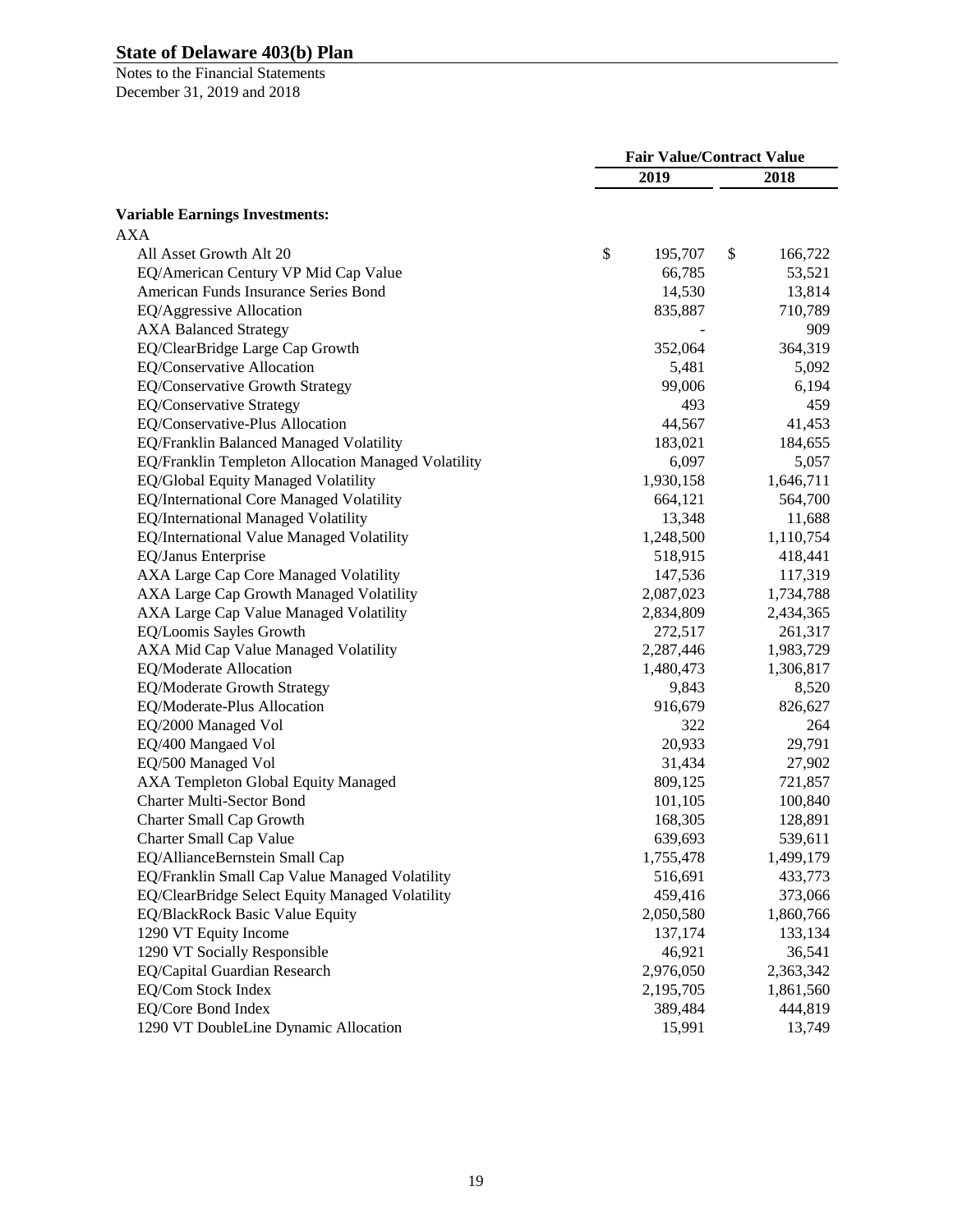# State of Delaware 403(b) Plan

Notes to the Financial Statements
December 31, 2019 and 2018

| | Fair Value/Contract Value | |
|---|---|---|
| | 2019 | 2018 |
| **Variable Earnings Investments:** | | |
| AXA | | |
| All Asset Growth Alt 20 | $ 195,707 | $ 166,722 |
| EQ/American Century VP Mid Cap Value | 66,785 | 53,521 |
| American Funds Insurance Series Bond | 14,530 | 13,814 |
| EQ/Aggressive Allocation | 835,887 | 710,789 |
| AXA Balanced Strategy | - | 909 |
| EQ/ClearBridge Large Cap Growth | 352,064 | 364,319 |
| EQ/Conservative Allocation | 5,481 | 5,092 |
| EQ/Conservative Growth Strategy | 99,006 | 6,194 |
| EQ/Conservative Strategy | 493 | 459 |
| EQ/Conservative-Plus Allocation | 44,567 | 41,453 |
| EQ/Franklin Balanced Managed Volatility | 183,021 | 184,655 |
| EQ/Franklin Templeton Allocation Managed Volatility | 6,097 | 5,057 |
| EQ/Global Equity Managed Volatility | 1,930,158 | 1,646,711 |
| EQ/International Core Managed Volatility | 664,121 | 564,700 |
| EQ/International Managed Volatility | 13,348 | 11,688 |
| EQ/International Value Managed Volatility | 1,248,500 | 1,110,754 |
| EQ/Janus Enterprise | 518,915 | 418,441 |
| AXA Large Cap Core Managed Volatility | 147,536 | 117,319 |
| AXA Large Cap Growth Managed Volatility | 2,087,023 | 1,734,788 |
| AXA Large Cap Value Managed Volatility | 2,834,809 | 2,434,365 |
| EQ/Loomis Sayles Growth | 272,517 | 261,317 |
| AXA Mid Cap Value Managed Volatility | 2,287,446 | 1,983,729 |
| EQ/Moderate Allocation | 1,480,473 | 1,306,817 |
| EQ/Moderate Growth Strategy | 9,843 | 8,520 |
| EQ/Moderate-Plus Allocation | 916,679 | 826,627 |
| EQ/2000 Managed Vol | 322 | 264 |
| EQ/400 Mangaed Vol | 20,933 | 29,791 |
| EQ/500 Managed Vol | 31,434 | 27,902 |
| AXA Templeton Global Equity Managed | 809,125 | 721,857 |
| Charter Multi-Sector Bond | 101,105 | 100,840 |
| Charter Small Cap Growth | 168,305 | 128,891 |
| Charter Small Cap Value | 639,693 | 539,611 |
| EQ/AllianceBernstein Small Cap | 1,755,478 | 1,499,179 |
| EQ/Franklin Small Cap Value Managed Volatility | 516,691 | 433,773 |
| EQ/ClearBridge Select Equity Managed Volatility | 459,416 | 373,066 |
| EQ/BlackRock Basic Value Equity | 2,050,580 | 1,860,766 |
| 1290 VT Equity Income | 137,174 | 133,134 |
| 1290 VT Socially Responsible | 46,921 | 36,541 |
| EQ/Capital Guardian Research | 2,976,050 | 2,363,342 |
| EQ/Com Stock Index | 2,195,705 | 1,861,560 |
| EQ/Core Bond Index | 389,484 | 444,819 |
| 1290 VT DoubleLine Dynamic Allocation | 15,991 | 13,749 |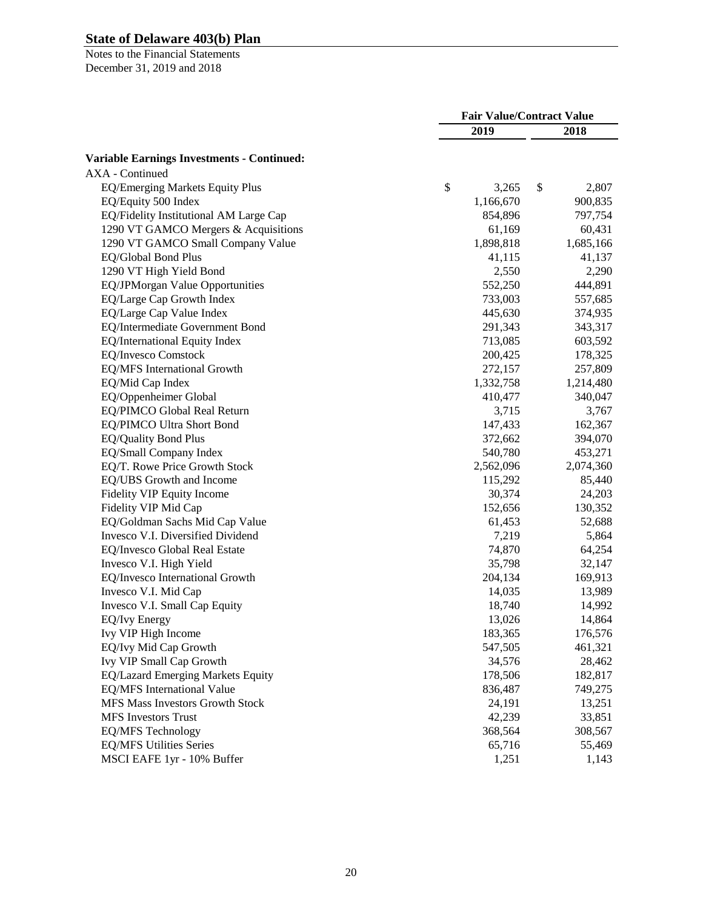# State of Delaware 403(b) Plan

Notes to the Financial Statements
December 31, 2019 and 2018

| | Fair Value/Contract Value | |
|---|---|---|
| | 2019 | 2018 |
| **Variable Earnings Investments - Continued:** | | |
| AXA - Continued | | |
| EQ/Emerging Markets Equity Plus | $ 3,265 | $ 2,807 |
| EQ/Equity 500 Index | 1,166,670 | 900,835 |
| EQ/Fidelity Institutional AM Large Cap | 854,896 | 797,754 |
| 1290 VT GAMCO Mergers & Acquisitions | 61,169 | 60,431 |
| 1290 VT GAMCO Small Company Value | 1,898,818 | 1,685,166 |
| EQ/Global Bond Plus | 41,115 | 41,137 |
| 1290 VT High Yield Bond | 2,550 | 2,290 |
| EQ/JPMorgan Value Opportunities | 552,250 | 444,891 |
| EQ/Large Cap Growth Index | 733,003 | 557,685 |
| EQ/Large Cap Value Index | 445,630 | 374,935 |
| EQ/Intermediate Government Bond | 291,343 | 343,317 |
| EQ/International Equity Index | 713,085 | 603,592 |
| EQ/Invesco Comstock | 200,425 | 178,325 |
| EQ/MFS International Growth | 272,157 | 257,809 |
| EQ/Mid Cap Index | 1,332,758 | 1,214,480 |
| EQ/Oppenheimer Global | 410,477 | 340,047 |
| EQ/PIMCO Global Real Return | 3,715 | 3,767 |
| EQ/PIMCO Ultra Short Bond | 147,433 | 162,367 |
| EQ/Quality Bond Plus | 372,662 | 394,070 |
| EQ/Small Company Index | 540,780 | 453,271 |
| EQ/T. Rowe Price Growth Stock | 2,562,096 | 2,074,360 |
| EQ/UBS Growth and Income | 115,292 | 85,440 |
| Fidelity VIP Equity Income | 30,374 | 24,203 |
| Fidelity VIP Mid Cap | 152,656 | 130,352 |
| EQ/Goldman Sachs Mid Cap Value | 61,453 | 52,688 |
| Invesco V.I. Diversified Dividend | 7,219 | 5,864 |
| EQ/Invesco Global Real Estate | 74,870 | 64,254 |
| Invesco V.I. High Yield | 35,798 | 32,147 |
| EQ/Invesco International Growth | 204,134 | 169,913 |
| Invesco V.I. Mid Cap | 14,035 | 13,989 |
| Invesco V.I. Small Cap Equity | 18,740 | 14,992 |
| EQ/Ivy Energy | 13,026 | 14,864 |
| Ivy VIP High Income | 183,365 | 176,576 |
| EQ/Ivy Mid Cap Growth | 547,505 | 461,321 |
| Ivy VIP Small Cap Growth | 34,576 | 28,462 |
| EQ/Lazard Emerging Markets Equity | 178,506 | 182,817 |
| EQ/MFS International Value | 836,487 | 749,275 |
| MFS Mass Investors Growth Stock | 24,191 | 13,251 |
| MFS Investors Trust | 42,239 | 33,851 |
| EQ/MFS Technology | 368,564 | 308,567 |
| EQ/MFS Utilities Series | 65,716 | 55,469 |
| MSCI EAFE 1yr - 10% Buffer | 1,251 | 1,143 |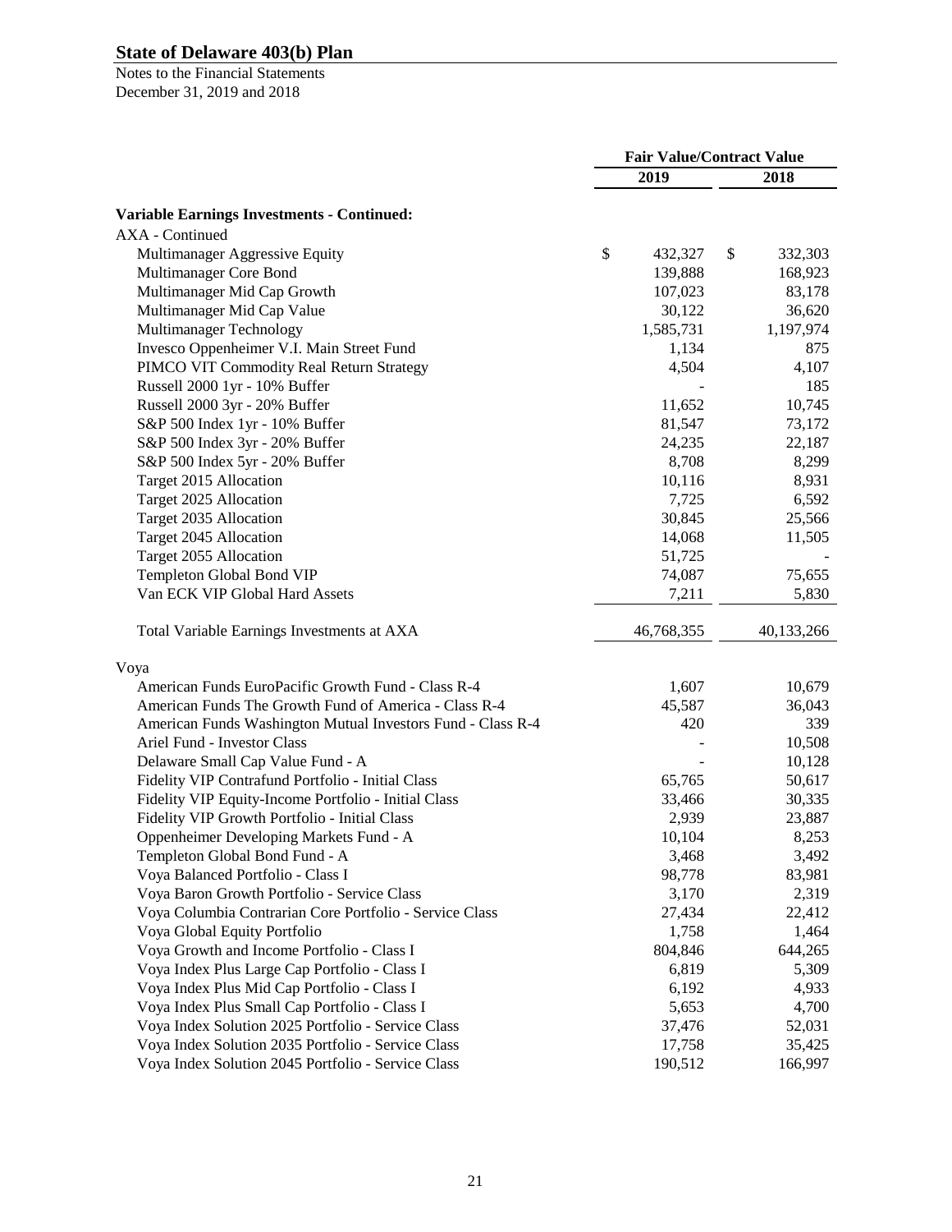# State of Delaware 403(b) Plan

Notes to the Financial Statements
December 31, 2019 and 2018

| | Fair Value/Contract Value | |
|---|---|---|
| | 2019 | 2018 |
| **Variable Earnings Investments - Continued:** | | |
| AXA - Continued | | |
| Multimanager Aggressive Equity | $ 432,327 | $ 332,303 |
| Multimanager Core Bond | 139,888 | 168,923 |
| Multimanager Mid Cap Growth | 107,023 | 83,178 |
| Multimanager Mid Cap Value | 30,122 | 36,620 |
| Multimanager Technology | 1,585,731 | 1,197,974 |
| Invesco Oppenheimer V.I. Main Street Fund | 1,134 | 875 |
| PIMCO VIT Commodity Real Return Strategy | 4,504 | 4,107 |
| Russell 2000 1yr - 10% Buffer | - | 185 |
| Russell 2000 3yr - 20% Buffer | 11,652 | 10,745 |
| S&P 500 Index 1yr - 10% Buffer | 81,547 | 73,172 |
| S&P 500 Index 3yr - 20% Buffer | 24,235 | 22,187 |
| S&P 500 Index 5yr - 20% Buffer | 8,708 | 8,299 |
| Target 2015 Allocation | 10,116 | 8,931 |
| Target 2025 Allocation | 7,725 | 6,592 |
| Target 2035 Allocation | 30,845 | 25,566 |
| Target 2045 Allocation | 14,068 | 11,505 |
| Target 2055 Allocation | 51,725 | - |
| Templeton Global Bond VIP | 74,087 | 75,655 |
| Van ECK VIP Global Hard Assets | 7,211 | 5,830 |
| Total Variable Earnings Investments at AXA | 46,768,355 | 40,133,266 |
| Voya | | |
| American Funds EuroPacific Growth Fund - Class R-4 | 1,607 | 10,679 |
| American Funds The Growth Fund of America - Class R-4 | 45,587 | 36,043 |
| American Funds Washington Mutual Investors Fund - Class R-4 | 420 | 339 |
| Ariel Fund - Investor Class | - | 10,508 |
| Delaware Small Cap Value Fund - A | - | 10,128 |
| Fidelity VIP Contrafund Portfolio - Initial Class | 65,765 | 50,617 |
| Fidelity VIP Equity-Income Portfolio - Initial Class | 33,466 | 30,335 |
| Fidelity VIP Growth Portfolio - Initial Class | 2,939 | 23,887 |
| Oppenheimer Developing Markets Fund - A | 10,104 | 8,253 |
| Templeton Global Bond Fund - A | 3,468 | 3,492 |
| Voya Balanced Portfolio - Class I | 98,778 | 83,981 |
| Voya Baron Growth Portfolio - Service Class | 3,170 | 2,319 |
| Voya Columbia Contrarian Core Portfolio - Service Class | 27,434 | 22,412 |
| Voya Global Equity Portfolio | 1,758 | 1,464 |
| Voya Growth and Income Portfolio - Class I | 804,846 | 644,265 |
| Voya Index Plus Large Cap Portfolio - Class I | 6,819 | 5,309 |
| Voya Index Plus Mid Cap Portfolio - Class I | 6,192 | 4,933 |
| Voya Index Plus Small Cap Portfolio - Class I | 5,653 | 4,700 |
| Voya Index Solution 2025 Portfolio - Service Class | 37,476 | 52,031 |
| Voya Index Solution 2035 Portfolio - Service Class | 17,758 | 35,425 |
| Voya Index Solution 2045 Portfolio - Service Class | 190,512 | 166,997 |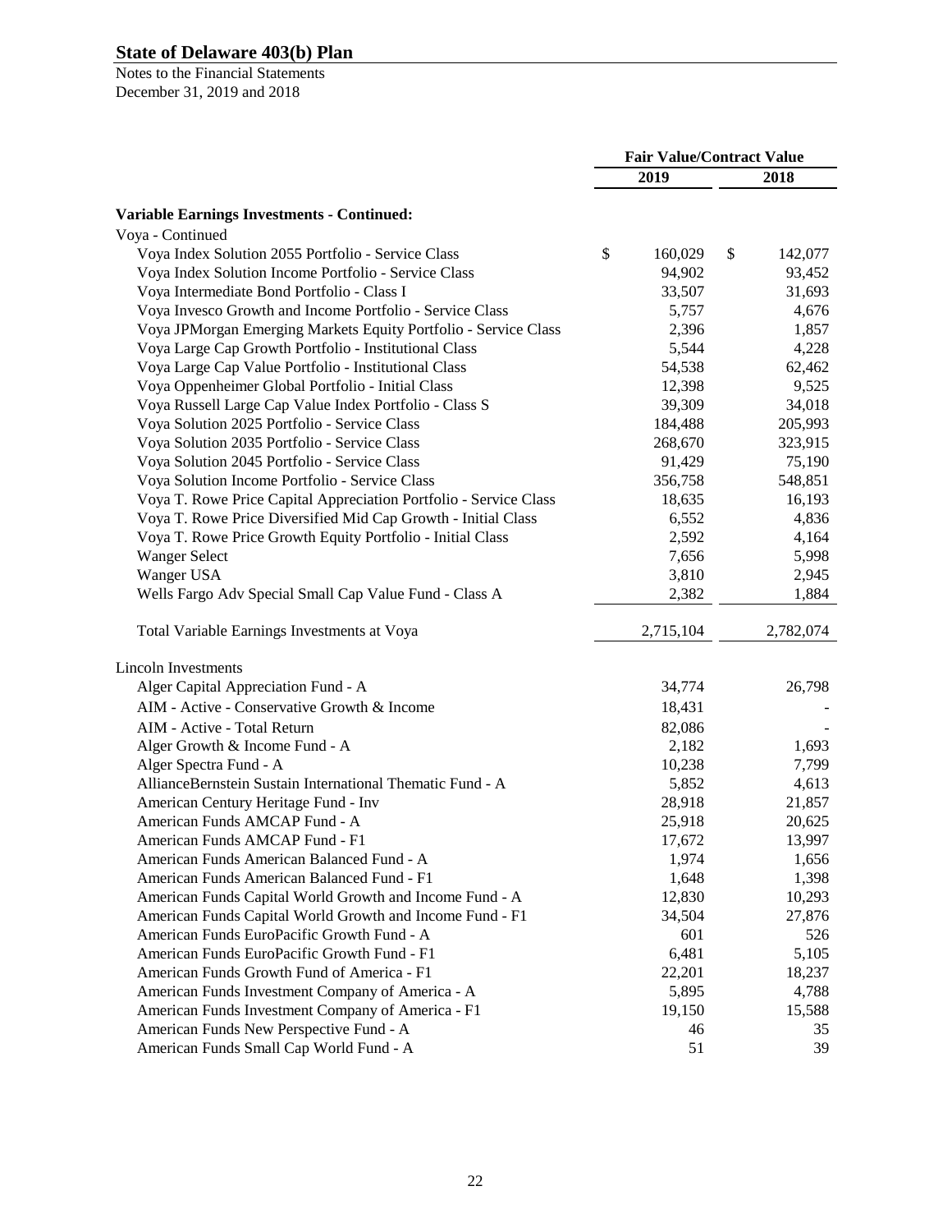## State of Delaware 403(b) Plan

Notes to the Financial Statements
December 31, 2019 and 2018

| | Fair Value/Contract Value | |
|---|---|---|
| | 2019 | 2018 |
| **Variable Earnings Investments - Continued:** | | |
| Voya - Continued | | |
| Voya Index Solution 2055 Portfolio - Service Class | $ 160,029 | $ 142,077 |
| Voya Index Solution Income Portfolio - Service Class | 94,902 | 93,452 |
| Voya Intermediate Bond Portfolio - Class I | 33,507 | 31,693 |
| Voya Invesco Growth and Income Portfolio - Service Class | 5,757 | 4,676 |
| Voya JPMorgan Emerging Markets Equity Portfolio - Service Class | 2,396 | 1,857 |
| Voya Large Cap Growth Portfolio - Institutional Class | 5,544 | 4,228 |
| Voya Large Cap Value Portfolio - Institutional Class | 54,538 | 62,462 |
| Voya Oppenheimer Global Portfolio - Initial Class | 12,398 | 9,525 |
| Voya Russell Large Cap Value Index Portfolio - Class S | 39,309 | 34,018 |
| Voya Solution 2025 Portfolio - Service Class | 184,488 | 205,993 |
| Voya Solution 2035 Portfolio - Service Class | 268,670 | 323,915 |
| Voya Solution 2045 Portfolio - Service Class | 91,429 | 75,190 |
| Voya Solution Income Portfolio - Service Class | 356,758 | 548,851 |
| Voya T. Rowe Price Capital Appreciation Portfolio - Service Class | 18,635 | 16,193 |
| Voya T. Rowe Price Diversified Mid Cap Growth - Initial Class | 6,552 | 4,836 |
| Voya T. Rowe Price Growth Equity Portfolio - Initial Class | 2,592 | 4,164 |
| Wanger Select | 7,656 | 5,998 |
| Wanger USA | 3,810 | 2,945 |
| Wells Fargo Adv Special Small Cap Value Fund - Class A | 2,382 | 1,884 |
| Total Variable Earnings Investments at Voya | 2,715,104 | 2,782,074 |
| Lincoln Investments | | |
| Alger Capital Appreciation Fund - A | 34,774 | 26,798 |
| AIM - Active - Conservative Growth & Income | 18,431 | - |
| AIM - Active - Total Return | 82,086 | - |
| Alger Growth & Income Fund - A | 2,182 | 1,693 |
| Alger Spectra Fund - A | 10,238 | 7,799 |
| AllianceBernstein Sustain International Thematic Fund - A | 5,852 | 4,613 |
| American Century Heritage Fund - Inv | 28,918 | 21,857 |
| American Funds AMCAP Fund - A | 25,918 | 20,625 |
| American Funds AMCAP Fund - F1 | 17,672 | 13,997 |
| American Funds American Balanced Fund - A | 1,974 | 1,656 |
| American Funds American Balanced Fund - F1 | 1,648 | 1,398 |
| American Funds Capital World Growth and Income Fund - A | 12,830 | 10,293 |
| American Funds Capital World Growth and Income Fund - F1 | 34,504 | 27,876 |
| American Funds EuroPacific Growth Fund - A | 601 | 526 |
| American Funds EuroPacific Growth Fund - F1 | 6,481 | 5,105 |
| American Funds Growth Fund of America - F1 | 22,201 | 18,237 |
| American Funds Investment Company of America - A | 5,895 | 4,788 |
| American Funds Investment Company of America - F1 | 19,150 | 15,588 |
| American Funds New Perspective Fund - A | 46 | 35 |
| American Funds Small Cap World Fund - A | 51 | 39 |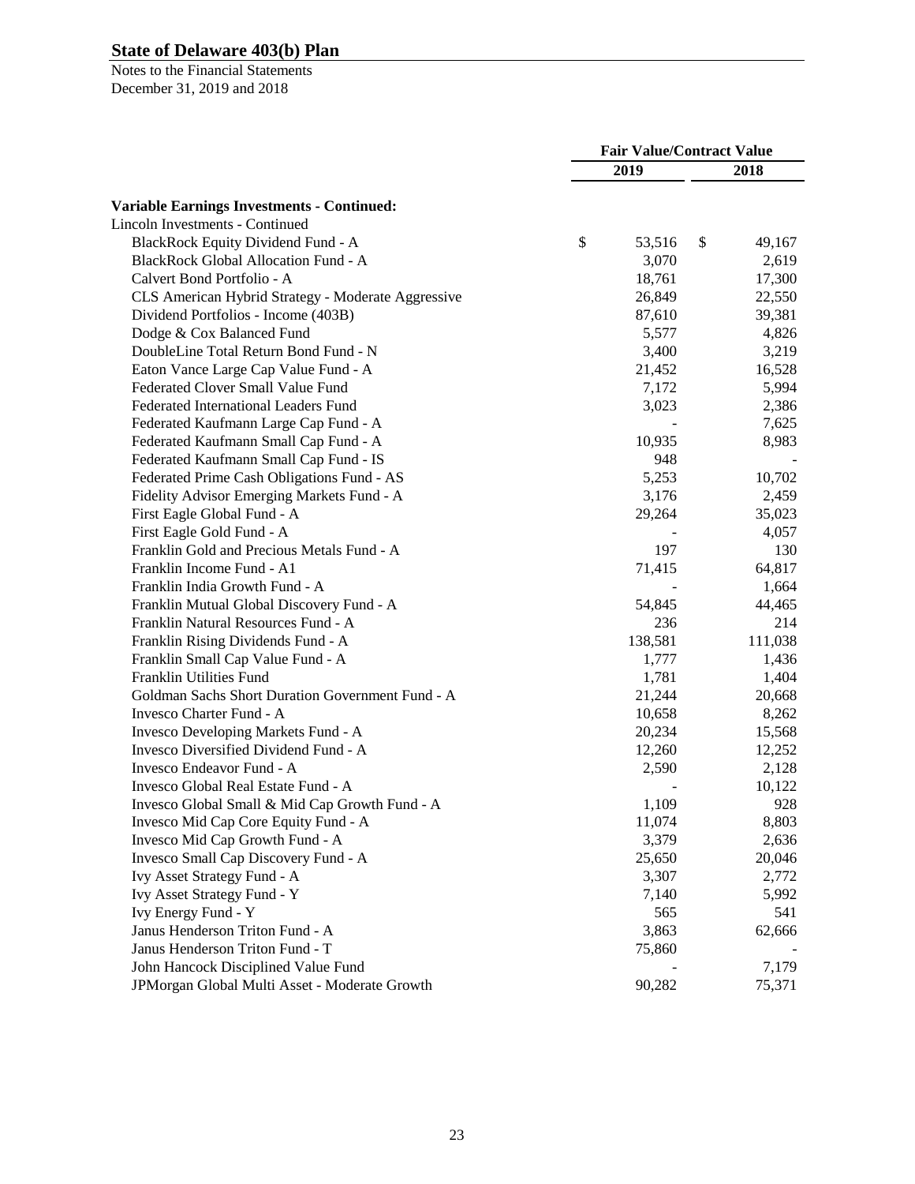# State of Delaware 403(b) Plan

Notes to the Financial Statements
December 31, 2019 and 2018

| | Fair Value/Contract Value | |
|---|---|---|
| | 2019 | 2018 |
| **Variable Earnings Investments - Continued:** | | |
| Lincoln Investments - Continued | | |
| BlackRock Equity Dividend Fund - A | $ 53,516 | $ 49,167 |
| BlackRock Global Allocation Fund - A | 3,070 | 2,619 |
| Calvert Bond Portfolio - A | 18,761 | 17,300 |
| CLS American Hybrid Strategy - Moderate Aggressive | 26,849 | 22,550 |
| Dividend Portfolios - Income (403B) | 87,610 | 39,381 |
| Dodge & Cox Balanced Fund | 5,577 | 4,826 |
| DoubleLine Total Return Bond Fund - N | 3,400 | 3,219 |
| Eaton Vance Large Cap Value Fund - A | 21,452 | 16,528 |
| Federated Clover Small Value Fund | 7,172 | 5,994 |
| Federated International Leaders Fund | 3,023 | 2,386 |
| Federated Kaufmann Large Cap Fund - A | - | 7,625 |
| Federated Kaufmann Small Cap Fund - A | 10,935 | 8,983 |
| Federated Kaufmann Small Cap Fund - IS | 948 | - |
| Federated Prime Cash Obligations Fund - AS | 5,253 | 10,702 |
| Fidelity Advisor Emerging Markets Fund - A | 3,176 | 2,459 |
| First Eagle Global Fund - A | 29,264 | 35,023 |
| First Eagle Gold Fund - A | - | 4,057 |
| Franklin Gold and Precious Metals Fund - A | 197 | 130 |
| Franklin Income Fund - A1 | 71,415 | 64,817 |
| Franklin India Growth Fund - A | - | 1,664 |
| Franklin Mutual Global Discovery Fund - A | 54,845 | 44,465 |
| Franklin Natural Resources Fund - A | 236 | 214 |
| Franklin Rising Dividends Fund - A | 138,581 | 111,038 |
| Franklin Small Cap Value Fund - A | 1,777 | 1,436 |
| Franklin Utilities Fund | 1,781 | 1,404 |
| Goldman Sachs Short Duration Government Fund - A | 21,244 | 20,668 |
| Invesco Charter Fund - A | 10,658 | 8,262 |
| Invesco Developing Markets Fund - A | 20,234 | 15,568 |
| Invesco Diversified Dividend Fund - A | 12,260 | 12,252 |
| Invesco Endeavor Fund - A | 2,590 | 2,128 |
| Invesco Global Real Estate Fund - A | - | 10,122 |
| Invesco Global Small & Mid Cap Growth Fund - A | 1,109 | 928 |
| Invesco Mid Cap Core Equity Fund - A | 11,074 | 8,803 |
| Invesco Mid Cap Growth Fund - A | 3,379 | 2,636 |
| Invesco Small Cap Discovery Fund - A | 25,650 | 20,046 |
| Ivy Asset Strategy Fund - A | 3,307 | 2,772 |
| Ivy Asset Strategy Fund - Y | 7,140 | 5,992 |
| Ivy Energy Fund - Y | 565 | 541 |
| Janus Henderson Triton Fund - A | 3,863 | 62,666 |
| Janus Henderson Triton Fund - T | 75,860 | - |
| John Hancock Disciplined Value Fund | - | 7,179 |
| JPMorgan Global Multi Asset - Moderate Growth | 90,282 | 75,371 |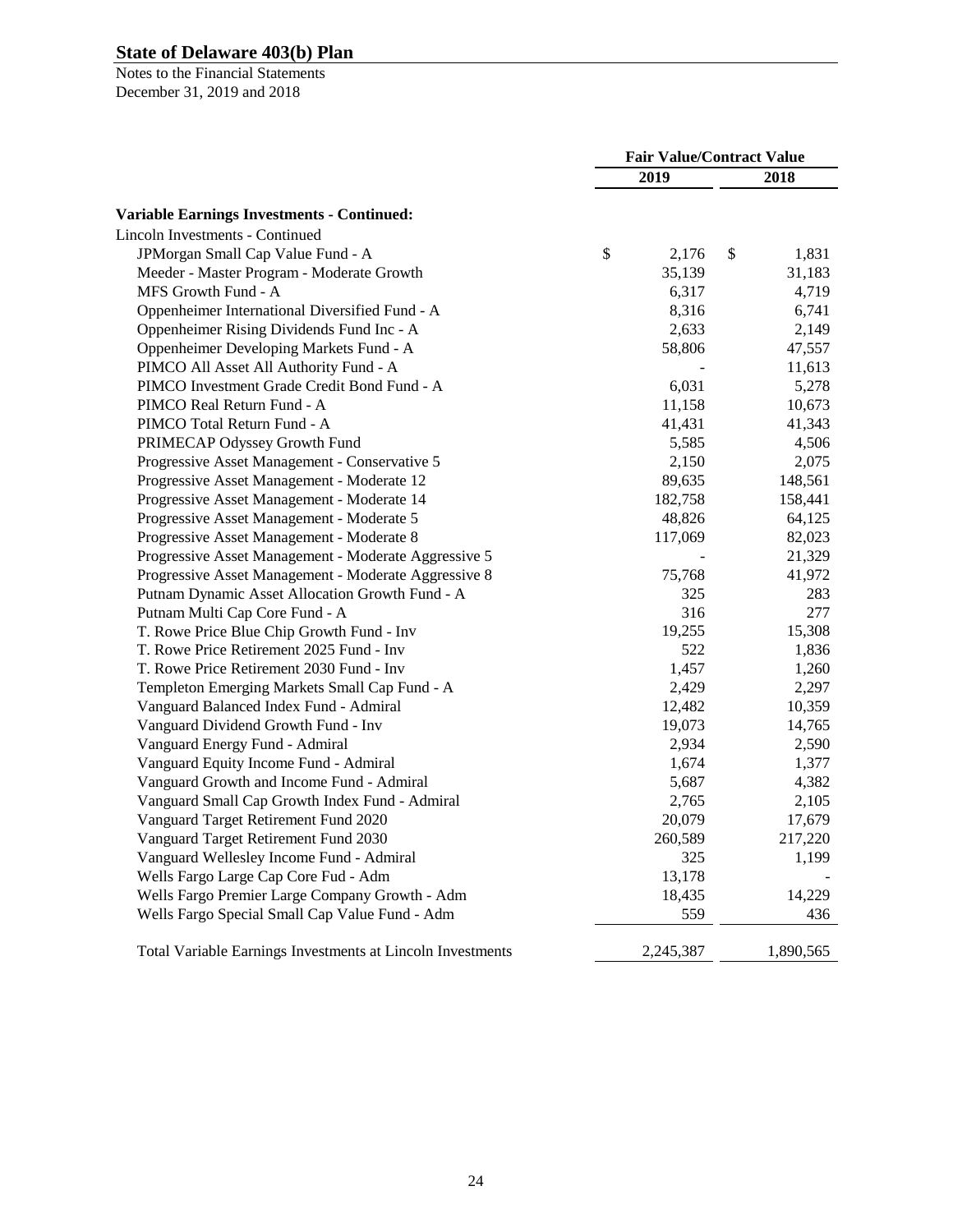# State of Delaware 403(b) Plan

Notes to the Financial Statements
December 31, 2019 and 2018

| | Fair Value/Contract Value | |
|---|---|---|
| | 2019 | 2018 |
| **Variable Earnings Investments - Continued:** | | |
| Lincoln Investments - Continued | | |
| JPMorgan Small Cap Value Fund - A | $ 2,176 | $ 1,831 |
| Meeder - Master Program - Moderate Growth | 35,139 | 31,183 |
| MFS Growth Fund - A | 6,317 | 4,719 |
| Oppenheimer International Diversified Fund - A | 8,316 | 6,741 |
| Oppenheimer Rising Dividends Fund Inc - A | 2,633 | 2,149 |
| Oppenheimer Developing Markets Fund - A | 58,806 | 47,557 |
| PIMCO All Asset All Authority Fund - A | - | 11,613 |
| PIMCO Investment Grade Credit Bond Fund - A | 6,031 | 5,278 |
| PIMCO Real Return Fund - A | 11,158 | 10,673 |
| PIMCO Total Return Fund - A | 41,431 | 41,343 |
| PRIMECAP Odyssey Growth Fund | 5,585 | 4,506 |
| Progressive Asset Management - Conservative 5 | 2,150 | 2,075 |
| Progressive Asset Management - Moderate 12 | 89,635 | 148,561 |
| Progressive Asset Management - Moderate 14 | 182,758 | 158,441 |
| Progressive Asset Management - Moderate 5 | 48,826 | 64,125 |
| Progressive Asset Management - Moderate 8 | 117,069 | 82,023 |
| Progressive Asset Management - Moderate Aggressive 5 | - | 21,329 |
| Progressive Asset Management - Moderate Aggressive 8 | 75,768 | 41,972 |
| Putnam Dynamic Asset Allocation Growth Fund - A | 325 | 283 |
| Putnam Multi Cap Core Fund - A | 316 | 277 |
| T. Rowe Price Blue Chip Growth Fund - Inv | 19,255 | 15,308 |
| T. Rowe Price Retirement 2025 Fund - Inv | 522 | 1,836 |
| T. Rowe Price Retirement 2030 Fund - Inv | 1,457 | 1,260 |
| Templeton Emerging Markets Small Cap Fund - A | 2,429 | 2,297 |
| Vanguard Balanced Index Fund - Admiral | 12,482 | 10,359 |
| Vanguard Dividend Growth Fund - Inv | 19,073 | 14,765 |
| Vanguard Energy Fund - Admiral | 2,934 | 2,590 |
| Vanguard Equity Income Fund - Admiral | 1,674 | 1,377 |
| Vanguard Growth and Income Fund - Admiral | 5,687 | 4,382 |
| Vanguard Small Cap Growth Index Fund - Admiral | 2,765 | 2,105 |
| Vanguard Target Retirement Fund 2020 | 20,079 | 17,679 |
| Vanguard Target Retirement Fund 2030 | 260,589 | 217,220 |
| Vanguard Wellesley Income Fund - Admiral | 325 | 1,199 |
| Wells Fargo Large Cap Core Fud - Adm | 13,178 | - |
| Wells Fargo Premier Large Company Growth - Adm | 18,435 | 14,229 |
| Wells Fargo Special Small Cap Value Fund - Adm | 559 | 436 |
| Total Variable Earnings Investments at Lincoln Investments | 2,245,387 | 1,890,565 |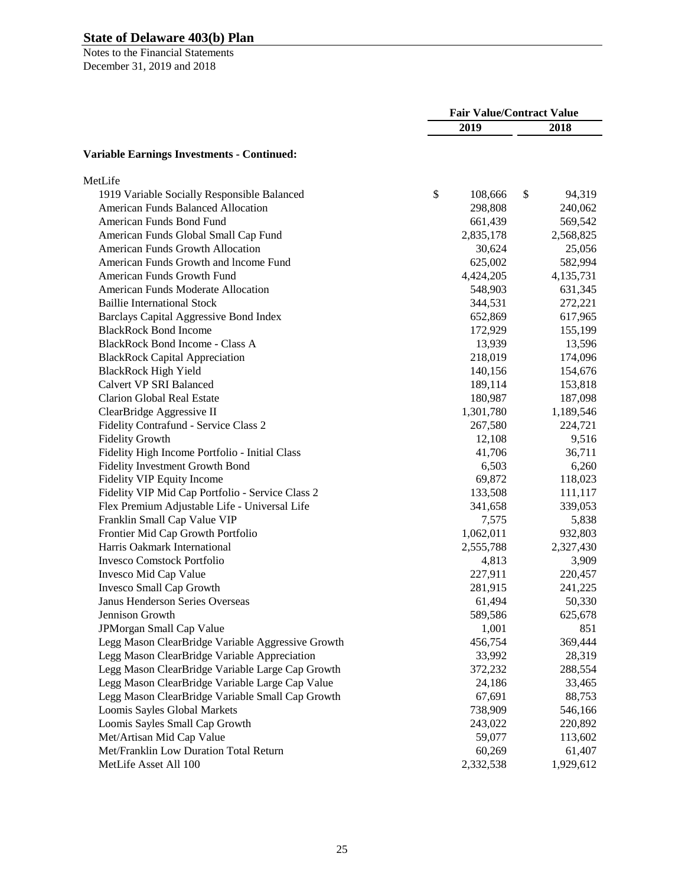## State of Delaware 403(b) Plan

Notes to the Financial Statements
December 31, 2019 and 2018

| | Fair Value/Contract Value | |
|---|---|---|
| | 2019 | 2018 |
| **Variable Earnings Investments - Continued:** | | |
| MetLife | | |
| 1919 Variable Socially Responsible Balanced | $ 108,666 | $ 94,319 |
| American Funds Balanced Allocation | 298,808 | 240,062 |
| American Funds Bond Fund | 661,439 | 569,542 |
| American Funds Global Small Cap Fund | 2,835,178 | 2,568,825 |
| American Funds Growth Allocation | 30,624 | 25,056 |
| American Funds Growth and lncome Fund | 625,002 | 582,994 |
| American Funds Growth Fund | 4,424,205 | 4,135,731 |
| American Funds Moderate Allocation | 548,903 | 631,345 |
| Baillie International Stock | 344,531 | 272,221 |
| Barclays Capital Aggressive Bond Index | 652,869 | 617,965 |
| BlackRock Bond Income | 172,929 | 155,199 |
| BlackRock Bond Income - Class A | 13,939 | 13,596 |
| BlackRock Capital Appreciation | 218,019 | 174,096 |
| BlackRock High Yield | 140,156 | 154,676 |
| Calvert VP SRI Balanced | 189,114 | 153,818 |
| Clarion Global Real Estate | 180,987 | 187,098 |
| ClearBridge Aggressive II | 1,301,780 | 1,189,546 |
| Fidelity Contrafund - Service Class 2 | 267,580 | 224,721 |
| Fidelity Growth | 12,108 | 9,516 |
| Fidelity High Income Portfolio - Initial Class | 41,706 | 36,711 |
| Fidelity Investment Growth Bond | 6,503 | 6,260 |
| Fidelity VIP Equity Income | 69,872 | 118,023 |
| Fidelity VIP Mid Cap Portfolio - Service Class 2 | 133,508 | 111,117 |
| Flex Premium Adjustable Life - Universal Life | 341,658 | 339,053 |
| Franklin Small Cap Value VIP | 7,575 | 5,838 |
| Frontier Mid Cap Growth Portfolio | 1,062,011 | 932,803 |
| Harris Oakmark International | 2,555,788 | 2,327,430 |
| Invesco Comstock Portfolio | 4,813 | 3,909 |
| Invesco Mid Cap Value | 227,911 | 220,457 |
| Invesco Small Cap Growth | 281,915 | 241,225 |
| Janus Henderson Series Overseas | 61,494 | 50,330 |
| Jennison Growth | 589,586 | 625,678 |
| JPMorgan Small Cap Value | 1,001 | 851 |
| Legg Mason ClearBridge Variable Aggressive Growth | 456,754 | 369,444 |
| Legg Mason ClearBridge Variable Appreciation | 33,992 | 28,319 |
| Legg Mason ClearBridge Variable Large Cap Growth | 372,232 | 288,554 |
| Legg Mason ClearBridge Variable Large Cap Value | 24,186 | 33,465 |
| Legg Mason ClearBridge Variable Small Cap Growth | 67,691 | 88,753 |
| Loomis Sayles Global Markets | 738,909 | 546,166 |
| Loomis Sayles Small Cap Growth | 243,022 | 220,892 |
| Met/Artisan Mid Cap Value | 59,077 | 113,602 |
| Met/Franklin Low Duration Total Return | 60,269 | 61,407 |
| MetLife Asset All 100 | 2,332,538 | 1,929,612 |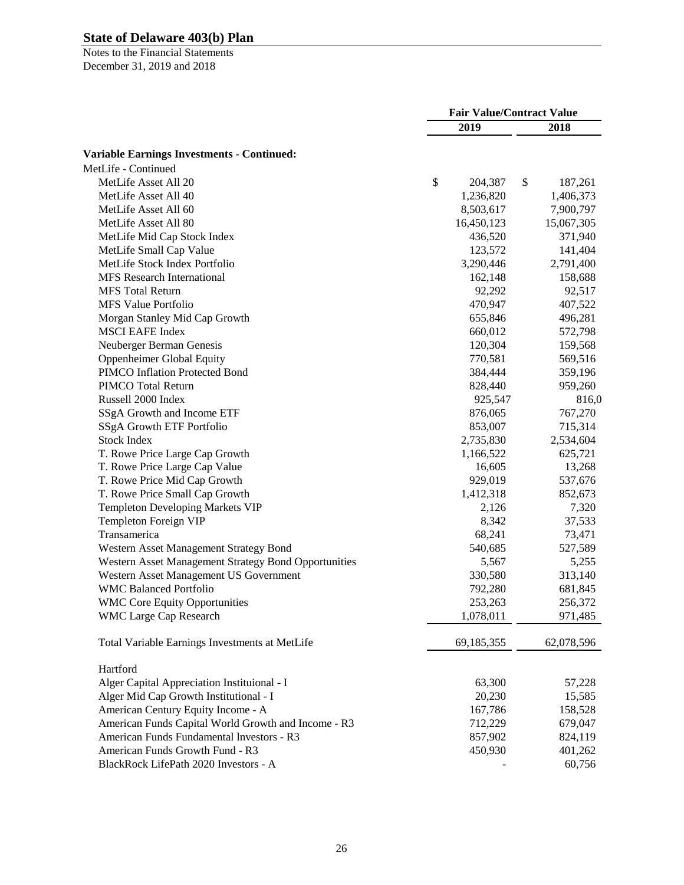**State of Delaware 403(b) Plan**

Notes to the Financial Statements
December 31, 2019 and 2018

| | Fair Value/Contract Value | |
|---|---|---|
| | 2019 | 2018 |
| **Variable Earnings Investments - Continued:** | | |
| MetLife - Continued | | |
| MetLife Asset All 20 | $ 204,387 | $ 187,261 |
| MetLife Asset All 40 | 1,236,820 | 1,406,373 |
| MetLife Asset All 60 | 8,503,617 | 7,900,797 |
| MetLife Asset All 80 | 16,450,123 | 15,067,305 |
| MetLife Mid Cap Stock Index | 436,520 | 371,940 |
| MetLife Small Cap Value | 123,572 | 141,404 |
| MetLife Stock Index Portfolio | 3,290,446 | 2,791,400 |
| MFS Research International | 162,148 | 158,688 |
| MFS Total Return | 92,292 | 92,517 |
| MFS Value Portfolio | 470,947 | 407,522 |
| Morgan Stanley Mid Cap Growth | 655,846 | 496,281 |
| MSCI EAFE Index | 660,012 | 572,798 |
| Neuberger Berman Genesis | 120,304 | 159,568 |
| Oppenheimer Global Equity | 770,581 | 569,516 |
| PIMCO Inflation Protected Bond | 384,444 | 359,196 |
| PIMCO Total Return | 828,440 | 959,260 |
| Russell 2000 Index | 925,547 | 816,0 |
| SSgA Growth and Income ETF | 876,065 | 767,270 |
| SSgA Growth ETF Portfolio | 853,007 | 715,314 |
| Stock Index | 2,735,830 | 2,534,604 |
| T. Rowe Price Large Cap Growth | 1,166,522 | 625,721 |
| T. Rowe Price Large Cap Value | 16,605 | 13,268 |
| T. Rowe Price Mid Cap Growth | 929,019 | 537,676 |
| T. Rowe Price Small Cap Growth | 1,412,318 | 852,673 |
| Templeton Developing Markets VIP | 2,126 | 7,320 |
| Templeton Foreign VIP | 8,342 | 37,533 |
| Transamerica | 68,241 | 73,471 |
| Western Asset Management Strategy Bond | 540,685 | 527,589 |
| Western Asset Management Strategy Bond Opportunities | 5,567 | 5,255 |
| Western Asset Management US Government | 330,580 | 313,140 |
| WMC Balanced Portfolio | 792,280 | 681,845 |
| WMC Core Equity Opportunities | 253,263 | 256,372 |
| WMC Large Cap Research | 1,078,011 | 971,485 |
| Total Variable Earnings Investments at MetLife | 69,185,355 | 62,078,596 |
| Hartford | | |
| Alger Capital Appreciation Instituional - I | 63,300 | 57,228 |
| Alger Mid Cap Growth Institutional - I | 20,230 | 15,585 |
| American Century Equity Income - A | 167,786 | 158,528 |
| American Funds Capital World Growth and Income - R3 | 712,229 | 679,047 |
| American Funds Fundamental lnvestors - R3 | 857,902 | 824,119 |
| American Funds Growth Fund - R3 | 450,930 | 401,262 |
| BlackRock LifePath 2020 Investors - A | - | 60,756 |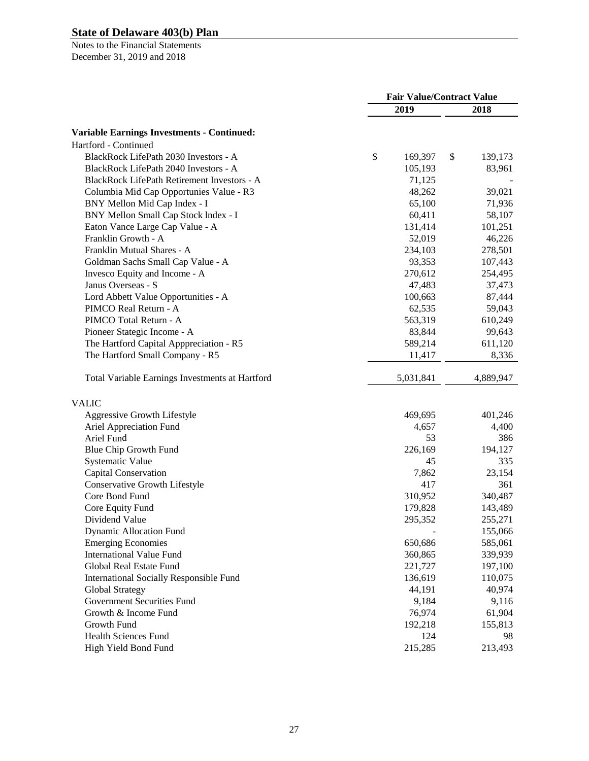## State of Delaware 403(b) Plan

Notes to the Financial Statements
December 31, 2019 and 2018

| | Fair Value/Contract Value | |
|---|---|---|
| | 2019 | 2018 |
| **Variable Earnings Investments - Continued:** | | |
| Hartford - Continued | | |
| BlackRock LifePath 2030 Investors - A | $ 169,397 | $ 139,173 |
| BlackRock LifePath 2040 Investors - A | 105,193 | 83,961 |
| BlackRock LifePath Retirement Investors - A | 71,125 | - |
| Columbia Mid Cap Opportunies Value - R3 | 48,262 | 39,021 |
| BNY Mellon Mid Cap Index - I | 65,100 | 71,936 |
| BNY Mellon Small Cap Stock lndex - I | 60,411 | 58,107 |
| Eaton Vance Large Cap Value - A | 131,414 | 101,251 |
| Franklin Growth - A | 52,019 | 46,226 |
| Franklin Mutual Shares - A | 234,103 | 278,501 |
| Goldman Sachs Small Cap Value - A | 93,353 | 107,443 |
| Invesco Equity and Income - A | 270,612 | 254,495 |
| Janus Overseas - S | 47,483 | 37,473 |
| Lord Abbett Value Opportunities - A | 100,663 | 87,444 |
| PIMCO Real Return - A | 62,535 | 59,043 |
| PIMCO Total Return - A | 563,319 | 610,249 |
| Pioneer Stategic Income - A | 83,844 | 99,643 |
| The Hartford Capital Apppreciation - R5 | 589,214 | 611,120 |
| The Hartford Small Company - R5 | 11,417 | 8,336 |
| Total Variable Earnings Investments at Hartford | 5,031,841 | 4,889,947 |
| VALIC | | |
| Aggressive Growth Lifestyle | 469,695 | 401,246 |
| Ariel Appreciation Fund | 4,657 | 4,400 |
| Ariel Fund | 53 | 386 |
| Blue Chip Growth Fund | 226,169 | 194,127 |
| Systematic Value | 45 | 335 |
| Capital Conservation | 7,862 | 23,154 |
| Conservative Growth Lifestyle | 417 | 361 |
| Core Bond Fund | 310,952 | 340,487 |
| Core Equity Fund | 179,828 | 143,489 |
| Dividend Value | 295,352 | 255,271 |
| Dynamic Allocation Fund | - | 155,066 |
| Emerging Economies | 650,686 | 585,061 |
| International Value Fund | 360,865 | 339,939 |
| Global Real Estate Fund | 221,727 | 197,100 |
| International Socially Responsible Fund | 136,619 | 110,075 |
| Global Strategy | 44,191 | 40,974 |
| Government Securities Fund | 9,184 | 9,116 |
| Growth & Income Fund | 76,974 | 61,904 |
| Growth Fund | 192,218 | 155,813 |
| Health Sciences Fund | 124 | 98 |
| High Yield Bond Fund | 215,285 | 213,493 |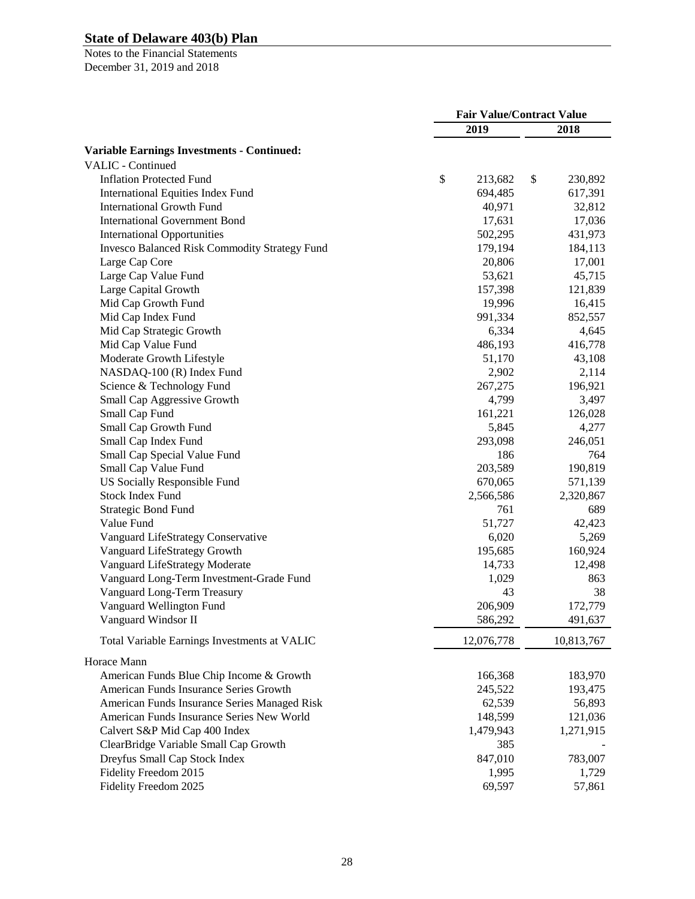| | Fair Value/Contract Value | |
|---|---|---|
| | 2019 | 2018 |
| **Variable Earnings Investments - Continued:** | | |
| VALIC - Continued | | |
| Inflation Protected Fund | $ 213,682 | $ 230,892 |
| International Equities Index Fund | 694,485 | 617,391 |
| International Growth Fund | 40,971 | 32,812 |
| International Government Bond | 17,631 | 17,036 |
| International Opportunities | 502,295 | 431,973 |
| Invesco Balanced Risk Commodity Strategy Fund | 179,194 | 184,113 |
| Large Cap Core | 20,806 | 17,001 |
| Large Cap Value Fund | 53,621 | 45,715 |
| Large Capital Growth | 157,398 | 121,839 |
| Mid Cap Growth Fund | 19,996 | 16,415 |
| Mid Cap Index Fund | 991,334 | 852,557 |
| Mid Cap Strategic Growth | 6,334 | 4,645 |
| Mid Cap Value Fund | 486,193 | 416,778 |
| Moderate Growth Lifestyle | 51,170 | 43,108 |
| NASDAQ-100 (R) Index Fund | 2,902 | 2,114 |
| Science & Technology Fund | 267,275 | 196,921 |
| Small Cap Aggressive Growth | 4,799 | 3,497 |
| Small Cap Fund | 161,221 | 126,028 |
| Small Cap Growth Fund | 5,845 | 4,277 |
| Small Cap Index Fund | 293,098 | 246,051 |
| Small Cap Special Value Fund | 186 | 764 |
| Small Cap Value Fund | 203,589 | 190,819 |
| US Socially Responsible Fund | 670,065 | 571,139 |
| Stock Index Fund | 2,566,586 | 2,320,867 |
| Strategic Bond Fund | 761 | 689 |
| Value Fund | 51,727 | 42,423 |
| Vanguard LifeStrategy Conservative | 6,020 | 5,269 |
| Vanguard LifeStrategy Growth | 195,685 | 160,924 |
| Vanguard LifeStrategy Moderate | 14,733 | 12,498 |
| Vanguard Long-Term Investment-Grade Fund | 1,029 | 863 |
| Vanguard Long-Term Treasury | 43 | 38 |
| Vanguard Wellington Fund | 206,909 | 172,779 |
| Vanguard Windsor II | 586,292 | 491,637 |
| Total Variable Earnings Investments at VALIC | 12,076,778 | 10,813,767 |
| Horace Mann | | |
| American Funds Blue Chip Income & Growth | 166,368 | 183,970 |
| American Funds Insurance Series Growth | 245,522 | 193,475 |
| American Funds Insurance Series Managed Risk | 62,539 | 56,893 |
| American Funds Insurance Series New World | 148,599 | 121,036 |
| Calvert S&P Mid Cap 400 Index | 1,479,943 | 1,271,915 |
| ClearBridge Variable Small Cap Growth | 385 | - |
| Dreyfus Small Cap Stock Index | 847,010 | 783,007 |
| Fidelity Freedom 2015 | 1,995 | 1,729 |
| Fidelity Freedom 2025 | 69,597 | 57,861 |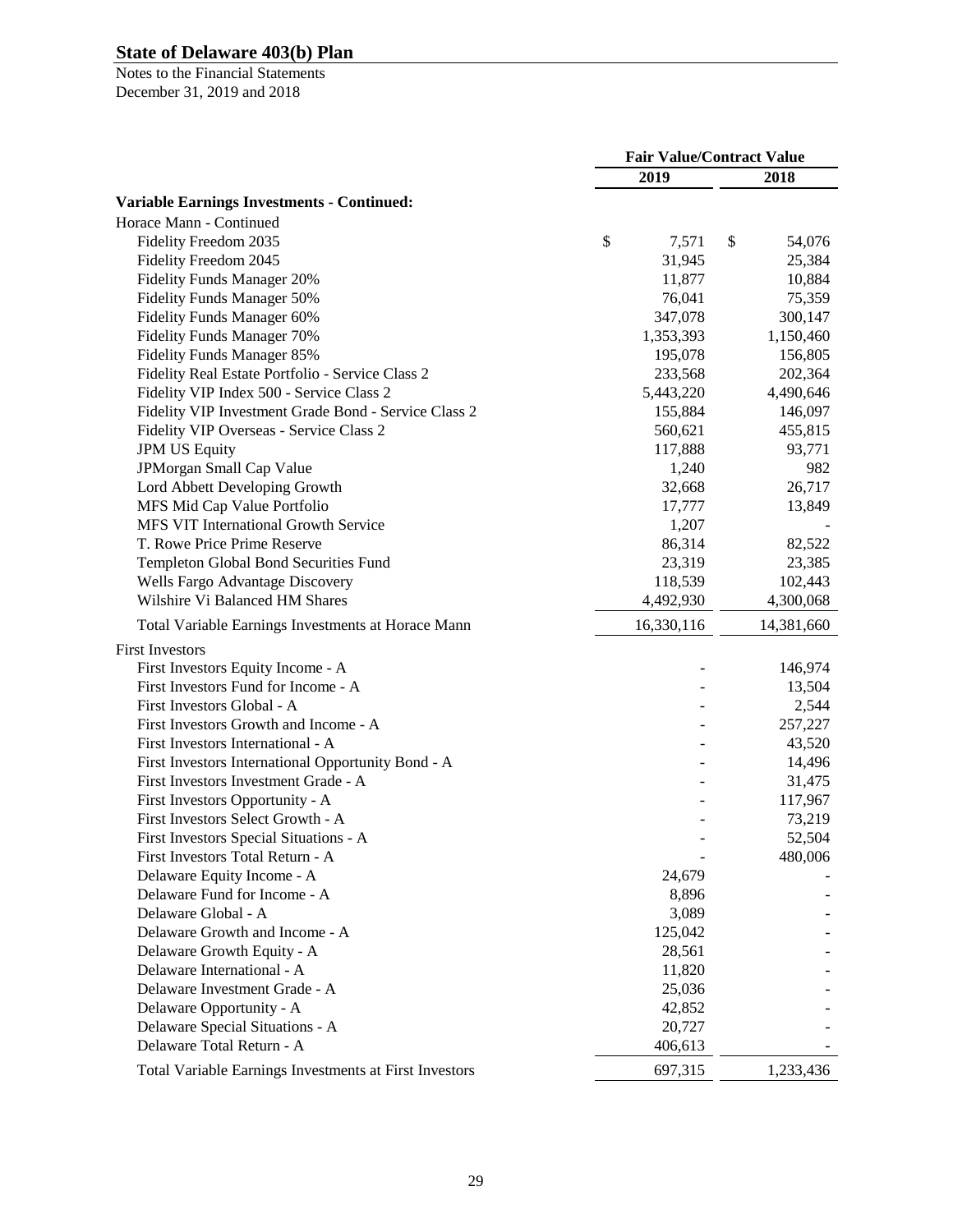# State of Delaware 403(b) Plan

Notes to the Financial Statements
December 31, 2019 and 2018

| | Fair Value/Contract Value | |
|---|---|---|
| | 2019 | 2018 |
| **Variable Earnings Investments - Continued:** | | |
| Horace Mann - Continued | | |
| Fidelity Freedom 2035 | $ 7,571 | $ 54,076 |
| Fidelity Freedom 2045 | 31,945 | 25,384 |
| Fidelity Funds Manager 20% | 11,877 | 10,884 |
| Fidelity Funds Manager 50% | 76,041 | 75,359 |
| Fidelity Funds Manager 60% | 347,078 | 300,147 |
| Fidelity Funds Manager 70% | 1,353,393 | 1,150,460 |
| Fidelity Funds Manager 85% | 195,078 | 156,805 |
| Fidelity Real Estate Portfolio - Service Class 2 | 233,568 | 202,364 |
| Fidelity VIP Index 500 - Service Class 2 | 5,443,220 | 4,490,646 |
| Fidelity VIP Investment Grade Bond - Service Class 2 | 155,884 | 146,097 |
| Fidelity VIP Overseas - Service Class 2 | 560,621 | 455,815 |
| JPM US Equity | 117,888 | 93,771 |
| JPMorgan Small Cap Value | 1,240 | 982 |
| Lord Abbett Developing Growth | 32,668 | 26,717 |
| MFS Mid Cap Value Portfolio | 17,777 | 13,849 |
| MFS VIT International Growth Service | 1,207 | - |
| T. Rowe Price Prime Reserve | 86,314 | 82,522 |
| Templeton Global Bond Securities Fund | 23,319 | 23,385 |
| Wells Fargo Advantage Discovery | 118,539 | 102,443 |
| Wilshire Vi Balanced HM Shares | 4,492,930 | 4,300,068 |
| Total Variable Earnings Investments at Horace Mann | 16,330,116 | 14,381,660 |
| First Investors | | |
| First Investors Equity Income - A | - | 146,974 |
| First Investors Fund for Income - A | - | 13,504 |
| First Investors Global - A | - | 2,544 |
| First Investors Growth and Income - A | - | 257,227 |
| First Investors International - A | - | 43,520 |
| First Investors International Opportunity Bond - A | - | 14,496 |
| First Investors Investment Grade - A | - | 31,475 |
| First Investors Opportunity - A | - | 117,967 |
| First Investors Select Growth - A | - | 73,219 |
| First Investors Special Situations - A | - | 52,504 |
| First Investors Total Return - A | - | 480,006 |
| Delaware Equity Income - A | 24,679 | - |
| Delaware Fund for Income - A | 8,896 | - |
| Delaware Global - A | 3,089 | - |
| Delaware Growth and Income - A | 125,042 | - |
| Delaware Growth Equity - A | 28,561 | - |
| Delaware International - A | 11,820 | - |
| Delaware Investment Grade - A | 25,036 | - |
| Delaware Opportunity - A | 42,852 | - |
| Delaware Special Situations - A | 20,727 | - |
| Delaware Total Return - A | 406,613 | - |
| Total Variable Earnings Investments at First Investors | 697,315 | 1,233,436 |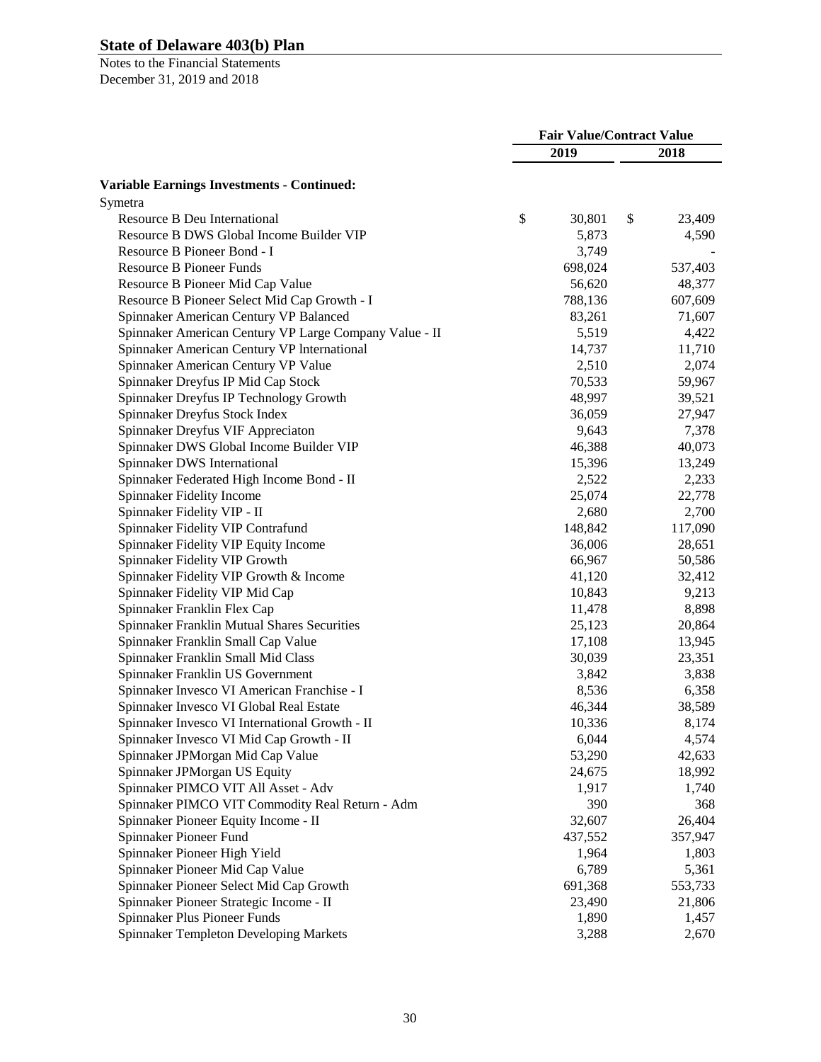# State of Delaware 403(b) Plan

Notes to the Financial Statements
December 31, 2019 and 2018

| | Fair Value/Contract Value | |
|---|---|---|
| | 2019 | 2018 |
| **Variable Earnings Investments - Continued:** | | |
| Symetra | | |
| Resource B Deu International | $ 30,801 | $ 23,409 |
| Resource B DWS Global Income Builder VIP | 5,873 | 4,590 |
| Resource B Pioneer Bond - I | 3,749 | - |
| Resource B Pioneer Funds | 698,024 | 537,403 |
| Resource B Pioneer Mid Cap Value | 56,620 | 48,377 |
| Resource B Pioneer Select Mid Cap Growth - I | 788,136 | 607,609 |
| Spinnaker American Century VP Balanced | 83,261 | 71,607 |
| Spinnaker American Century VP Large Company Value - II | 5,519 | 4,422 |
| Spinnaker American Century VP lnternational | 14,737 | 11,710 |
| Spinnaker American Century VP Value | 2,510 | 2,074 |
| Spinnaker Dreyfus IP Mid Cap Stock | 70,533 | 59,967 |
| Spinnaker Dreyfus IP Technology Growth | 48,997 | 39,521 |
| Spinnaker Dreyfus Stock Index | 36,059 | 27,947 |
| Spinnaker Dreyfus VIF Appreciaton | 9,643 | 7,378 |
| Spinnaker DWS Global Income Builder VIP | 46,388 | 40,073 |
| Spinnaker DWS International | 15,396 | 13,249 |
| Spinnaker Federated High Income Bond - II | 2,522 | 2,233 |
| Spinnaker Fidelity Income | 25,074 | 22,778 |
| Spinnaker Fidelity VIP - II | 2,680 | 2,700 |
| Spinnaker Fidelity VIP Contrafund | 148,842 | 117,090 |
| Spinnaker Fidelity VIP Equity Income | 36,006 | 28,651 |
| Spinnaker Fidelity VIP Growth | 66,967 | 50,586 |
| Spinnaker Fidelity VIP Growth & Income | 41,120 | 32,412 |
| Spinnaker Fidelity VIP Mid Cap | 10,843 | 9,213 |
| Spinnaker Franklin Flex Cap | 11,478 | 8,898 |
| Spinnaker Franklin Mutual Shares Securities | 25,123 | 20,864 |
| Spinnaker Franklin Small Cap Value | 17,108 | 13,945 |
| Spinnaker Franklin Small Mid Class | 30,039 | 23,351 |
| Spinnaker Franklin US Government | 3,842 | 3,838 |
| Spinnaker Invesco VI American Franchise - I | 8,536 | 6,358 |
| Spinnaker Invesco VI Global Real Estate | 46,344 | 38,589 |
| Spinnaker Invesco VI International Growth - II | 10,336 | 8,174 |
| Spinnaker Invesco VI Mid Cap Growth - II | 6,044 | 4,574 |
| Spinnaker JPMorgan Mid Cap Value | 53,290 | 42,633 |
| Spinnaker JPMorgan US Equity | 24,675 | 18,992 |
| Spinnaker PIMCO VIT All Asset - Adv | 1,917 | 1,740 |
| Spinnaker PIMCO VIT Commodity Real Return - Adm | 390 | 368 |
| Spinnaker Pioneer Equity Income - II | 32,607 | 26,404 |
| Spinnaker Pioneer Fund | 437,552 | 357,947 |
| Spinnaker Pioneer High Yield | 1,964 | 1,803 |
| Spinnaker Pioneer Mid Cap Value | 6,789 | 5,361 |
| Spinnaker Pioneer Select Mid Cap Growth | 691,368 | 553,733 |
| Spinnaker Pioneer Strategic Income - II | 23,490 | 21,806 |
| Spinnaker Plus Pioneer Funds | 1,890 | 1,457 |
| Spinnaker Templeton Developing Markets | 3,288 | 2,670 |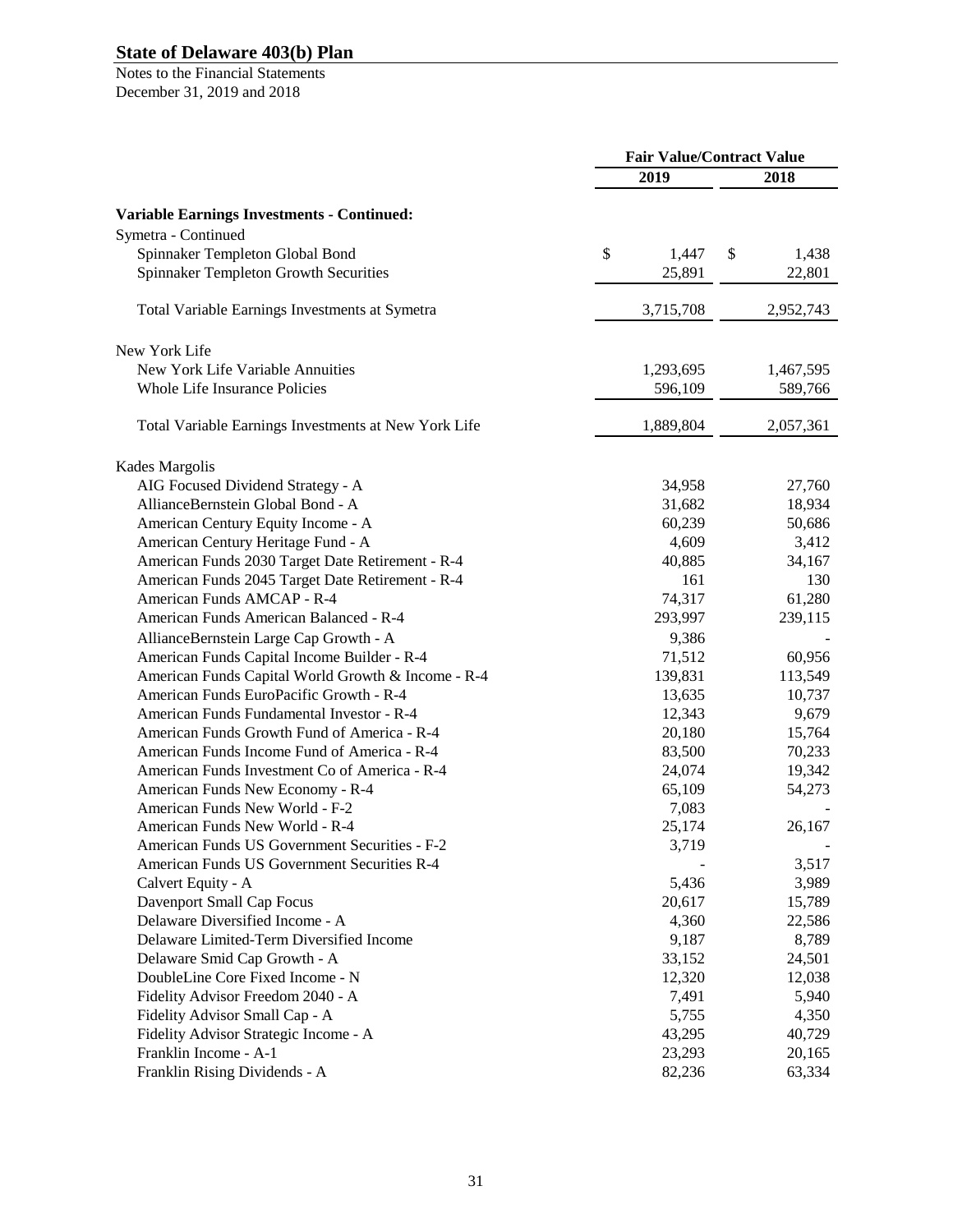# State of Delaware 403(b) Plan

Notes to the Financial Statements
December 31, 2019 and 2018

| | Fair Value/Contract Value | |
|---|---|---|
| | 2019 | 2018 |
| **Variable Earnings Investments - Continued:** | | |
| Symetra - Continued | | |
| Spinnaker Templeton Global Bond | $ 1,447 | $ 1,438 |
| Spinnaker Templeton Growth Securities | 25,891 | 22,801 |
| Total Variable Earnings Investments at Symetra | 3,715,708 | 2,952,743 |
| New York Life | | |
| New York Life Variable Annuities | 1,293,695 | 1,467,595 |
| Whole Life Insurance Policies | 596,109 | 589,766 |
| Total Variable Earnings Investments at New York Life | 1,889,804 | 2,057,361 |
| Kades Margolis | | |
| AIG Focused Dividend Strategy - A | 34,958 | 27,760 |
| AllianceBernstein Global Bond - A | 31,682 | 18,934 |
| American Century Equity Income - A | 60,239 | 50,686 |
| American Century Heritage Fund - A | 4,609 | 3,412 |
| American Funds 2030 Target Date Retirement - R-4 | 40,885 | 34,167 |
| American Funds 2045 Target Date Retirement - R-4 | 161 | 130 |
| American Funds AMCAP - R-4 | 74,317 | 61,280 |
| American Funds American Balanced - R-4 | 293,997 | 239,115 |
| AllianceBernstein Large Cap Growth - A | 9,386 | - |
| American Funds Capital Income Builder - R-4 | 71,512 | 60,956 |
| American Funds Capital World Growth & Income - R-4 | 139,831 | 113,549 |
| American Funds EuroPacific Growth - R-4 | 13,635 | 10,737 |
| American Funds Fundamental Investor - R-4 | 12,343 | 9,679 |
| American Funds Growth Fund of America - R-4 | 20,180 | 15,764 |
| American Funds Income Fund of America - R-4 | 83,500 | 70,233 |
| American Funds Investment Co of America - R-4 | 24,074 | 19,342 |
| American Funds New Economy - R-4 | 65,109 | 54,273 |
| American Funds New World - F-2 | 7,083 | - |
| American Funds New World - R-4 | 25,174 | 26,167 |
| American Funds US Government Securities - F-2 | 3,719 | - |
| American Funds US Government Securities R-4 | - | 3,517 |
| Calvert Equity - A | 5,436 | 3,989 |
| Davenport Small Cap Focus | 20,617 | 15,789 |
| Delaware Diversified Income - A | 4,360 | 22,586 |
| Delaware Limited-Term Diversified Income | 9,187 | 8,789 |
| Delaware Smid Cap Growth - A | 33,152 | 24,501 |
| DoubleLine Core Fixed Income - N | 12,320 | 12,038 |
| Fidelity Advisor Freedom 2040 - A | 7,491 | 5,940 |
| Fidelity Advisor Small Cap - A | 5,755 | 4,350 |
| Fidelity Advisor Strategic Income - A | 43,295 | 40,729 |
| Franklin Income - A-1 | 23,293 | 20,165 |
| Franklin Rising Dividends - A | 82,236 | 63,334 |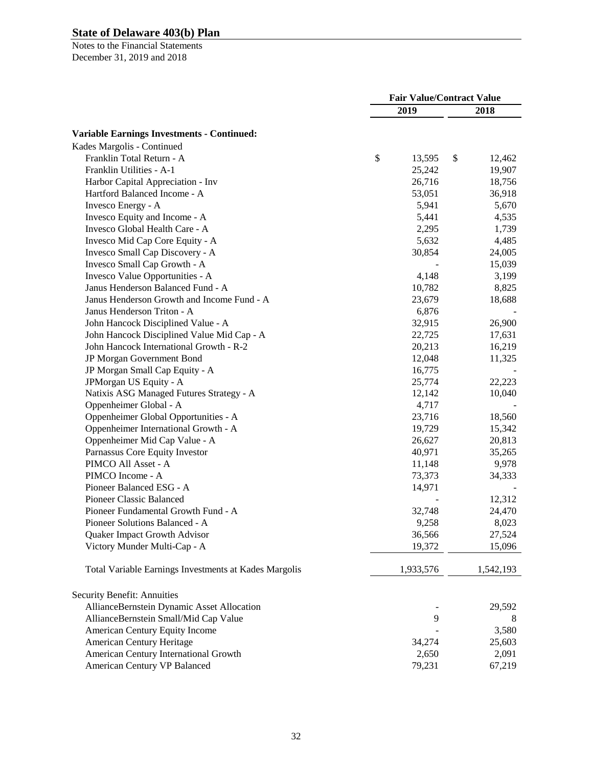## State of Delaware 403(b) Plan

Notes to the Financial Statements
December 31, 2019 and 2018

| | Fair Value/Contract Value | |
|---|---|---|
| | 2019 | 2018 |
| **Variable Earnings Investments - Continued:** | | |
| Kades Margolis - Continued | | |
| Franklin Total Return - A | $ 13,595 | $ 12,462 |
| Franklin Utilities - A-1 | 25,242 | 19,907 |
| Harbor Capital Appreciation - Inv | 26,716 | 18,756 |
| Hartford Balanced Income - A | 53,051 | 36,918 |
| Invesco Energy - A | 5,941 | 5,670 |
| Invesco Equity and Income - A | 5,441 | 4,535 |
| Invesco Global Health Care - A | 2,295 | 1,739 |
| Invesco Mid Cap Core Equity - A | 5,632 | 4,485 |
| Invesco Small Cap Discovery - A | 30,854 | 24,005 |
| Invesco Small Cap Growth - A | - | 15,039 |
| Invesco Value Opportunities - A | 4,148 | 3,199 |
| Janus Henderson Balanced Fund - A | 10,782 | 8,825 |
| Janus Henderson Growth and Income Fund - A | 23,679 | 18,688 |
| Janus Henderson Triton - A | 6,876 | - |
| John Hancock Disciplined Value - A | 32,915 | 26,900 |
| John Hancock Disciplined Value Mid Cap - A | 22,725 | 17,631 |
| John Hancock International Growth - R-2 | 20,213 | 16,219 |
| JP Morgan Government Bond | 12,048 | 11,325 |
| JP Morgan Small Cap Equity - A | 16,775 | - |
| JPMorgan US Equity - A | 25,774 | 22,223 |
| Natixis ASG Managed Futures Strategy - A | 12,142 | 10,040 |
| Oppenheimer Global - A | 4,717 | - |
| Oppenheimer Global Opportunities - A | 23,716 | 18,560 |
| Oppenheimer International Growth - A | 19,729 | 15,342 |
| Oppenheimer Mid Cap Value - A | 26,627 | 20,813 |
| Parnassus Core Equity Investor | 40,971 | 35,265 |
| PIMCO All Asset - A | 11,148 | 9,978 |
| PIMCO Income - A | 73,373 | 34,333 |
| Pioneer Balanced ESG - A | 14,971 | - |
| Pioneer Classic Balanced | - | 12,312 |
| Pioneer Fundamental Growth Fund - A | 32,748 | 24,470 |
| Pioneer Solutions Balanced - A | 9,258 | 8,023 |
| Quaker Impact Growth Advisor | 36,566 | 27,524 |
| Victory Munder Multi-Cap - A | 19,372 | 15,096 |
| Total Variable Earnings Investments at Kades Margolis | 1,933,576 | 1,542,193 |
| Security Benefit: Annuities | | |
| AllianceBernstein Dynamic Asset Allocation | - | 29,592 |
| AllianceBernstein Small/Mid Cap Value | 9 | 8 |
| American Century Equity Income | - | 3,580 |
| American Century Heritage | 34,274 | 25,603 |
| American Century International Growth | 2,650 | 2,091 |
| American Century VP Balanced | 79,231 | 67,219 |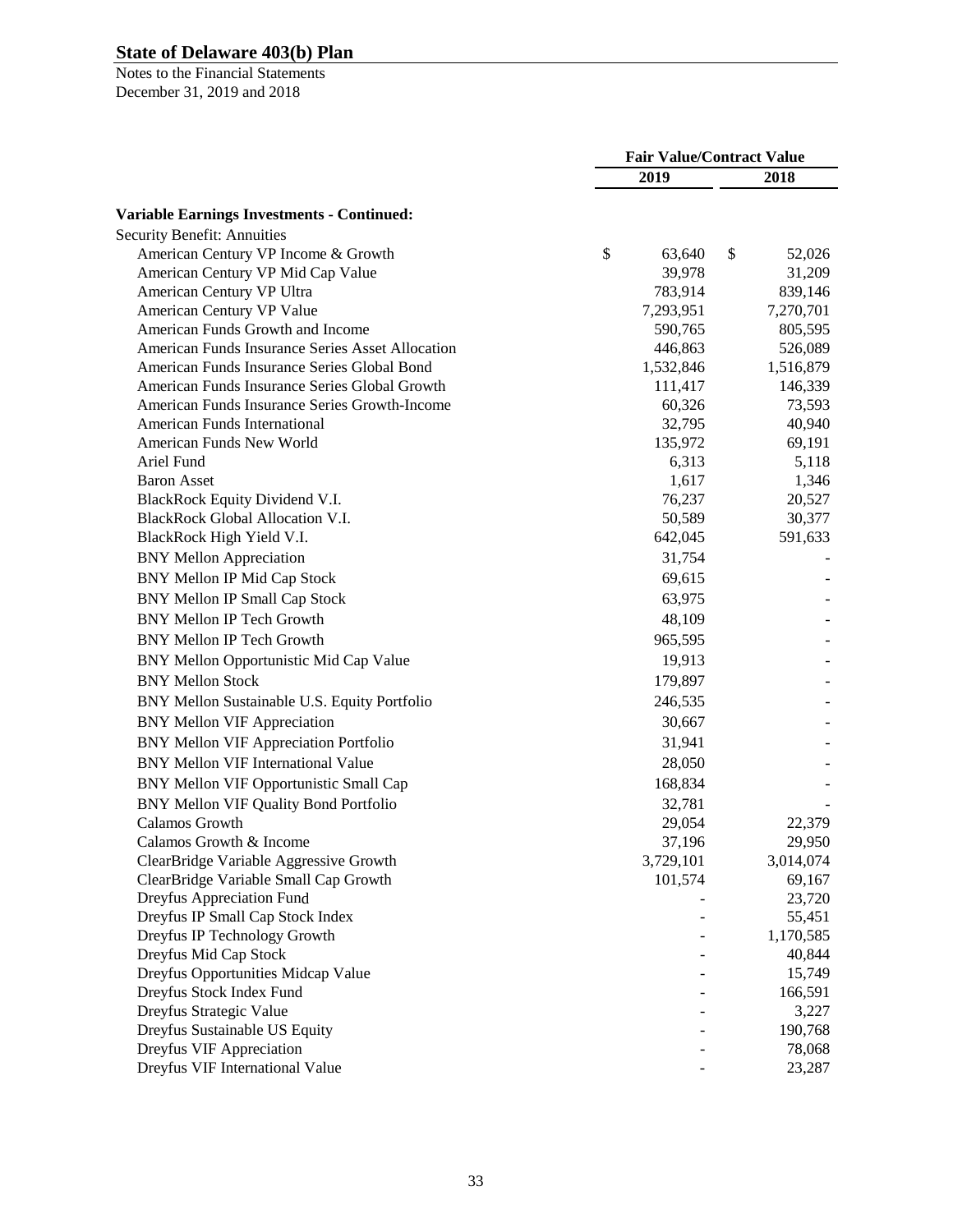| | Fair Value/Contract Value | |
|---|---|---|
| | 2019 | 2018 |
| **Variable Earnings Investments - Continued:** | | |
| Security Benefit: Annuities | | |
| American Century VP Income & Growth | $ 63,640 | $ 52,026 |
| American Century VP Mid Cap Value | 39,978 | 31,209 |
| American Century VP Ultra | 783,914 | 839,146 |
| American Century VP Value | 7,293,951 | 7,270,701 |
| American Funds Growth and Income | 590,765 | 805,595 |
| American Funds Insurance Series Asset Allocation | 446,863 | 526,089 |
| American Funds Insurance Series Global Bond | 1,532,846 | 1,516,879 |
| American Funds Insurance Series Global Growth | 111,417 | 146,339 |
| American Funds Insurance Series Growth-Income | 60,326 | 73,593 |
| American Funds International | 32,795 | 40,940 |
| American Funds New World | 135,972 | 69,191 |
| Ariel Fund | 6,313 | 5,118 |
| Baron Asset | 1,617 | 1,346 |
| BlackRock Equity Dividend V.I. | 76,237 | 20,527 |
| BlackRock Global Allocation V.I. | 50,589 | 30,377 |
| BlackRock High Yield V.I. | 642,045 | 591,633 |
| BNY Mellon Appreciation | 31,754 | - |
| BNY Mellon IP Mid Cap Stock | 69,615 | - |
| BNY Mellon IP Small Cap Stock | 63,975 | - |
| BNY Mellon IP Tech Growth | 48,109 | - |
| BNY Mellon IP Tech Growth | 965,595 | - |
| BNY Mellon Opportunistic Mid Cap Value | 19,913 | - |
| BNY Mellon Stock | 179,897 | - |
| BNY Mellon Sustainable U.S. Equity Portfolio | 246,535 | - |
| BNY Mellon VIF Appreciation | 30,667 | - |
| BNY Mellon VIF Appreciation Portfolio | 31,941 | - |
| BNY Mellon VIF International Value | 28,050 | - |
| BNY Mellon VIF Opportunistic Small Cap | 168,834 | - |
| BNY Mellon VIF Quality Bond Portfolio | 32,781 | - |
| Calamos Growth | 29,054 | 22,379 |
| Calamos Growth & Income | 37,196 | 29,950 |
| ClearBridge Variable Aggressive Growth | 3,729,101 | 3,014,074 |
| ClearBridge Variable Small Cap Growth | 101,574 | 69,167 |
| Dreyfus Appreciation Fund | - | 23,720 |
| Dreyfus IP Small Cap Stock Index | - | 55,451 |
| Dreyfus IP Technology Growth | - | 1,170,585 |
| Dreyfus Mid Cap Stock | - | 40,844 |
| Dreyfus Opportunities Midcap Value | - | 15,749 |
| Dreyfus Stock Index Fund | - | 166,591 |
| Dreyfus Strategic Value | - | 3,227 |
| Dreyfus Sustainable US Equity | - | 190,768 |
| Dreyfus VIF Appreciation | - | 78,068 |
| Dreyfus VIF International Value | - | 23,287 |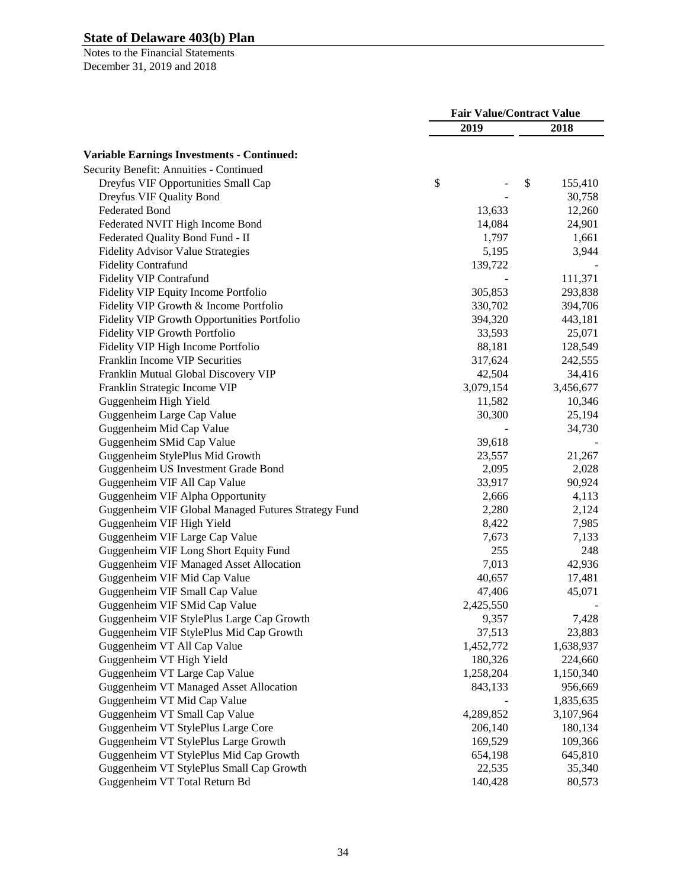**State of Delaware 403(b) Plan**

Notes to the Financial Statements
December 31, 2019 and 2018

| | Fair Value/Contract Value | |
|---|---|---|
| | 2019 | 2018 |
| **Variable Earnings Investments - Continued:** | | |
| Security Benefit: Annuities - Continued | | |
| Dreyfus VIF Opportunities Small Cap | $ - | $ 155,410 |
| Dreyfus VIF Quality Bond | - | 30,758 |
| Federated Bond | 13,633 | 12,260 |
| Federated NVIT High Income Bond | 14,084 | 24,901 |
| Federated Quality Bond Fund - II | 1,797 | 1,661 |
| Fidelity Advisor Value Strategies | 5,195 | 3,944 |
| Fidelity Contrafund | 139,722 | - |
| Fidelity VIP Contrafund | - | 111,371 |
| Fidelity VIP Equity Income Portfolio | 305,853 | 293,838 |
| Fidelity VIP Growth & Income Portfolio | 330,702 | 394,706 |
| Fidelity VIP Growth Opportunities Portfolio | 394,320 | 443,181 |
| Fidelity VIP Growth Portfolio | 33,593 | 25,071 |
| Fidelity VIP High Income Portfolio | 88,181 | 128,549 |
| Franklin Income VIP Securities | 317,624 | 242,555 |
| Franklin Mutual Global Discovery VIP | 42,504 | 34,416 |
| Franklin Strategic Income VIP | 3,079,154 | 3,456,677 |
| Guggenheim High Yield | 11,582 | 10,346 |
| Guggenheim Large Cap Value | 30,300 | 25,194 |
| Guggenheim Mid Cap Value | - | 34,730 |
| Guggenheim SMid Cap Value | 39,618 | - |
| Guggenheim StylePlus Mid Growth | 23,557 | 21,267 |
| Guggenheim US Investment Grade Bond | 2,095 | 2,028 |
| Guggenheim VIF All Cap Value | 33,917 | 90,924 |
| Guggenheim VIF Alpha Opportunity | 2,666 | 4,113 |
| Guggenheim VIF Global Managed Futures Strategy Fund | 2,280 | 2,124 |
| Guggenheim VIF High Yield | 8,422 | 7,985 |
| Guggenheim VIF Large Cap Value | 7,673 | 7,133 |
| Guggenheim VIF Long Short Equity Fund | 255 | 248 |
| Guggenheim VIF Managed Asset Allocation | 7,013 | 42,936 |
| Guggenheim VIF Mid Cap Value | 40,657 | 17,481 |
| Guggenheim VIF Small Cap Value | 47,406 | 45,071 |
| Guggenheim VIF SMid Cap Value | 2,425,550 | - |
| Guggenheim VIF StylePlus Large Cap Growth | 9,357 | 7,428 |
| Guggenheim VIF StylePlus Mid Cap Growth | 37,513 | 23,883 |
| Guggenheim VT All Cap Value | 1,452,772 | 1,638,937 |
| Guggenheim VT High Yield | 180,326 | 224,660 |
| Guggenheim VT Large Cap Value | 1,258,204 | 1,150,340 |
| Guggenheim VT Managed Asset Allocation | 843,133 | 956,669 |
| Guggenheim VT Mid Cap Value | - | 1,835,635 |
| Guggenheim VT Small Cap Value | 4,289,852 | 3,107,964 |
| Guggenheim VT StylePlus Large Core | 206,140 | 180,134 |
| Guggenheim VT StylePlus Large Growth | 169,529 | 109,366 |
| Guggenheim VT StylePlus Mid Cap Growth | 654,198 | 645,810 |
| Guggenheim VT StylePlus Small Cap Growth | 22,535 | 35,340 |
| Guggenheim VT Total Return Bd | 140,428 | 80,573 |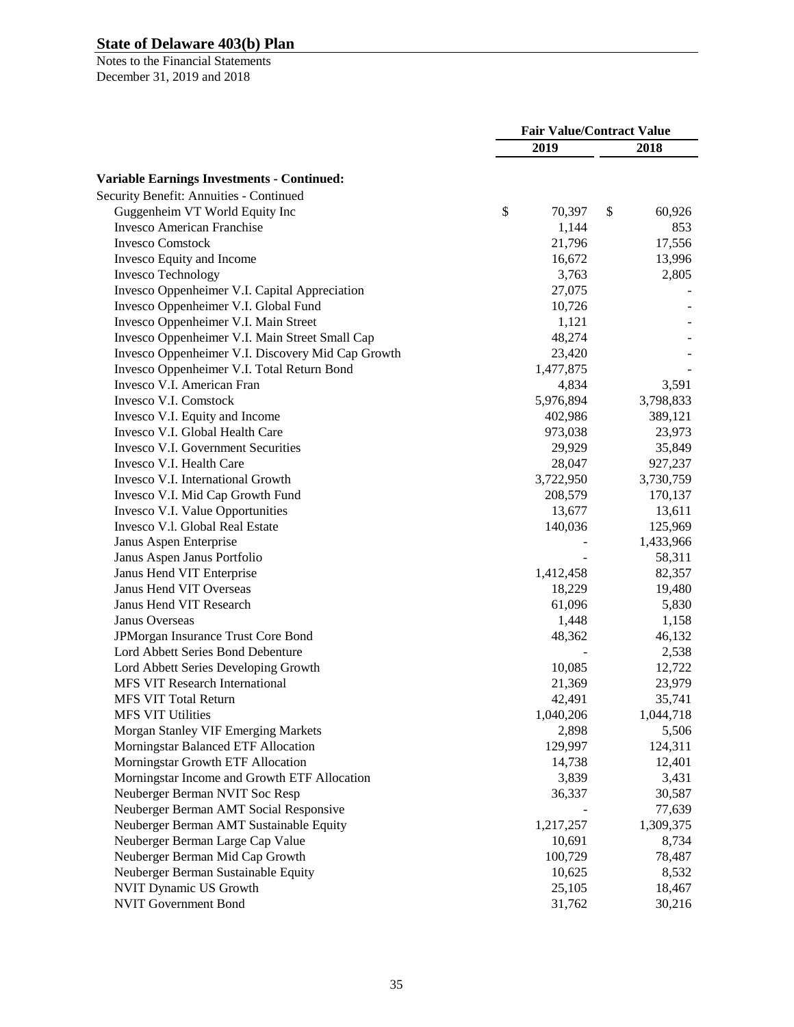# State of Delaware 403(b) Plan

Notes to the Financial Statements
December 31, 2019 and 2018

| | Fair Value/Contract Value | |
|---|---|---|
| | 2019 | 2018 |
| **Variable Earnings Investments - Continued:** | | |
| Security Benefit: Annuities - Continued | | |
| Guggenheim VT World Equity Inc | $ 70,397 | $ 60,926 |
| Invesco American Franchise | 1,144 | 853 |
| Invesco Comstock | 21,796 | 17,556 |
| Invesco Equity and Income | 16,672 | 13,996 |
| Invesco Technology | 3,763 | 2,805 |
| Invesco Oppenheimer V.I. Capital Appreciation | 27,075 | - |
| Invesco Oppenheimer V.I. Global Fund | 10,726 | - |
| Invesco Oppenheimer V.I. Main Street | 1,121 | - |
| Invesco Oppenheimer V.I. Main Street Small Cap | 48,274 | - |
| Invesco Oppenheimer V.I. Discovery Mid Cap Growth | 23,420 | - |
| Invesco Oppenheimer V.I. Total Return Bond | 1,477,875 | - |
| Invesco V.I. American Fran | 4,834 | 3,591 |
| Invesco V.I. Comstock | 5,976,894 | 3,798,833 |
| Invesco V.I. Equity and Income | 402,986 | 389,121 |
| Invesco V.I. Global Health Care | 973,038 | 23,973 |
| Invesco V.I. Government Securities | 29,929 | 35,849 |
| Invesco V.I. Health Care | 28,047 | 927,237 |
| Invesco V.I. International Growth | 3,722,950 | 3,730,759 |
| Invesco V.I. Mid Cap Growth Fund | 208,579 | 170,137 |
| Invesco V.I. Value Opportunities | 13,677 | 13,611 |
| Invesco V.l. Global Real Estate | 140,036 | 125,969 |
| Janus Aspen Enterprise | - | 1,433,966 |
| Janus Aspen Janus Portfolio | - | 58,311 |
| Janus Hend VIT Enterprise | 1,412,458 | 82,357 |
| Janus Hend VIT Overseas | 18,229 | 19,480 |
| Janus Hend VIT Research | 61,096 | 5,830 |
| Janus Overseas | 1,448 | 1,158 |
| JPMorgan Insurance Trust Core Bond | 48,362 | 46,132 |
| Lord Abbett Series Bond Debenture | - | 2,538 |
| Lord Abbett Series Developing Growth | 10,085 | 12,722 |
| MFS VIT Research International | 21,369 | 23,979 |
| MFS VIT Total Return | 42,491 | 35,741 |
| MFS VIT Utilities | 1,040,206 | 1,044,718 |
| Morgan Stanley VIF Emerging Markets | 2,898 | 5,506 |
| Morningstar Balanced ETF Allocation | 129,997 | 124,311 |
| Morningstar Growth ETF Allocation | 14,738 | 12,401 |
| Morningstar Income and Growth ETF Allocation | 3,839 | 3,431 |
| Neuberger Berman NVIT Soc Resp | 36,337 | 30,587 |
| Neuberger Berman AMT Social Responsive | - | 77,639 |
| Neuberger Berman AMT Sustainable Equity | 1,217,257 | 1,309,375 |
| Neuberger Berman Large Cap Value | 10,691 | 8,734 |
| Neuberger Berman Mid Cap Growth | 100,729 | 78,487 |
| Neuberger Berman Sustainable Equity | 10,625 | 8,532 |
| NVIT Dynamic US Growth | 25,105 | 18,467 |
| NVIT Government Bond | 31,762 | 30,216 |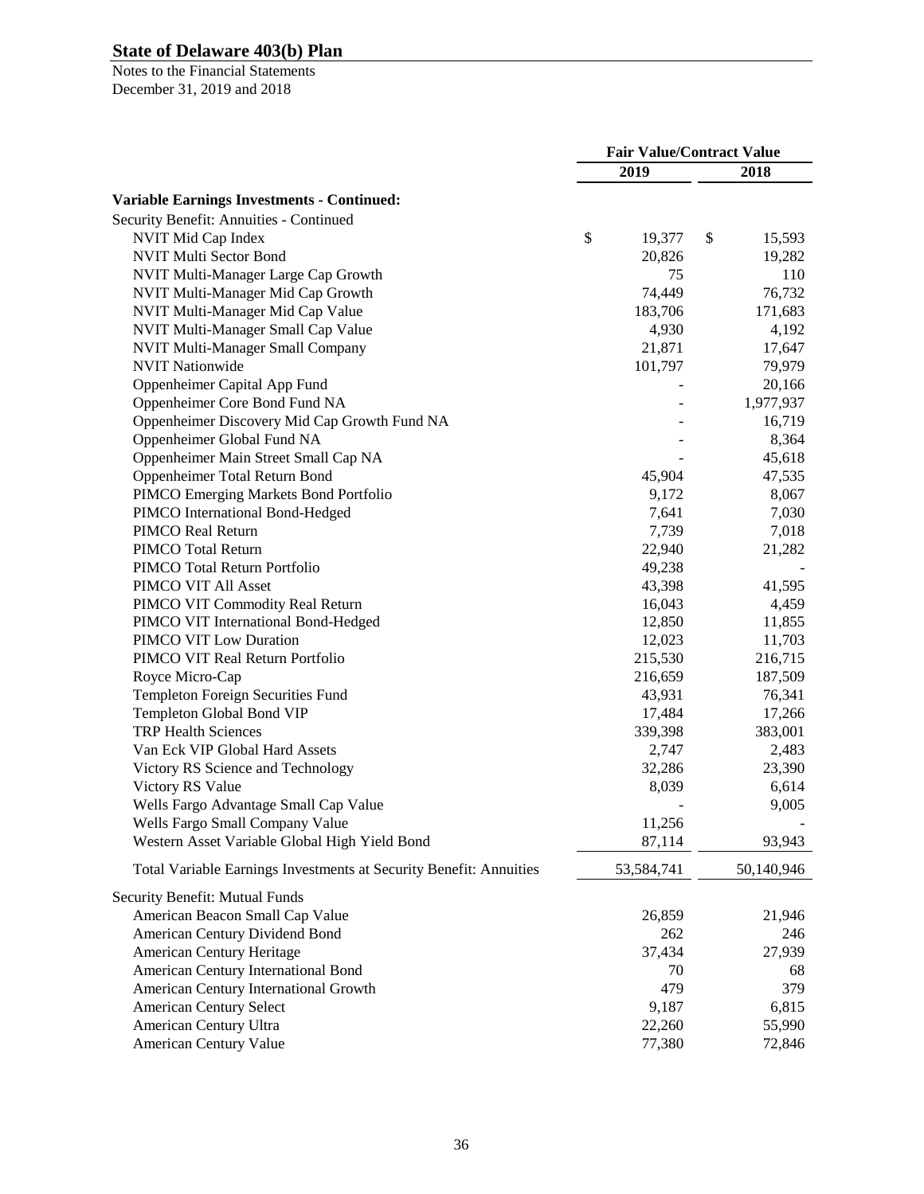# State of Delaware 403(b) Plan

Notes to the Financial Statements
December 31, 2019 and 2018

| | Fair Value/Contract Value | |
|---|---|---|
| | 2019 | 2018 |
| **Variable Earnings Investments - Continued:** | | |
| Security Benefit: Annuities - Continued | | |
| NVIT Mid Cap Index | $ 19,377 | $ 15,593 |
| NVIT Multi Sector Bond | 20,826 | 19,282 |
| NVIT Multi-Manager Large Cap Growth | 75 | 110 |
| NVIT Multi-Manager Mid Cap Growth | 74,449 | 76,732 |
| NVIT Multi-Manager Mid Cap Value | 183,706 | 171,683 |
| NVIT Multi-Manager Small Cap Value | 4,930 | 4,192 |
| NVIT Multi-Manager Small Company | 21,871 | 17,647 |
| NVIT Nationwide | 101,797 | 79,979 |
| Oppenheimer Capital App Fund | - | 20,166 |
| Oppenheimer Core Bond Fund NA | - | 1,977,937 |
| Oppenheimer Discovery Mid Cap Growth Fund NA | - | 16,719 |
| Oppenheimer Global Fund NA | - | 8,364 |
| Oppenheimer Main Street Small Cap NA | - | 45,618 |
| Oppenheimer Total Return Bond | 45,904 | 47,535 |
| PIMCO Emerging Markets Bond Portfolio | 9,172 | 8,067 |
| PIMCO International Bond-Hedged | 7,641 | 7,030 |
| PIMCO Real Return | 7,739 | 7,018 |
| PIMCO Total Return | 22,940 | 21,282 |
| PIMCO Total Return Portfolio | 49,238 | - |
| PIMCO VIT All Asset | 43,398 | 41,595 |
| PIMCO VIT Commodity Real Return | 16,043 | 4,459 |
| PIMCO VIT International Bond-Hedged | 12,850 | 11,855 |
| PIMCO VIT Low Duration | 12,023 | 11,703 |
| PIMCO VIT Real Return Portfolio | 215,530 | 216,715 |
| Royce Micro-Cap | 216,659 | 187,509 |
| Templeton Foreign Securities Fund | 43,931 | 76,341 |
| Templeton Global Bond VIP | 17,484 | 17,266 |
| TRP Health Sciences | 339,398 | 383,001 |
| Van Eck VIP Global Hard Assets | 2,747 | 2,483 |
| Victory RS Science and Technology | 32,286 | 23,390 |
| Victory RS Value | 8,039 | 6,614 |
| Wells Fargo Advantage Small Cap Value | - | 9,005 |
| Wells Fargo Small Company Value | 11,256 | - |
| Western Asset Variable Global High Yield Bond | 87,114 | 93,943 |
| Total Variable Earnings Investments at Security Benefit: Annuities | 53,584,741 | 50,140,946 |
| Security Benefit: Mutual Funds | | |
| American Beacon Small Cap Value | 26,859 | 21,946 |
| American Century Dividend Bond | 262 | 246 |
| American Century Heritage | 37,434 | 27,939 |
| American Century International Bond | 70 | 68 |
| American Century International Growth | 479 | 379 |
| American Century Select | 9,187 | 6,815 |
| American Century Ultra | 22,260 | 55,990 |
| American Century Value | 77,380 | 72,846 |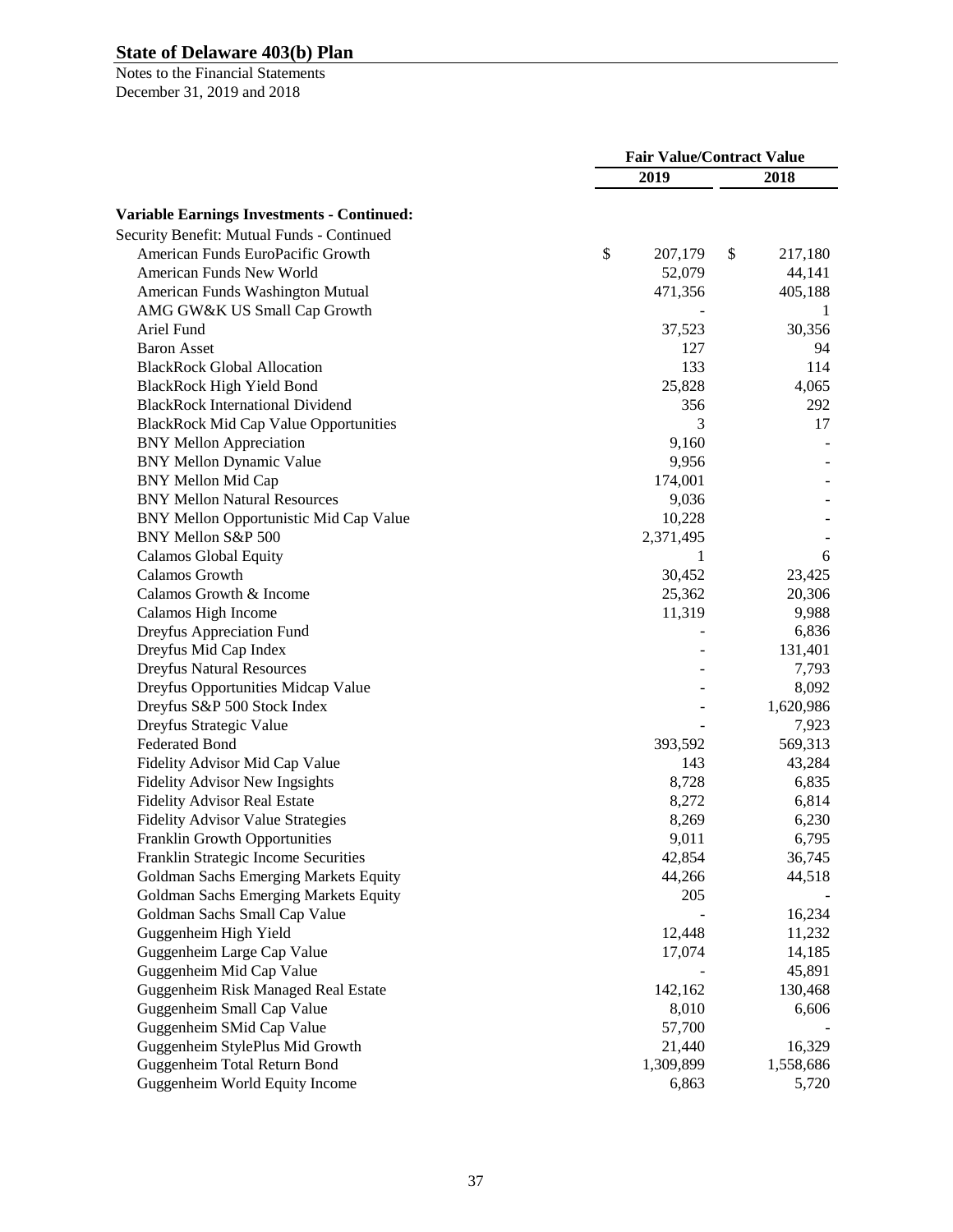# State of Delaware 403(b) Plan

Notes to the Financial Statements
December 31, 2019 and 2018

| | Fair Value/Contract Value | |
|---|---|---|
| | 2019 | 2018 |
| **Variable Earnings Investments - Continued:** | | |
| Security Benefit: Mutual Funds - Continued | | |
| American Funds EuroPacific Growth | $ 207,179 | $ 217,180 |
| American Funds New World | 52,079 | 44,141 |
| American Funds Washington Mutual | 471,356 | 405,188 |
| AMG GW&K US Small Cap Growth | - | 1 |
| Ariel Fund | 37,523 | 30,356 |
| Baron Asset | 127 | 94 |
| BlackRock Global Allocation | 133 | 114 |
| BlackRock High Yield Bond | 25,828 | 4,065 |
| BlackRock International Dividend | 356 | 292 |
| BlackRock Mid Cap Value Opportunities | 3 | 17 |
| BNY Mellon Appreciation | 9,160 | - |
| BNY Mellon Dynamic Value | 9,956 | - |
| BNY Mellon Mid Cap | 174,001 | - |
| BNY Mellon Natural Resources | 9,036 | - |
| BNY Mellon Opportunistic Mid Cap Value | 10,228 | - |
| BNY Mellon S&P 500 | 2,371,495 | - |
| Calamos Global Equity | 1 | 6 |
| Calamos Growth | 30,452 | 23,425 |
| Calamos Growth & Income | 25,362 | 20,306 |
| Calamos High Income | 11,319 | 9,988 |
| Dreyfus Appreciation Fund | - | 6,836 |
| Dreyfus Mid Cap Index | - | 131,401 |
| Dreyfus Natural Resources | - | 7,793 |
| Dreyfus Opportunities Midcap Value | - | 8,092 |
| Dreyfus S&P 500 Stock Index | - | 1,620,986 |
| Dreyfus Strategic Value | - | 7,923 |
| Federated Bond | 393,592 | 569,313 |
| Fidelity Advisor Mid Cap Value | 143 | 43,284 |
| Fidelity Advisor New Ingsights | 8,728 | 6,835 |
| Fidelity Advisor Real Estate | 8,272 | 6,814 |
| Fidelity Advisor Value Strategies | 8,269 | 6,230 |
| Franklin Growth Opportunities | 9,011 | 6,795 |
| Franklin Strategic Income Securities | 42,854 | 36,745 |
| Goldman Sachs Emerging Markets Equity | 44,266 | 44,518 |
| Goldman Sachs Emerging Markets Equity | 205 | - |
| Goldman Sachs Small Cap Value | - | 16,234 |
| Guggenheim High Yield | 12,448 | 11,232 |
| Guggenheim Large Cap Value | 17,074 | 14,185 |
| Guggenheim Mid Cap Value | - | 45,891 |
| Guggenheim Risk Managed Real Estate | 142,162 | 130,468 |
| Guggenheim Small Cap Value | 8,010 | 6,606 |
| Guggenheim SMid Cap Value | 57,700 | - |
| Guggenheim StylePlus Mid Growth | 21,440 | 16,329 |
| Guggenheim Total Return Bond | 1,309,899 | 1,558,686 |
| Guggenheim World Equity Income | 6,863 | 5,720 |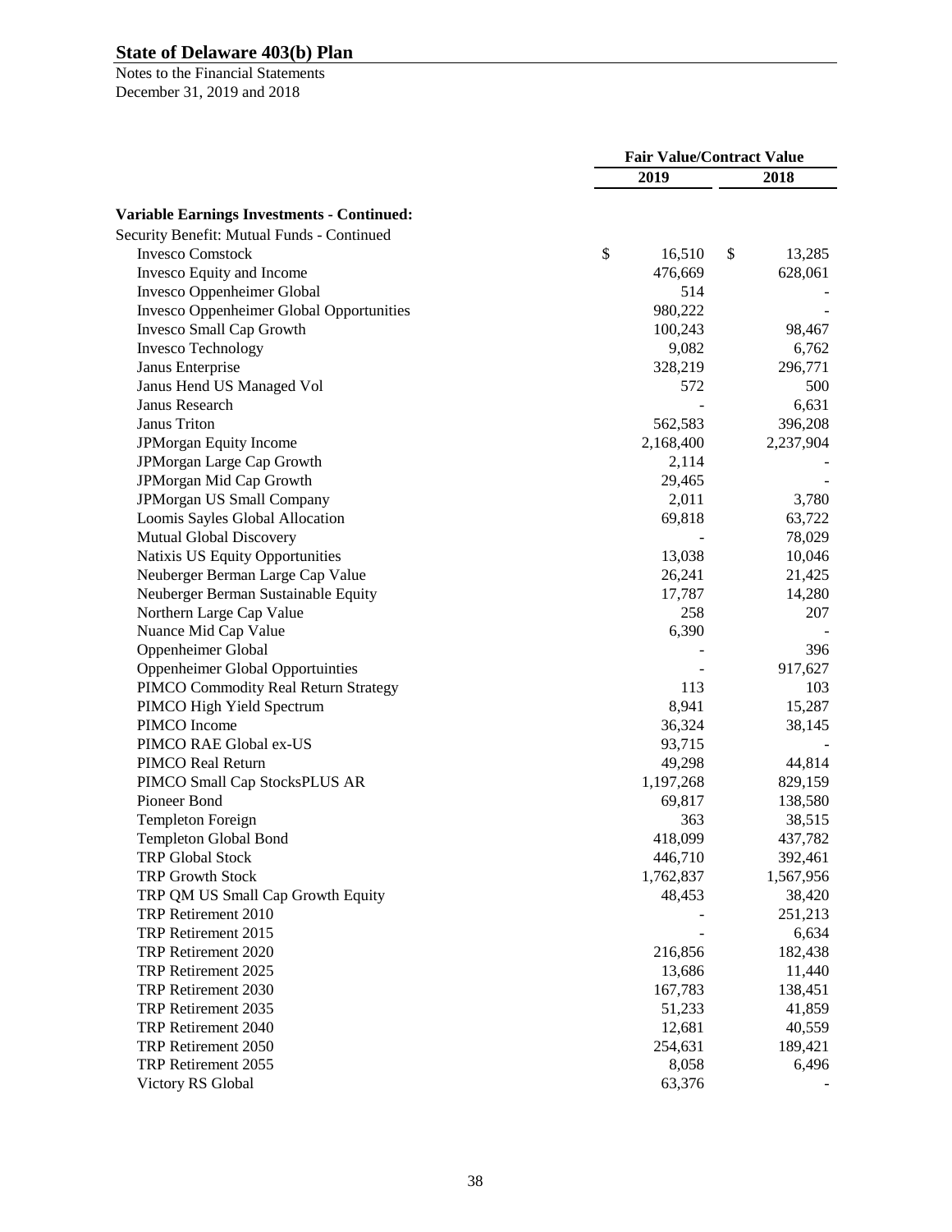# State of Delaware 403(b) Plan

Notes to the Financial Statements
December 31, 2019 and 2018

| | Fair Value/Contract Value | |
|---|---|---|
| | 2019 | 2018 |
| **Variable Earnings Investments - Continued:** | | |
| Security Benefit: Mutual Funds - Continued | | |
| Invesco Comstock | $ 16,510 | $ 13,285 |
| Invesco Equity and Income | 476,669 | 628,061 |
| Invesco Oppenheimer Global | 514 | - |
| Invesco Oppenheimer Global Opportunities | 980,222 | - |
| Invesco Small Cap Growth | 100,243 | 98,467 |
| Invesco Technology | 9,082 | 6,762 |
| Janus Enterprise | 328,219 | 296,771 |
| Janus Hend US Managed Vol | 572 | 500 |
| Janus Research | - | 6,631 |
| Janus Triton | 562,583 | 396,208 |
| JPMorgan Equity Income | 2,168,400 | 2,237,904 |
| JPMorgan Large Cap Growth | 2,114 | - |
| JPMorgan Mid Cap Growth | 29,465 | - |
| JPMorgan US Small Company | 2,011 | 3,780 |
| Loomis Sayles Global Allocation | 69,818 | 63,722 |
| Mutual Global Discovery | - | 78,029 |
| Natixis US Equity Opportunities | 13,038 | 10,046 |
| Neuberger Berman Large Cap Value | 26,241 | 21,425 |
| Neuberger Berman Sustainable Equity | 17,787 | 14,280 |
| Northern Large Cap Value | 258 | 207 |
| Nuance Mid Cap Value | 6,390 | - |
| Oppenheimer Global | - | 396 |
| Oppenheimer Global Opportuinties | - | 917,627 |
| PIMCO Commodity Real Return Strategy | 113 | 103 |
| PIMCO High Yield Spectrum | 8,941 | 15,287 |
| PIMCO Income | 36,324 | 38,145 |
| PIMCO RAE Global ex-US | 93,715 | - |
| PIMCO Real Return | 49,298 | 44,814 |
| PIMCO Small Cap StocksPLUS AR | 1,197,268 | 829,159 |
| Pioneer Bond | 69,817 | 138,580 |
| Templeton Foreign | 363 | 38,515 |
| Templeton Global Bond | 418,099 | 437,782 |
| TRP Global Stock | 446,710 | 392,461 |
| TRP Growth Stock | 1,762,837 | 1,567,956 |
| TRP QM US Small Cap Growth Equity | 48,453 | 38,420 |
| TRP Retirement 2010 | - | 251,213 |
| TRP Retirement 2015 | - | 6,634 |
| TRP Retirement 2020 | 216,856 | 182,438 |
| TRP Retirement 2025 | 13,686 | 11,440 |
| TRP Retirement 2030 | 167,783 | 138,451 |
| TRP Retirement 2035 | 51,233 | 41,859 |
| TRP Retirement 2040 | 12,681 | 40,559 |
| TRP Retirement 2050 | 254,631 | 189,421 |
| TRP Retirement 2055 | 8,058 | 6,496 |
| Victory RS Global | 63,376 | - |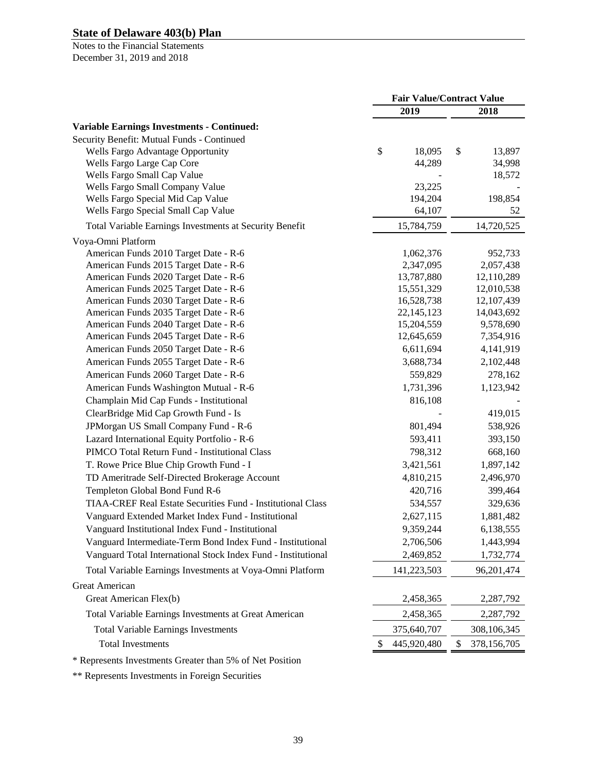## State of Delaware 403(b) Plan

Notes to the Financial Statements
December 31, 2019 and 2018

| | Fair Value/Contract Value | |
|---|---|---|
| | 2019 | 2018 |
| **Variable Earnings Investments - Continued:** | | |
| Security Benefit: Mutual Funds - Continued | | |
| Wells Fargo Advantage Opportunity | $ 18,095 | $ 13,897 |
| Wells Fargo Large Cap Core | 44,289 | 34,998 |
| Wells Fargo Small Cap Value | - | 18,572 |
| Wells Fargo Small Company Value | 23,225 | - |
| Wells Fargo Special Mid Cap Value | 194,204 | 198,854 |
| Wells Fargo Special Small Cap Value | 64,107 | 52 |
| Total Variable Earnings Investments at Security Benefit | 15,784,759 | 14,720,525 |
| Voya-Omni Platform | | |
| American Funds 2010 Target Date - R-6 | 1,062,376 | 952,733 |
| American Funds 2015 Target Date - R-6 | 2,347,095 | 2,057,438 |
| American Funds 2020 Target Date - R-6 | 13,787,880 | 12,110,289 |
| American Funds 2025 Target Date - R-6 | 15,551,329 | 12,010,538 |
| American Funds 2030 Target Date - R-6 | 16,528,738 | 12,107,439 |
| American Funds 2035 Target Date - R-6 | 22,145,123 | 14,043,692 |
| American Funds 2040 Target Date - R-6 | 15,204,559 | 9,578,690 |
| American Funds 2045 Target Date - R-6 | 12,645,659 | 7,354,916 |
| American Funds 2050 Target Date - R-6 | 6,611,694 | 4,141,919 |
| American Funds 2055 Target Date - R-6 | 3,688,734 | 2,102,448 |
| American Funds 2060 Target Date - R-6 | 559,829 | 278,162 |
| American Funds Washington Mutual - R-6 | 1,731,396 | 1,123,942 |
| Champlain Mid Cap Funds - Institutional | 816,108 | - |
| ClearBridge Mid Cap Growth Fund - Is | - | 419,015 |
| JPMorgan US Small Company Fund - R-6 | 801,494 | 538,926 |
| Lazard International Equity Portfolio - R-6 | 593,411 | 393,150 |
| PIMCO Total Return Fund - Institutional Class | 798,312 | 668,160 |
| T. Rowe Price Blue Chip Growth Fund - I | 3,421,561 | 1,897,142 |
| TD Ameritrade Self-Directed Brokerage Account | 4,810,215 | 2,496,970 |
| Templeton Global Bond Fund R-6 | 420,716 | 399,464 |
| TIAA-CREF Real Estate Securities Fund - Institutional Class | 534,557 | 329,636 |
| Vanguard Extended Market Index Fund - Institutional | 2,627,115 | 1,881,482 |
| Vanguard Institutional Index Fund - Institutional | 9,359,244 | 6,138,555 |
| Vanguard Intermediate-Term Bond Index Fund - Institutional | 2,706,506 | 1,443,994 |
| Vanguard Total International Stock Index Fund - Institutional | 2,469,852 | 1,732,774 |
| Total Variable Earnings Investments at Voya-Omni Platform | 141,223,503 | 96,201,474 |
| Great American | | |
| Great American Flex(b) | 2,458,365 | 2,287,792 |
| Total Variable Earnings Investments at Great American | 2,458,365 | 2,287,792 |
| Total Variable Earnings Investments | 375,640,707 | 308,106,345 |
| Total Investments | $ 445,920,480 | $ 378,156,705 |

\* Represents Investments Greater than 5% of Net Position

\*\* Represents Investments in Foreign Securities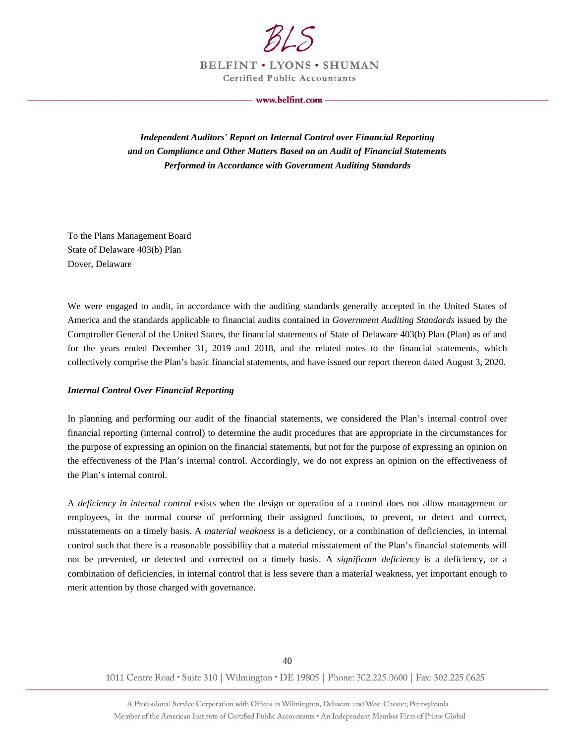BELFINT • LYONS • SHUMAN

Certified Public Accountants

www.belfint.com

***Independent Auditors' Report on Internal Control over Financial Reporting and on Compliance and Other Matters Based on an Audit of Financial Statements Performed in Accordance with Government Auditing Standards***

To the Plans Management Board
State of Delaware 403(b) Plan
Dover, Delaware

We were engaged to audit, in accordance with the auditing standards generally accepted in the United States of America and the standards applicable to financial audits contained in *Government Auditing Standards* issued by the Comptroller General of the United States, the financial statements of State of Delaware 403(b) Plan (Plan) as of and for the years ended December 31, 2019 and 2018, and the related notes to the financial statements, which collectively comprise the Plan's basic financial statements, and have issued our report thereon dated August 3, 2020.

***Internal Control Over Financial Reporting***

In planning and performing our audit of the financial statements, we considered the Plan's internal control over financial reporting (internal control) to determine the audit procedures that are appropriate in the circumstances for the purpose of expressing an opinion on the financial statements, but not for the purpose of expressing an opinion on the effectiveness of the Plan's internal control. Accordingly, we do not express an opinion on the effectiveness of the Plan's internal control.

A *deficiency in internal control* exists when the design or operation of a control does not allow management or employees, in the normal course of performing their assigned functions, to prevent, or detect and correct, misstatements on a timely basis. A *material weakness* is a deficiency, or a combination of deficiencies, in internal control such that there is a reasonable possibility that a material misstatement of the Plan's financial statements will not be prevented, or detected and corrected on a timely basis. A *significant deficiency* is a deficiency, or a combination of deficiencies, in internal control that is less severe than a material weakness, yet important enough to merit attention by those charged with governance.

1011 Centre Road • Suite 310 | Wilmington • DE 19805 | Phone: 302.225.0600 | Fax: 302.225.0625

A Professional Service Corporation with Offices in Wilmington, Delaware and West Chester, Pennsylvania
Member of the American Institute of Certified Public Accountants • An Independent Member Firm of Prime Global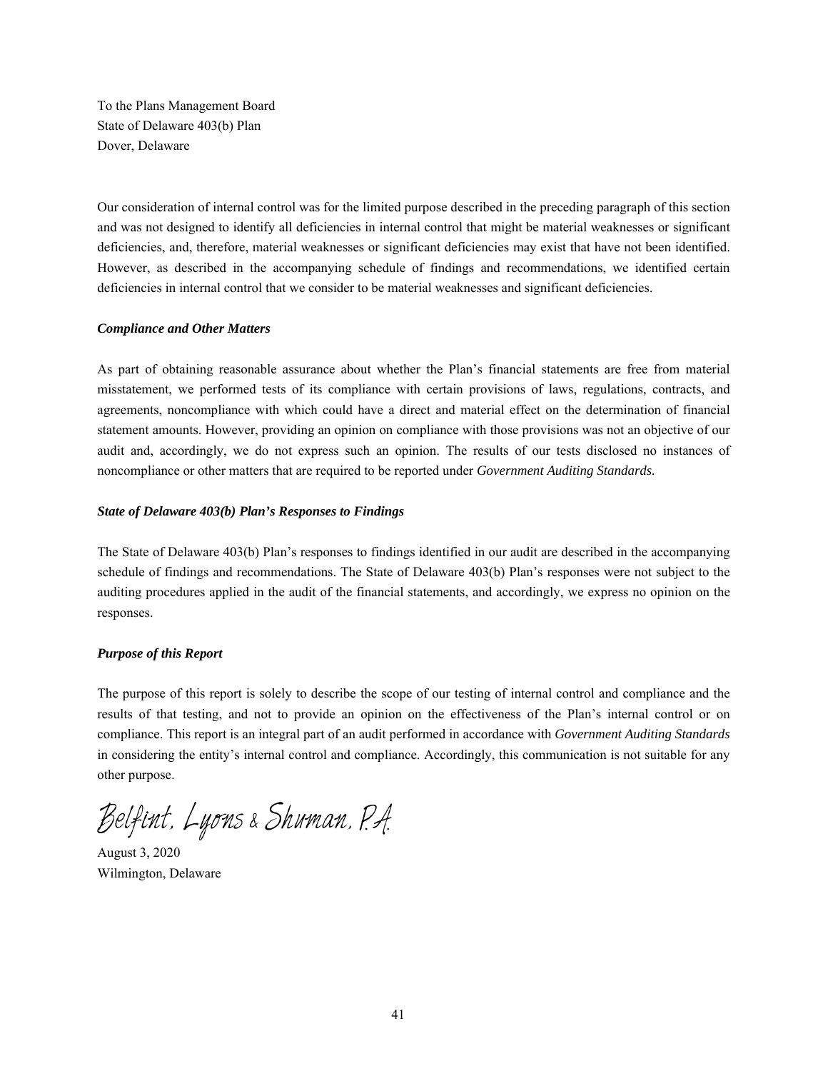To the Plans Management Board
State of Delaware 403(b) Plan
Dover, Delaware

Our consideration of internal control was for the limited purpose described in the preceding paragraph of this section and was not designed to identify all deficiencies in internal control that might be material weaknesses or significant deficiencies, and, therefore, material weaknesses or significant deficiencies may exist that have not been identified. However, as described in the accompanying schedule of findings and recommendations, we identified certain deficiencies in internal control that we consider to be material weaknesses and significant deficiencies.

***Compliance and Other Matters***

As part of obtaining reasonable assurance about whether the Plan's financial statements are free from material misstatement, we performed tests of its compliance with certain provisions of laws, regulations, contracts, and agreements, noncompliance with which could have a direct and material effect on the determination of financial statement amounts. However, providing an opinion on compliance with those provisions was not an objective of our audit and, accordingly, we do not express such an opinion. The results of our tests disclosed no instances of noncompliance or other matters that are required to be reported under *Government Auditing Standards.*

***State of Delaware 403(b) Plan's Responses to Findings***

The State of Delaware 403(b) Plan's responses to findings identified in our audit are described in the accompanying schedule of findings and recommendations. The State of Delaware 403(b) Plan's responses were not subject to the auditing procedures applied in the audit of the financial statements, and accordingly, we express no opinion on the responses.

***Purpose of this Report***

The purpose of this report is solely to describe the scope of our testing of internal control and compliance and the results of that testing, and not to provide an opinion on the effectiveness of the Plan's internal control or on compliance. This report is an integral part of an audit performed in accordance with *Government Auditing Standards* in considering the entity's internal control and compliance. Accordingly, this communication is not suitable for any other purpose.

Belfint, Lyons & Shuman, P.A.

August 3, 2020
Wilmington, Delaware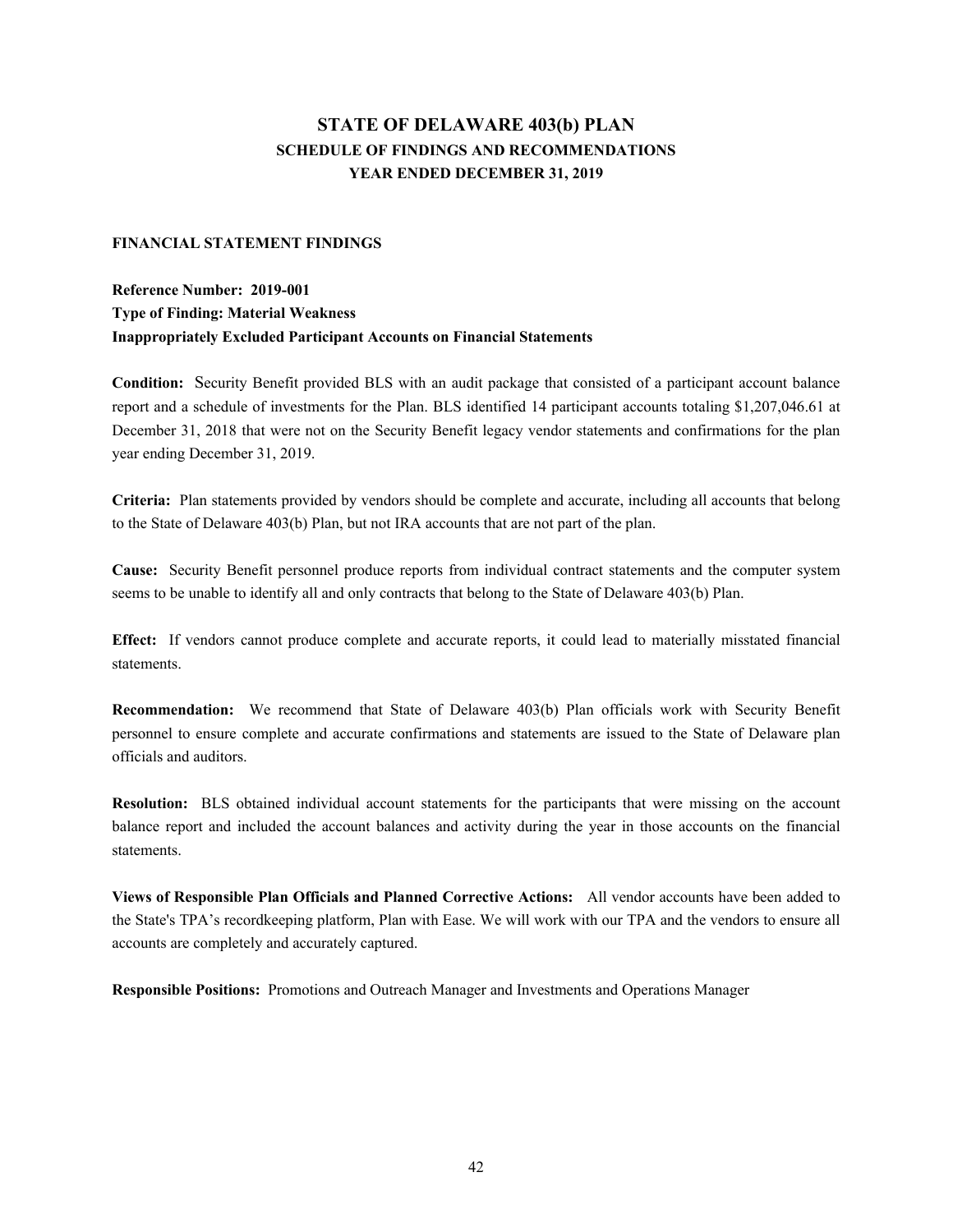# STATE OF DELAWARE 403(b) PLAN
## SCHEDULE OF FINDINGS AND RECOMMENDATIONS
## YEAR ENDED DECEMBER 31, 2019

### FINANCIAL STATEMENT FINDINGS

**Reference Number: 2019-001**
**Type of Finding: Material Weakness**
**Inappropriately Excluded Participant Accounts on Financial Statements**

**Condition:** Security Benefit provided BLS with an audit package that consisted of a participant account balance report and a schedule of investments for the Plan. BLS identified 14 participant accounts totaling $1,207,046.61 at December 31, 2018 that were not on the Security Benefit legacy vendor statements and confirmations for the plan year ending December 31, 2019.

**Criteria:** Plan statements provided by vendors should be complete and accurate, including all accounts that belong to the State of Delaware 403(b) Plan, but not IRA accounts that are not part of the plan.

**Cause:** Security Benefit personnel produce reports from individual contract statements and the computer system seems to be unable to identify all and only contracts that belong to the State of Delaware 403(b) Plan.

**Effect:** If vendors cannot produce complete and accurate reports, it could lead to materially misstated financial statements.

**Recommendation:** We recommend that State of Delaware 403(b) Plan officials work with Security Benefit personnel to ensure complete and accurate confirmations and statements are issued to the State of Delaware plan officials and auditors.

**Resolution:** BLS obtained individual account statements for the participants that were missing on the account balance report and included the account balances and activity during the year in those accounts on the financial statements.

**Views of Responsible Plan Officials and Planned Corrective Actions:** All vendor accounts have been added to the State's TPA's recordkeeping platform, Plan with Ease. We will work with our TPA and the vendors to ensure all accounts are completely and accurately captured.

**Responsible Positions:** Promotions and Outreach Manager and Investments and Operations Manager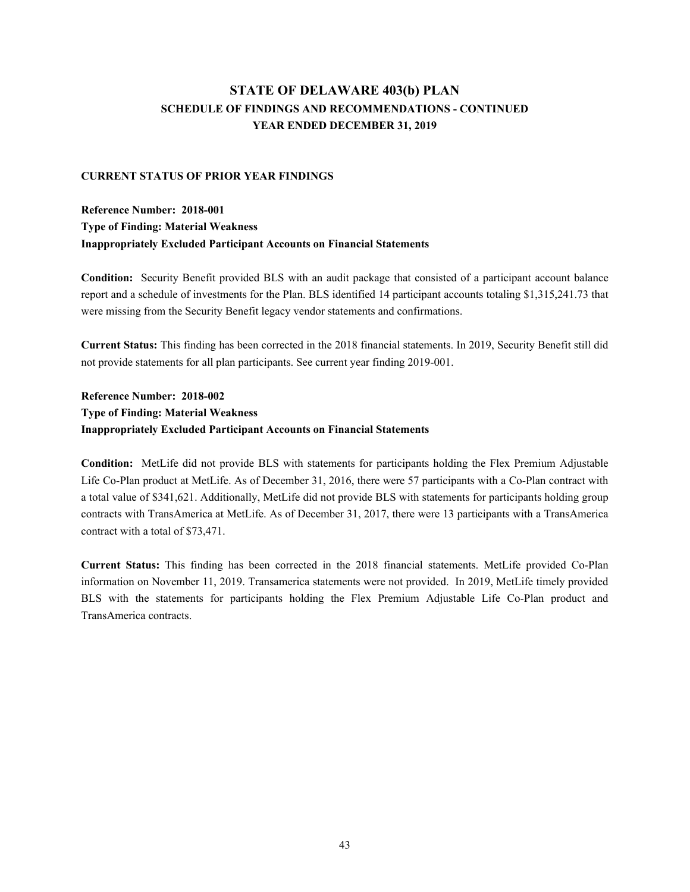# STATE OF DELAWARE 403(b) PLAN

## SCHEDULE OF FINDINGS AND RECOMMENDATIONS - CONTINUED

## YEAR ENDED DECEMBER 31, 2019

### CURRENT STATUS OF PRIOR YEAR FINDINGS

**Reference Number: 2018-001**
**Type of Finding: Material Weakness**
**Inappropriately Excluded Participant Accounts on Financial Statements**

**Condition:** Security Benefit provided BLS with an audit package that consisted of a participant account balance report and a schedule of investments for the Plan. BLS identified 14 participant accounts totaling $1,315,241.73 that were missing from the Security Benefit legacy vendor statements and confirmations.

**Current Status:** This finding has been corrected in the 2018 financial statements. In 2019, Security Benefit still did not provide statements for all plan participants. See current year finding 2019-001.

**Reference Number: 2018-002**
**Type of Finding: Material Weakness**
**Inappropriately Excluded Participant Accounts on Financial Statements**

**Condition:** MetLife did not provide BLS with statements for participants holding the Flex Premium Adjustable Life Co-Plan product at MetLife. As of December 31, 2016, there were 57 participants with a Co-Plan contract with a total value of $341,621. Additionally, MetLife did not provide BLS with statements for participants holding group contracts with TransAmerica at MetLife. As of December 31, 2017, there were 13 participants with a TransAmerica contract with a total of $73,471.

**Current Status:** This finding has been corrected in the 2018 financial statements. MetLife provided Co-Plan information on November 11, 2019. Transamerica statements were not provided. In 2019, MetLife timely provided BLS with the statements for participants holding the Flex Premium Adjustable Life Co-Plan product and TransAmerica contracts.